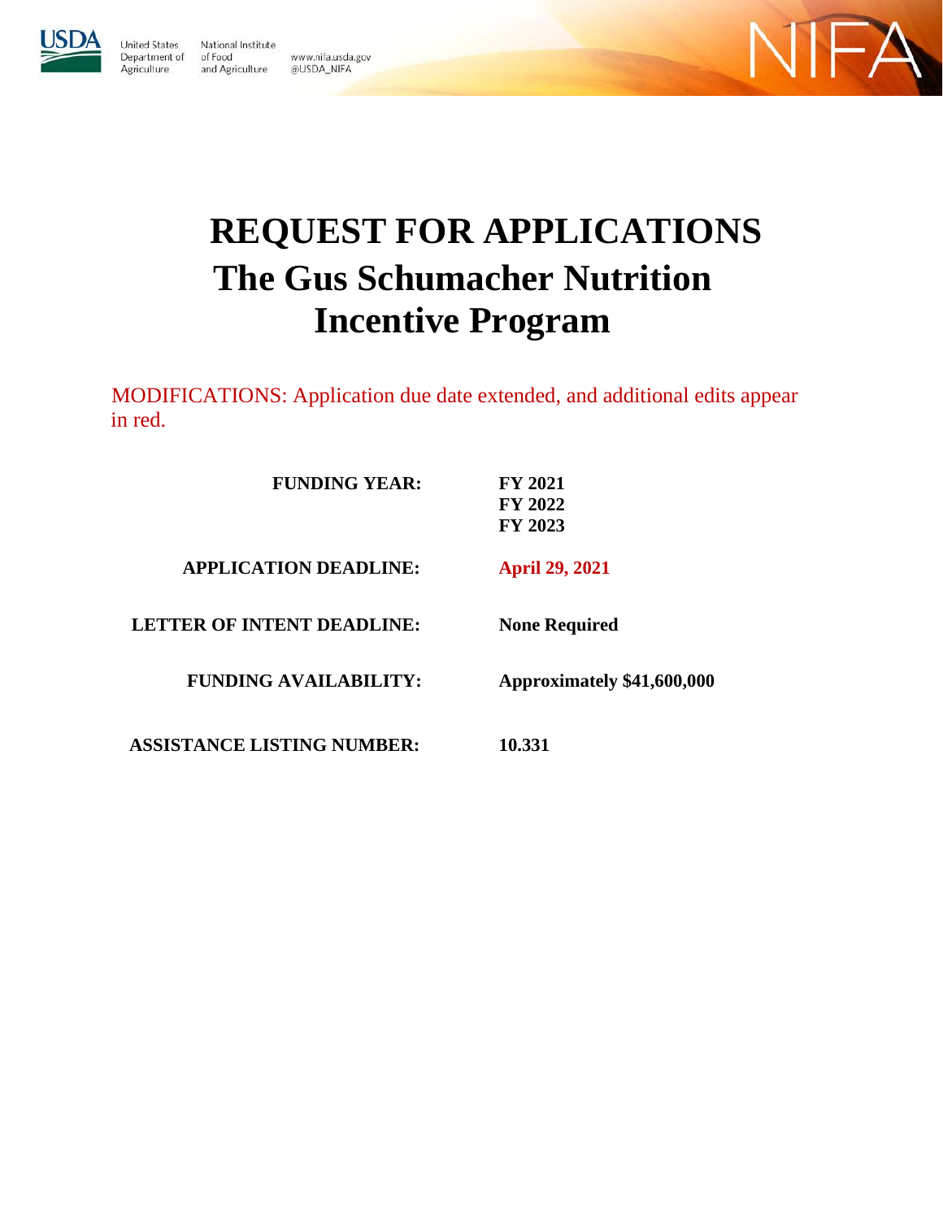United States Department of Agriculture · National Institute of Food and Agriculture · www.nifa.usda.gov · @USDA_NIFA

# REQUEST FOR APPLICATIONS
# The Gus Schumacher Nutrition Incentive Program

MODIFICATIONS: Application due date extended, and additional edits appear in red.

| | |
|---|---|
| **FUNDING YEAR:** | **FY 2021**<br>**FY 2022**<br>**FY 2023** |
| **APPLICATION DEADLINE:** | **April 29, 2021** |
| **LETTER OF INTENT DEADLINE:** | **None Required** |
| **FUNDING AVAILABILITY:** | **Approximately $41,600,000** |
| **ASSISTANCE LISTING NUMBER:** | **10.331** |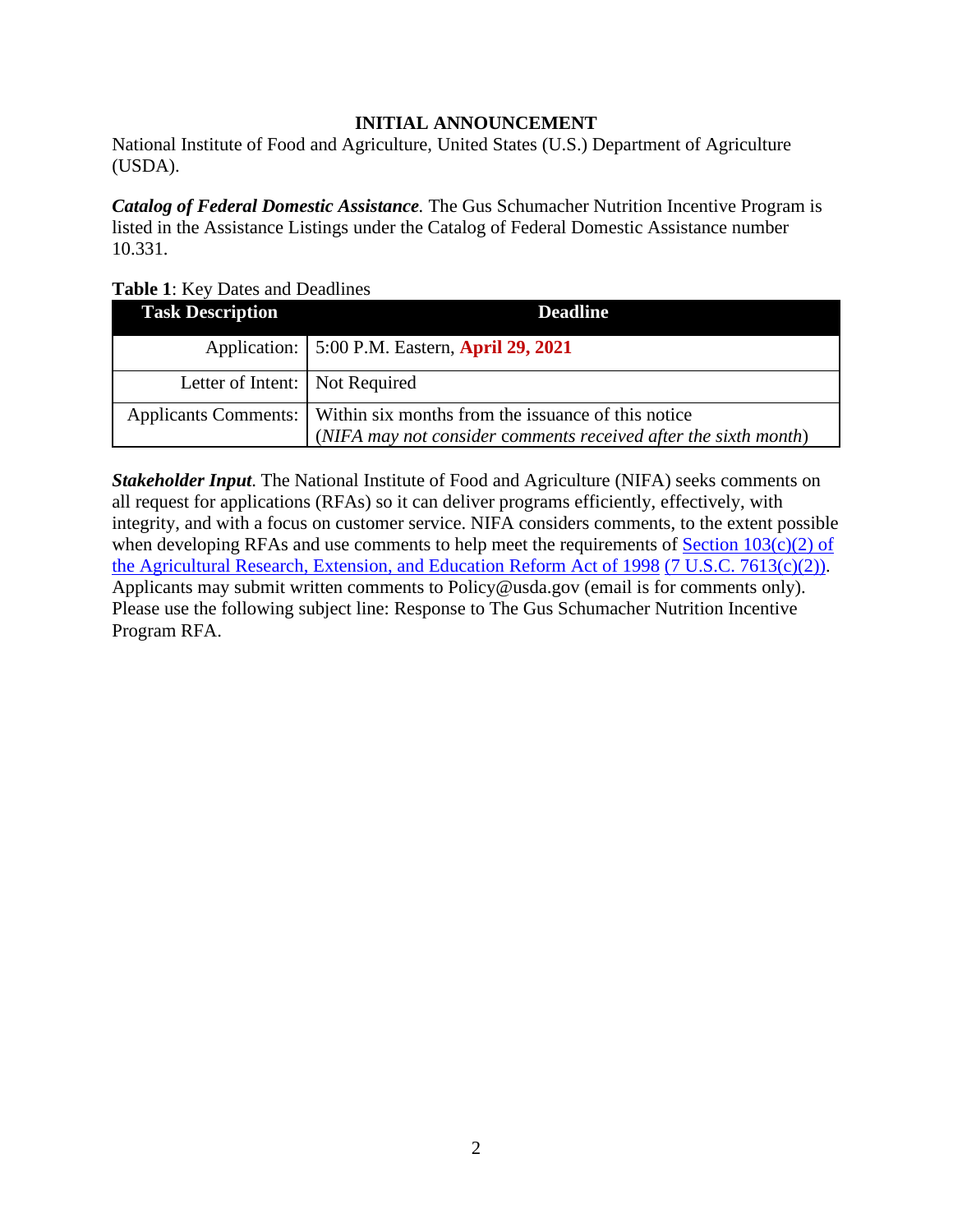# INITIAL ANNOUNCEMENT

National Institute of Food and Agriculture, United States (U.S.) Department of Agriculture (USDA).

***Catalog of Federal Domestic Assistance.*** The Gus Schumacher Nutrition Incentive Program is listed in the Assistance Listings under the Catalog of Federal Domestic Assistance number 10.331.

**Table 1**: Key Dates and Deadlines

| Task Description | Deadline |
|---|---|
| Application: | 5:00 P.M. Eastern, **April 29, 2021** |
| Letter of Intent: | Not Required |
| Applicants Comments: | Within six months from the issuance of this notice (*NIFA may not consider comments received after the sixth month*) |

***Stakeholder Input***. The National Institute of Food and Agriculture (NIFA) seeks comments on all request for applications (RFAs) so it can deliver programs efficiently, effectively, with integrity, and with a focus on customer service. NIFA considers comments, to the extent possible when developing RFAs and use comments to help meet the requirements of Section 103(c)(2) of the Agricultural Research, Extension, and Education Reform Act of 1998 (7 U.S.C. 7613(c)(2)). Applicants may submit written comments to Policy@usda.gov (email is for comments only). Please use the following subject line: Response to The Gus Schumacher Nutrition Incentive Program RFA.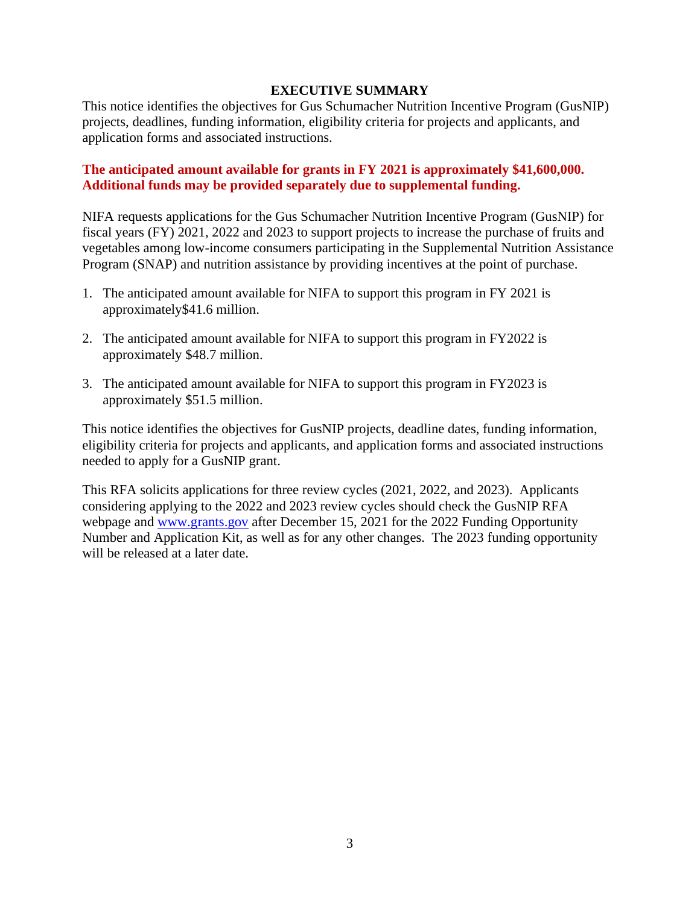# EXECUTIVE SUMMARY

This notice identifies the objectives for Gus Schumacher Nutrition Incentive Program (GusNIP) projects, deadlines, funding information, eligibility criteria for projects and applicants, and application forms and associated instructions.

**The anticipated amount available for grants in FY 2021 is approximately $41,600,000. Additional funds may be provided separately due to supplemental funding.**

NIFA requests applications for the Gus Schumacher Nutrition Incentive Program (GusNIP) for fiscal years (FY) 2021, 2022 and 2023 to support projects to increase the purchase of fruits and vegetables among low-income consumers participating in the Supplemental Nutrition Assistance Program (SNAP) and nutrition assistance by providing incentives at the point of purchase.

1. The anticipated amount available for NIFA to support this program in FY 2021 is approximately$41.6 million.
2. The anticipated amount available for NIFA to support this program in FY2022 is approximately $48.7 million.
3. The anticipated amount available for NIFA to support this program in FY2023 is approximately $51.5 million.

This notice identifies the objectives for GusNIP projects, deadline dates, funding information, eligibility criteria for projects and applicants, and application forms and associated instructions needed to apply for a GusNIP grant.

This RFA solicits applications for three review cycles (2021, 2022, and 2023). Applicants considering applying to the 2022 and 2023 review cycles should check the GusNIP RFA webpage and [www.grants.gov](http://www.grants.gov) after December 15, 2021 for the 2022 Funding Opportunity Number and Application Kit, as well as for any other changes. The 2023 funding opportunity will be released at a later date.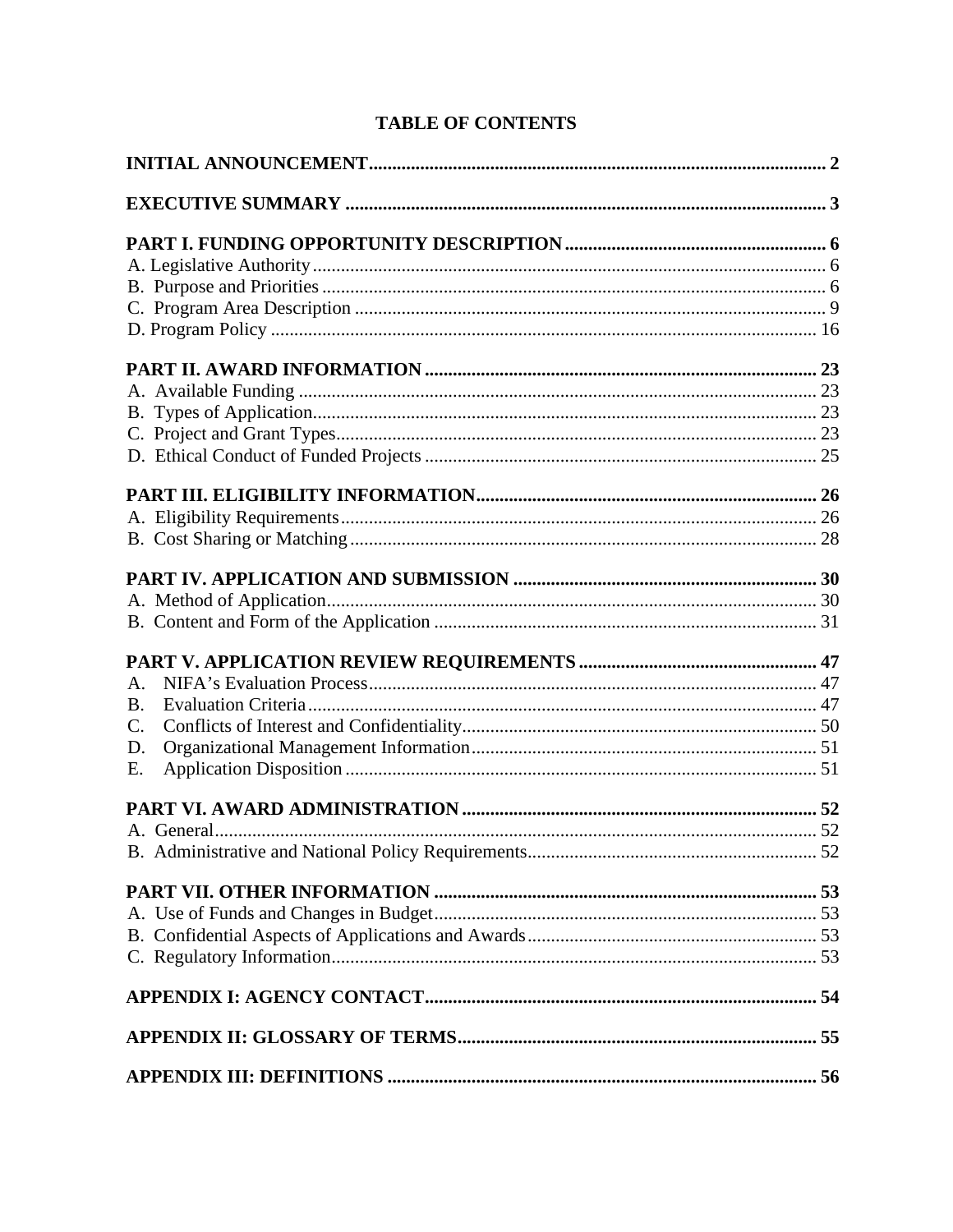# TABLE OF CONTENTS

**INITIAL ANNOUNCEMENT** ..... **2**

**EXECUTIVE SUMMARY** ..... **3**

**PART I. FUNDING OPPORTUNITY DESCRIPTION** ..... **6**
- A. Legislative Authority ..... 6
- B. Purpose and Priorities ..... 6
- C. Program Area Description ..... 9
- D. Program Policy ..... 16

**PART II. AWARD INFORMATION** ..... **23**
- A. Available Funding ..... 23
- B. Types of Application ..... 23
- C. Project and Grant Types ..... 23
- D. Ethical Conduct of Funded Projects ..... 25

**PART III. ELIGIBILITY INFORMATION** ..... **26**
- A. Eligibility Requirements ..... 26
- B. Cost Sharing or Matching ..... 28

**PART IV. APPLICATION AND SUBMISSION** ..... **30**
- A. Method of Application ..... 30
- B. Content and Form of the Application ..... 31

**PART V. APPLICATION REVIEW REQUIREMENTS** ..... **47**
- A. NIFA's Evaluation Process ..... 47
- B. Evaluation Criteria ..... 47
- C. Conflicts of Interest and Confidentiality ..... 50
- D. Organizational Management Information ..... 51
- E. Application Disposition ..... 51

**PART VI. AWARD ADMINISTRATION** ..... **52**
- A. General ..... 52
- B. Administrative and National Policy Requirements ..... 52

**PART VII. OTHER INFORMATION** ..... **53**
- A. Use of Funds and Changes in Budget ..... 53
- B. Confidential Aspects of Applications and Awards ..... 53
- C. Regulatory Information ..... 53

**APPENDIX I: AGENCY CONTACT** ..... **54**

**APPENDIX II: GLOSSARY OF TERMS** ..... **55**

**APPENDIX III: DEFINITIONS** ..... **56**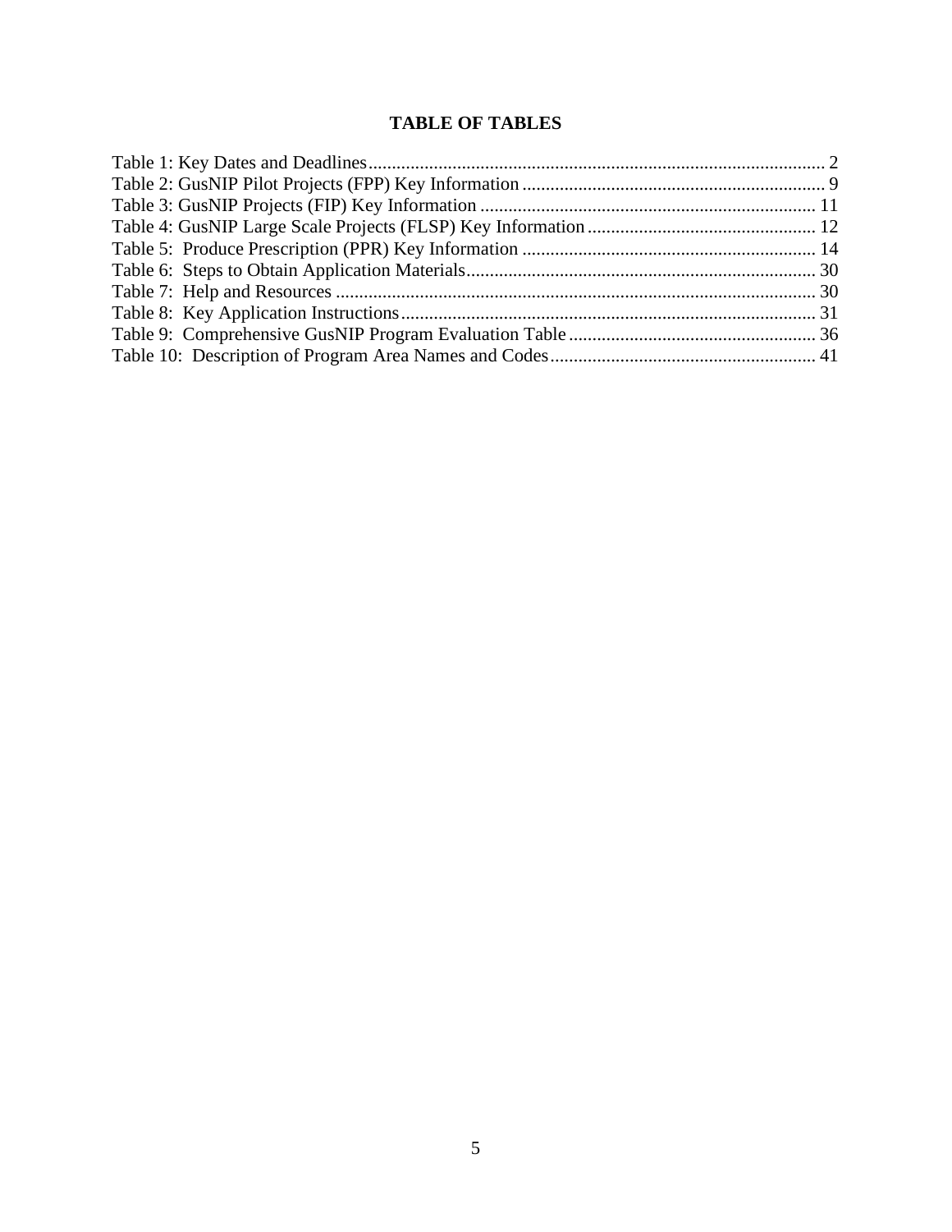## TABLE OF TABLES

Table 1: Key Dates and Deadlines .......... 2
Table 2: GusNIP Pilot Projects (FPP) Key Information .......... 9
Table 3: GusNIP Projects (FIP) Key Information .......... 11
Table 4: GusNIP Large Scale Projects (FLSP) Key Information .......... 12
Table 5: Produce Prescription (PPR) Key Information .......... 14
Table 6: Steps to Obtain Application Materials .......... 30
Table 7: Help and Resources .......... 30
Table 8: Key Application Instructions .......... 31
Table 9: Comprehensive GusNIP Program Evaluation Table .......... 36
Table 10: Description of Program Area Names and Codes .......... 41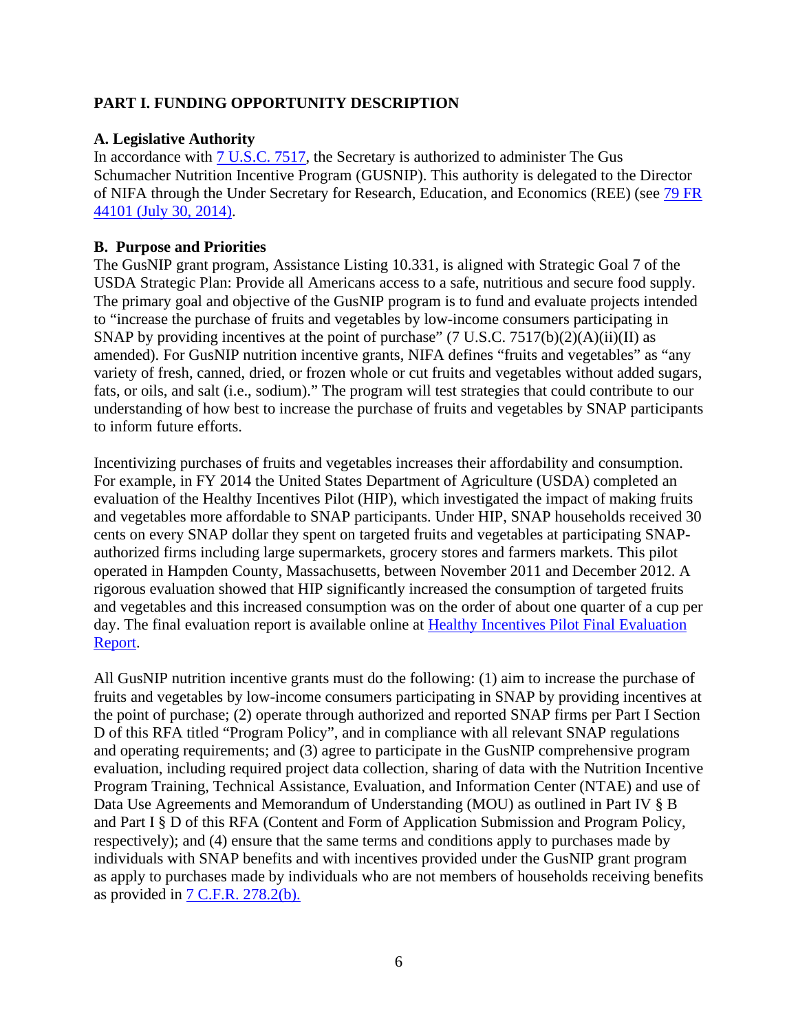## PART I. FUNDING OPPORTUNITY DESCRIPTION

### A. Legislative Authority

In accordance with 7 U.S.C. 7517, the Secretary is authorized to administer The Gus Schumacher Nutrition Incentive Program (GUSNIP). This authority is delegated to the Director of NIFA through the Under Secretary for Research, Education, and Economics (REE) (see 79 FR 44101 (July 30, 2014).

### B. Purpose and Priorities

The GusNIP grant program, Assistance Listing 10.331, is aligned with Strategic Goal 7 of the USDA Strategic Plan: Provide all Americans access to a safe, nutritious and secure food supply. The primary goal and objective of the GusNIP program is to fund and evaluate projects intended to "increase the purchase of fruits and vegetables by low-income consumers participating in SNAP by providing incentives at the point of purchase" (7 U.S.C. 7517(b)(2)(A)(ii)(II) as amended). For GusNIP nutrition incentive grants, NIFA defines "fruits and vegetables" as "any variety of fresh, canned, dried, or frozen whole or cut fruits and vegetables without added sugars, fats, or oils, and salt (i.e., sodium)." The program will test strategies that could contribute to our understanding of how best to increase the purchase of fruits and vegetables by SNAP participants to inform future efforts.

Incentivizing purchases of fruits and vegetables increases their affordability and consumption. For example, in FY 2014 the United States Department of Agriculture (USDA) completed an evaluation of the Healthy Incentives Pilot (HIP), which investigated the impact of making fruits and vegetables more affordable to SNAP participants. Under HIP, SNAP households received 30 cents on every SNAP dollar they spent on targeted fruits and vegetables at participating SNAP-authorized firms including large supermarkets, grocery stores and farmers markets. This pilot operated in Hampden County, Massachusetts, between November 2011 and December 2012. A rigorous evaluation showed that HIP significantly increased the consumption of targeted fruits and vegetables and this increased consumption was on the order of about one quarter of a cup per day. The final evaluation report is available online at Healthy Incentives Pilot Final Evaluation Report.

All GusNIP nutrition incentive grants must do the following: (1) aim to increase the purchase of fruits and vegetables by low-income consumers participating in SNAP by providing incentives at the point of purchase; (2) operate through authorized and reported SNAP firms per Part I Section D of this RFA titled "Program Policy", and in compliance with all relevant SNAP regulations and operating requirements; and (3) agree to participate in the GusNIP comprehensive program evaluation, including required project data collection, sharing of data with the Nutrition Incentive Program Training, Technical Assistance, Evaluation, and Information Center (NTAE) and use of Data Use Agreements and Memorandum of Understanding (MOU) as outlined in Part IV § B and Part I § D of this RFA (Content and Form of Application Submission and Program Policy, respectively); and (4) ensure that the same terms and conditions apply to purchases made by individuals with SNAP benefits and with incentives provided under the GusNIP grant program as apply to purchases made by individuals who are not members of households receiving benefits as provided in 7 C.F.R. 278.2(b).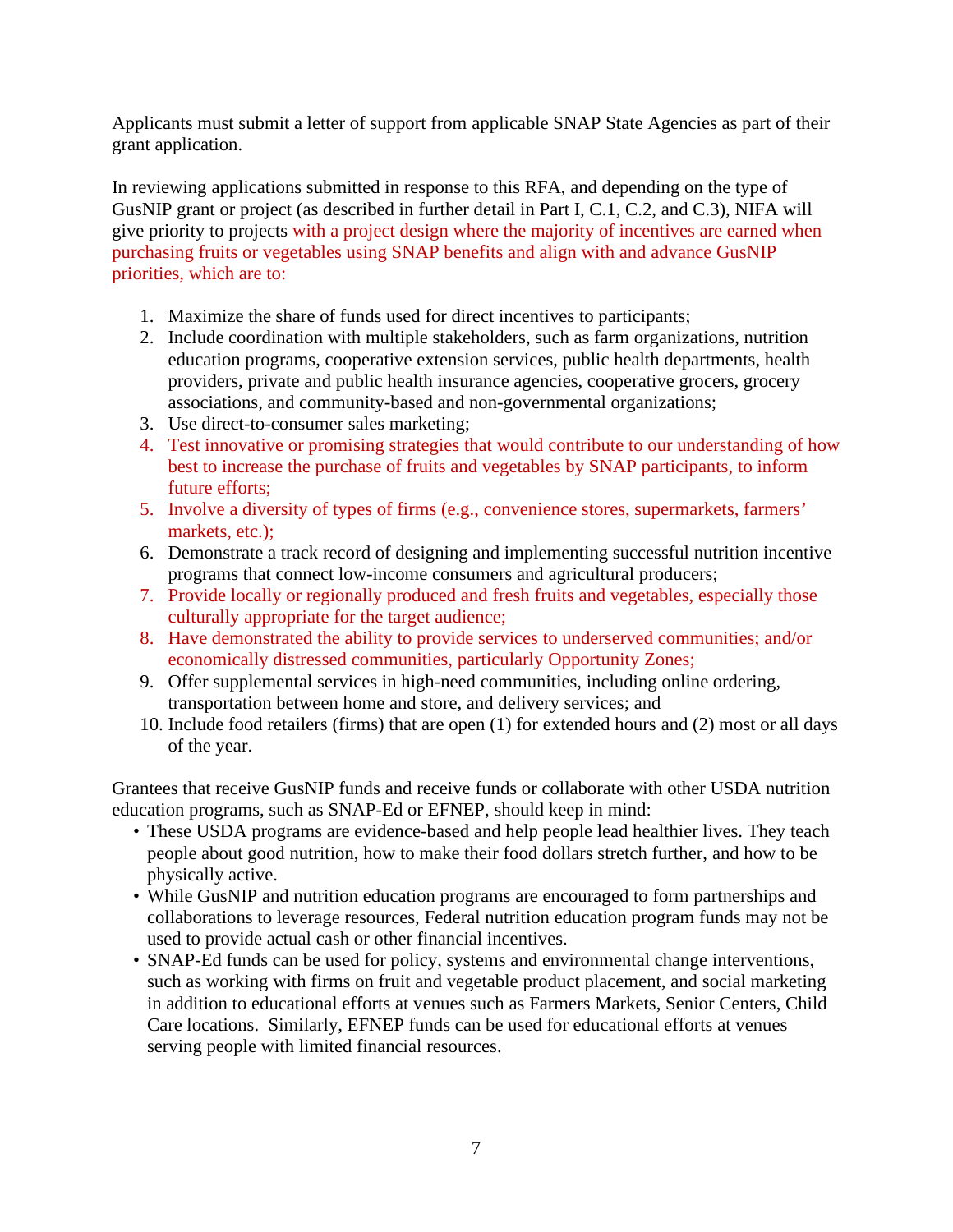Applicants must submit a letter of support from applicable SNAP State Agencies as part of their grant application.

In reviewing applications submitted in response to this RFA, and depending on the type of GusNIP grant or project (as described in further detail in Part I, C.1, C.2, and C.3), NIFA will give priority to projects with a project design where the majority of incentives are earned when purchasing fruits or vegetables using SNAP benefits and align with and advance GusNIP priorities, which are to:

1. Maximize the share of funds used for direct incentives to participants;
2. Include coordination with multiple stakeholders, such as farm organizations, nutrition education programs, cooperative extension services, public health departments, health providers, private and public health insurance agencies, cooperative grocers, grocery associations, and community-based and non-governmental organizations;
3. Use direct-to-consumer sales marketing;
4. Test innovative or promising strategies that would contribute to our understanding of how best to increase the purchase of fruits and vegetables by SNAP participants, to inform future efforts;
5. Involve a diversity of types of firms (e.g., convenience stores, supermarkets, farmers' markets, etc.);
6. Demonstrate a track record of designing and implementing successful nutrition incentive programs that connect low-income consumers and agricultural producers;
7. Provide locally or regionally produced and fresh fruits and vegetables, especially those culturally appropriate for the target audience;
8. Have demonstrated the ability to provide services to underserved communities; and/or economically distressed communities, particularly Opportunity Zones;
9. Offer supplemental services in high-need communities, including online ordering, transportation between home and store, and delivery services; and
10. Include food retailers (firms) that are open (1) for extended hours and (2) most or all days of the year.

Grantees that receive GusNIP funds and receive funds or collaborate with other USDA nutrition education programs, such as SNAP-Ed or EFNEP, should keep in mind:

- These USDA programs are evidence-based and help people lead healthier lives. They teach people about good nutrition, how to make their food dollars stretch further, and how to be physically active.
- While GusNIP and nutrition education programs are encouraged to form partnerships and collaborations to leverage resources, Federal nutrition education program funds may not be used to provide actual cash or other financial incentives.
- SNAP-Ed funds can be used for policy, systems and environmental change interventions, such as working with firms on fruit and vegetable product placement, and social marketing in addition to educational efforts at venues such as Farmers Markets, Senior Centers, Child Care locations. Similarly, EFNEP funds can be used for educational efforts at venues serving people with limited financial resources.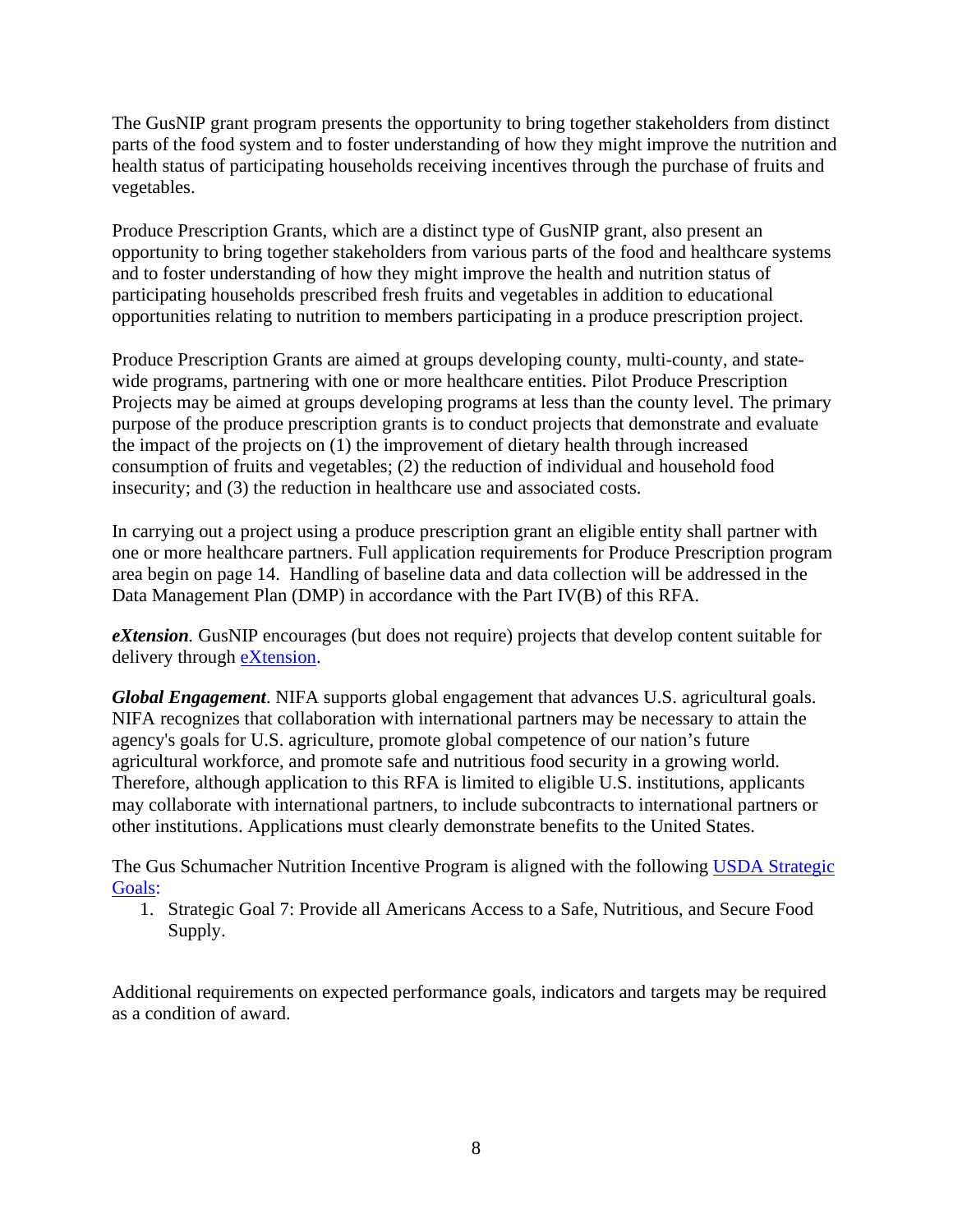The GusNIP grant program presents the opportunity to bring together stakeholders from distinct parts of the food system and to foster understanding of how they might improve the nutrition and health status of participating households receiving incentives through the purchase of fruits and vegetables.

Produce Prescription Grants, which are a distinct type of GusNIP grant, also present an opportunity to bring together stakeholders from various parts of the food and healthcare systems and to foster understanding of how they might improve the health and nutrition status of participating households prescribed fresh fruits and vegetables in addition to educational opportunities relating to nutrition to members participating in a produce prescription project.

Produce Prescription Grants are aimed at groups developing county, multi-county, and state-wide programs, partnering with one or more healthcare entities. Pilot Produce Prescription Projects may be aimed at groups developing programs at less than the county level. The primary purpose of the produce prescription grants is to conduct projects that demonstrate and evaluate the impact of the projects on (1) the improvement of dietary health through increased consumption of fruits and vegetables; (2) the reduction of individual and household food insecurity; and (3) the reduction in healthcare use and associated costs.

In carrying out a project using a produce prescription grant an eligible entity shall partner with one or more healthcare partners. Full application requirements for Produce Prescription program area begin on page 14. Handling of baseline data and data collection will be addressed in the Data Management Plan (DMP) in accordance with the Part IV(B) of this RFA.

***eXtension**.* GusNIP encourages (but does not require) projects that develop content suitable for delivery through [eXtension](eXtension).

***Global Engagement***. NIFA supports global engagement that advances U.S. agricultural goals. NIFA recognizes that collaboration with international partners may be necessary to attain the agency's goals for U.S. agriculture, promote global competence of our nation's future agricultural workforce, and promote safe and nutritious food security in a growing world. Therefore, although application to this RFA is limited to eligible U.S. institutions, applicants may collaborate with international partners, to include subcontracts to international partners or other institutions. Applications must clearly demonstrate benefits to the United States.

The Gus Schumacher Nutrition Incentive Program is aligned with the following [USDA Strategic Goals](USDA Strategic Goals):

1. Strategic Goal 7: Provide all Americans Access to a Safe, Nutritious, and Secure Food Supply.

Additional requirements on expected performance goals, indicators and targets may be required as a condition of award.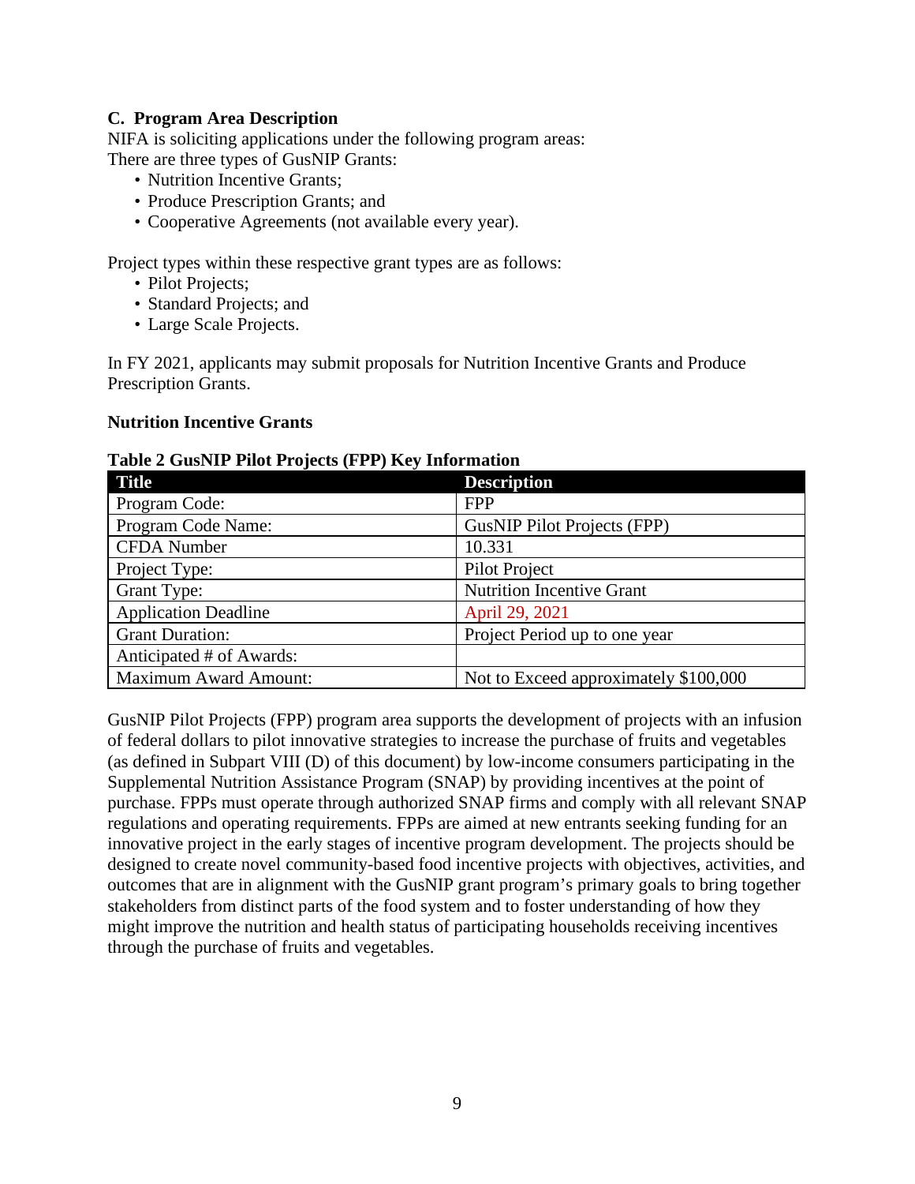### C. Program Area Description

NIFA is soliciting applications under the following program areas:
There are three types of GusNIP Grants:

- Nutrition Incentive Grants;
- Produce Prescription Grants; and
- Cooperative Agreements (not available every year).

Project types within these respective grant types are as follows:

- Pilot Projects;
- Standard Projects; and
- Large Scale Projects.

In FY 2021, applicants may submit proposals for Nutrition Incentive Grants and Produce Prescription Grants.

**Nutrition Incentive Grants**

**Table 2 GusNIP Pilot Projects (FPP) Key Information**

| Title | Description |
|---|---|
| Program Code: | FPP |
| Program Code Name: | GusNIP Pilot Projects (FPP) |
| CFDA Number | 10.331 |
| Project Type: | Pilot Project |
| Grant Type: | Nutrition Incentive Grant |
| Application Deadline | April 29, 2021 |
| Grant Duration: | Project Period up to one year |
| Anticipated # of Awards: | |
| Maximum Award Amount: | Not to Exceed approximately $100,000 |

GusNIP Pilot Projects (FPP) program area supports the development of projects with an infusion of federal dollars to pilot innovative strategies to increase the purchase of fruits and vegetables (as defined in Subpart VIII (D) of this document) by low-income consumers participating in the Supplemental Nutrition Assistance Program (SNAP) by providing incentives at the point of purchase. FPPs must operate through authorized SNAP firms and comply with all relevant SNAP regulations and operating requirements. FPPs are aimed at new entrants seeking funding for an innovative project in the early stages of incentive program development. The projects should be designed to create novel community-based food incentive projects with objectives, activities, and outcomes that are in alignment with the GusNIP grant program's primary goals to bring together stakeholders from distinct parts of the food system and to foster understanding of how they might improve the nutrition and health status of participating households receiving incentives through the purchase of fruits and vegetables.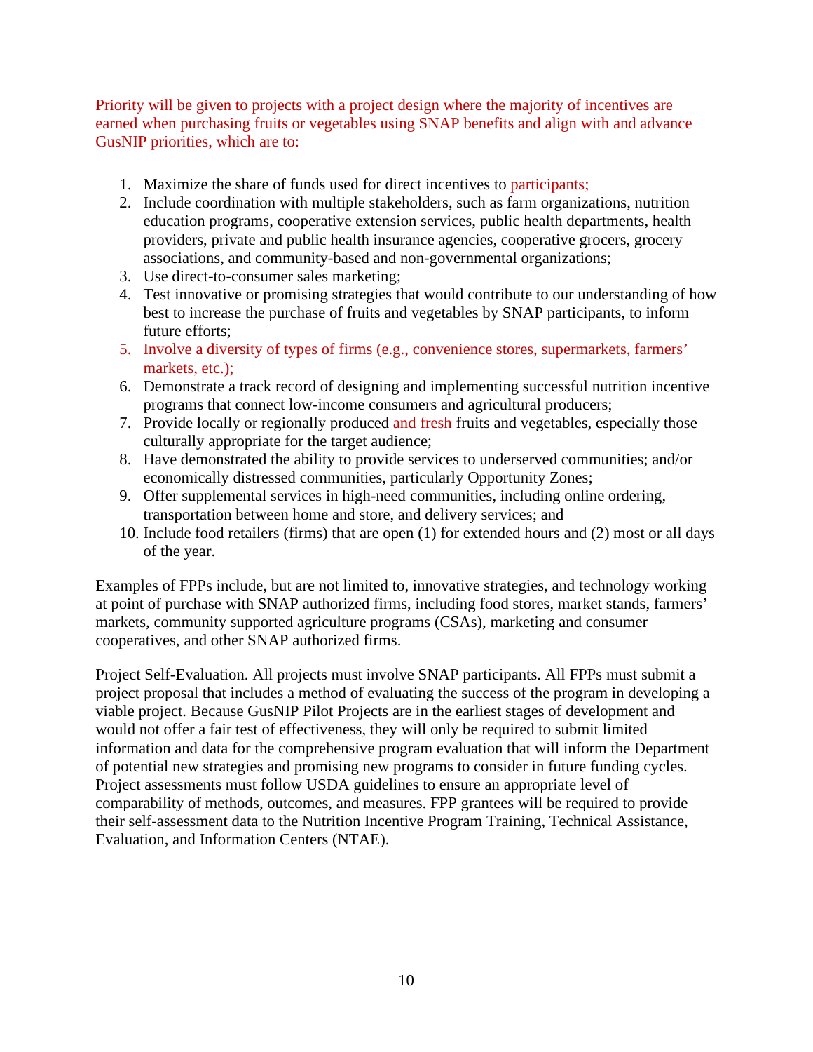Priority will be given to projects with a project design where the majority of incentives are earned when purchasing fruits or vegetables using SNAP benefits and align with and advance GusNIP priorities, which are to:

1. Maximize the share of funds used for direct incentives to participants;
2. Include coordination with multiple stakeholders, such as farm organizations, nutrition education programs, cooperative extension services, public health departments, health providers, private and public health insurance agencies, cooperative grocers, grocery associations, and community-based and non-governmental organizations;
3. Use direct-to-consumer sales marketing;
4. Test innovative or promising strategies that would contribute to our understanding of how best to increase the purchase of fruits and vegetables by SNAP participants, to inform future efforts;
5. Involve a diversity of types of firms (e.g., convenience stores, supermarkets, farmers' markets, etc.);
6. Demonstrate a track record of designing and implementing successful nutrition incentive programs that connect low-income consumers and agricultural producers;
7. Provide locally or regionally produced and fresh fruits and vegetables, especially those culturally appropriate for the target audience;
8. Have demonstrated the ability to provide services to underserved communities; and/or economically distressed communities, particularly Opportunity Zones;
9. Offer supplemental services in high-need communities, including online ordering, transportation between home and store, and delivery services; and
10. Include food retailers (firms) that are open (1) for extended hours and (2) most or all days of the year.

Examples of FPPs include, but are not limited to, innovative strategies, and technology working at point of purchase with SNAP authorized firms, including food stores, market stands, farmers' markets, community supported agriculture programs (CSAs), marketing and consumer cooperatives, and other SNAP authorized firms.

Project Self-Evaluation. All projects must involve SNAP participants. All FPPs must submit a project proposal that includes a method of evaluating the success of the program in developing a viable project. Because GusNIP Pilot Projects are in the earliest stages of development and would not offer a fair test of effectiveness, they will only be required to submit limited information and data for the comprehensive program evaluation that will inform the Department of potential new strategies and promising new programs to consider in future funding cycles. Project assessments must follow USDA guidelines to ensure an appropriate level of comparability of methods, outcomes, and measures. FPP grantees will be required to provide their self-assessment data to the Nutrition Incentive Program Training, Technical Assistance, Evaluation, and Information Centers (NTAE).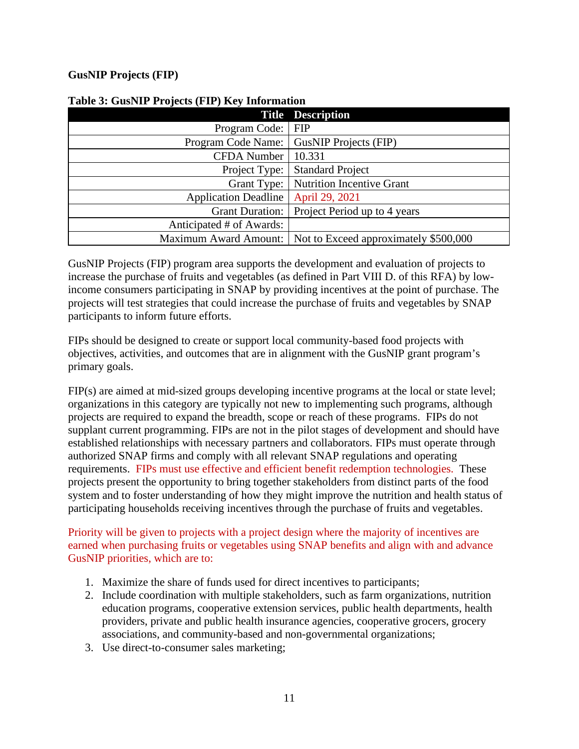**GusNIP Projects (FIP)**

**Table 3: GusNIP Projects (FIP) Key Information**

| Title | Description |
|---:|---|
| Program Code: | FIP |
| Program Code Name: | GusNIP Projects (FIP) |
| CFDA Number | 10.331 |
| Project Type: | Standard Project |
| Grant Type: | Nutrition Incentive Grant |
| Application Deadline | April 29, 2021 |
| Grant Duration: | Project Period up to 4 years |
| Anticipated # of Awards: | |
| Maximum Award Amount: | Not to Exceed approximately $500,000 |

GusNIP Projects (FIP) program area supports the development and evaluation of projects to increase the purchase of fruits and vegetables (as defined in Part VIII D. of this RFA) by low-income consumers participating in SNAP by providing incentives at the point of purchase. The projects will test strategies that could increase the purchase of fruits and vegetables by SNAP participants to inform future efforts.

FIPs should be designed to create or support local community-based food projects with objectives, activities, and outcomes that are in alignment with the GusNIP grant program's primary goals.

FIP(s) are aimed at mid-sized groups developing incentive programs at the local or state level; organizations in this category are typically not new to implementing such programs, although projects are required to expand the breadth, scope or reach of these programs. FIPs do not supplant current programming. FIPs are not in the pilot stages of development and should have established relationships with necessary partners and collaborators. FIPs must operate through authorized SNAP firms and comply with all relevant SNAP regulations and operating requirements. FIPs must use effective and efficient benefit redemption technologies. These projects present the opportunity to bring together stakeholders from distinct parts of the food system and to foster understanding of how they might improve the nutrition and health status of participating households receiving incentives through the purchase of fruits and vegetables.

Priority will be given to projects with a project design where the majority of incentives are earned when purchasing fruits or vegetables using SNAP benefits and align with and advance GusNIP priorities, which are to:

1. Maximize the share of funds used for direct incentives to participants;
2. Include coordination with multiple stakeholders, such as farm organizations, nutrition education programs, cooperative extension services, public health departments, health providers, private and public health insurance agencies, cooperative grocers, grocery associations, and community-based and non-governmental organizations;
3. Use direct-to-consumer sales marketing;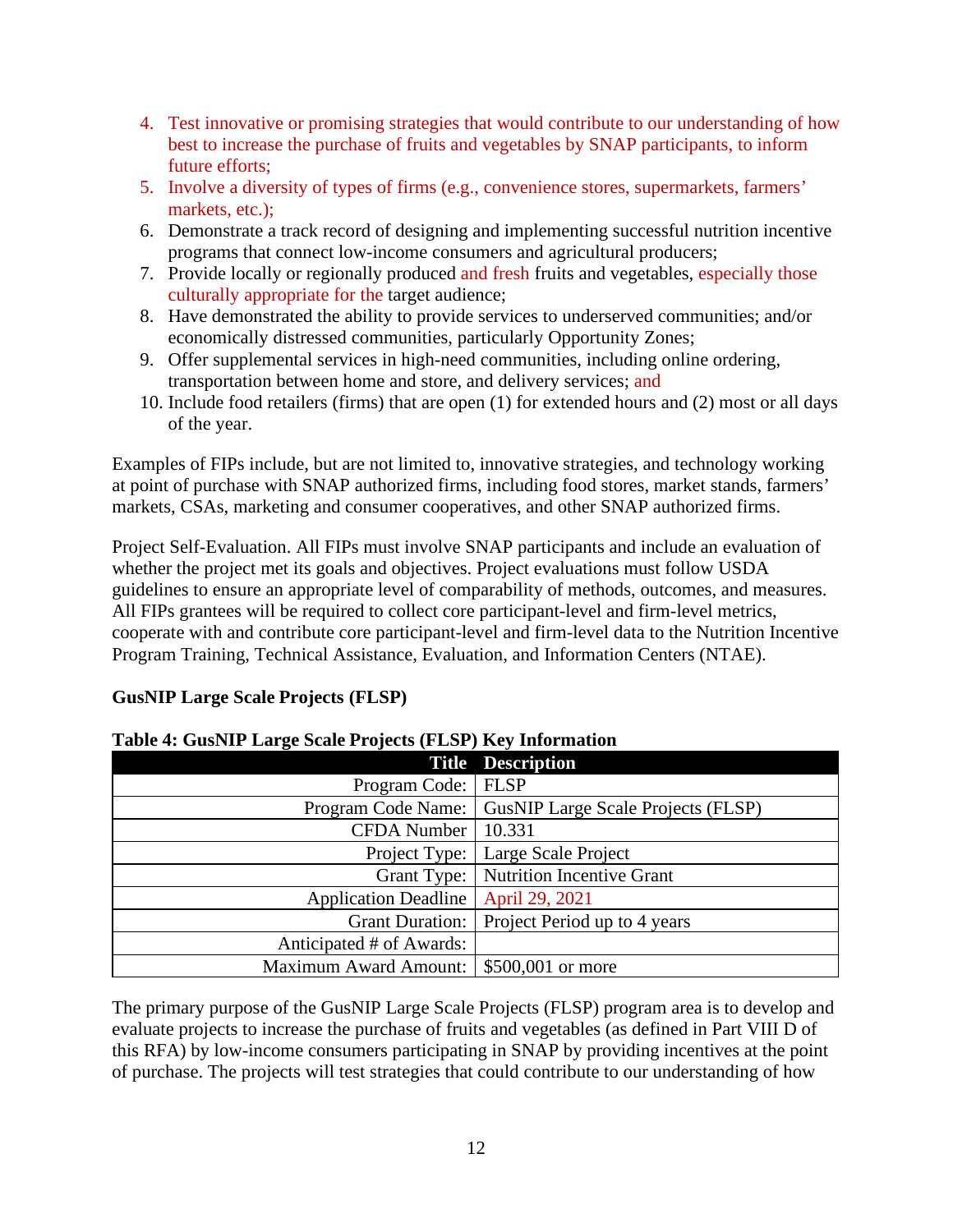4. Test innovative or promising strategies that would contribute to our understanding of how best to increase the purchase of fruits and vegetables by SNAP participants, to inform future efforts;
5. Involve a diversity of types of firms (e.g., convenience stores, supermarkets, farmers' markets, etc.);
6. Demonstrate a track record of designing and implementing successful nutrition incentive programs that connect low-income consumers and agricultural producers;
7. Provide locally or regionally produced and fresh fruits and vegetables, especially those culturally appropriate for the target audience;
8. Have demonstrated the ability to provide services to underserved communities; and/or economically distressed communities, particularly Opportunity Zones;
9. Offer supplemental services in high-need communities, including online ordering, transportation between home and store, and delivery services; and
10. Include food retailers (firms) that are open (1) for extended hours and (2) most or all days of the year.

Examples of FIPs include, but are not limited to, innovative strategies, and technology working at point of purchase with SNAP authorized firms, including food stores, market stands, farmers' markets, CSAs, marketing and consumer cooperatives, and other SNAP authorized firms.

Project Self-Evaluation. All FIPs must involve SNAP participants and include an evaluation of whether the project met its goals and objectives. Project evaluations must follow USDA guidelines to ensure an appropriate level of comparability of methods, outcomes, and measures. All FIPs grantees will be required to collect core participant-level and firm-level metrics, cooperate with and contribute core participant-level and firm-level data to the Nutrition Incentive Program Training, Technical Assistance, Evaluation, and Information Centers (NTAE).

**GusNIP Large Scale Projects (FLSP)**

**Table 4: GusNIP Large Scale Projects (FLSP) Key Information**

| Title | Description |
|---:|---|
| Program Code: | FLSP |
| Program Code Name: | GusNIP Large Scale Projects (FLSP) |
| CFDA Number | 10.331 |
| Project Type: | Large Scale Project |
| Grant Type: | Nutrition Incentive Grant |
| Application Deadline | April 29, 2021 |
| Grant Duration: | Project Period up to 4 years |
| Anticipated # of Awards: | |
| Maximum Award Amount: | $500,001 or more |

The primary purpose of the GusNIP Large Scale Projects (FLSP) program area is to develop and evaluate projects to increase the purchase of fruits and vegetables (as defined in Part VIII D of this RFA) by low-income consumers participating in SNAP by providing incentives at the point of purchase. The projects will test strategies that could contribute to our understanding of how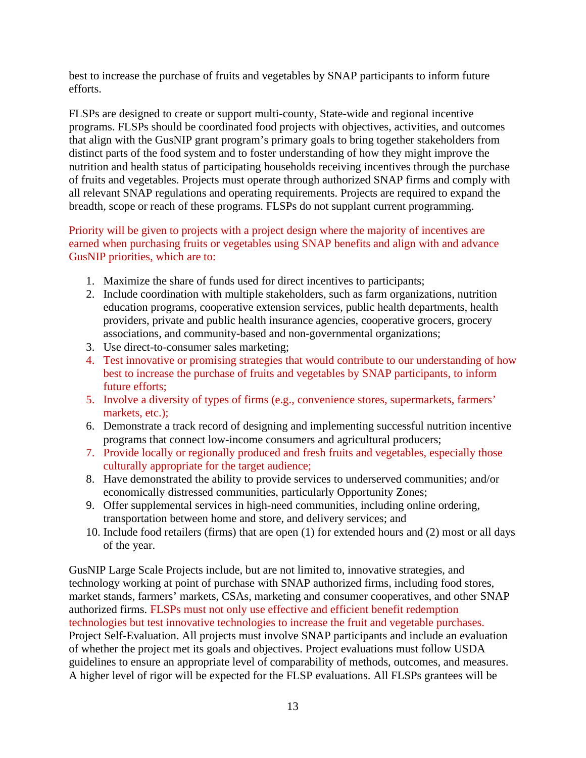best to increase the purchase of fruits and vegetables by SNAP participants to inform future efforts.

FLSPs are designed to create or support multi-county, State-wide and regional incentive programs. FLSPs should be coordinated food projects with objectives, activities, and outcomes that align with the GusNIP grant program's primary goals to bring together stakeholders from distinct parts of the food system and to foster understanding of how they might improve the nutrition and health status of participating households receiving incentives through the purchase of fruits and vegetables. Projects must operate through authorized SNAP firms and comply with all relevant SNAP regulations and operating requirements. Projects are required to expand the breadth, scope or reach of these programs. FLSPs do not supplant current programming.

Priority will be given to projects with a project design where the majority of incentives are earned when purchasing fruits or vegetables using SNAP benefits and align with and advance GusNIP priorities, which are to:

1. Maximize the share of funds used for direct incentives to participants;
2. Include coordination with multiple stakeholders, such as farm organizations, nutrition education programs, cooperative extension services, public health departments, health providers, private and public health insurance agencies, cooperative grocers, grocery associations, and community-based and non-governmental organizations;
3. Use direct-to-consumer sales marketing;
4. Test innovative or promising strategies that would contribute to our understanding of how best to increase the purchase of fruits and vegetables by SNAP participants, to inform future efforts;
5. Involve a diversity of types of firms (e.g., convenience stores, supermarkets, farmers' markets, etc.);
6. Demonstrate a track record of designing and implementing successful nutrition incentive programs that connect low-income consumers and agricultural producers;
7. Provide locally or regionally produced and fresh fruits and vegetables, especially those culturally appropriate for the target audience;
8. Have demonstrated the ability to provide services to underserved communities; and/or economically distressed communities, particularly Opportunity Zones;
9. Offer supplemental services in high-need communities, including online ordering, transportation between home and store, and delivery services; and
10. Include food retailers (firms) that are open (1) for extended hours and (2) most or all days of the year.

GusNIP Large Scale Projects include, but are not limited to, innovative strategies, and technology working at point of purchase with SNAP authorized firms, including food stores, market stands, farmers' markets, CSAs, marketing and consumer cooperatives, and other SNAP authorized firms. FLSPs must not only use effective and efficient benefit redemption technologies but test innovative technologies to increase the fruit and vegetable purchases. Project Self-Evaluation. All projects must involve SNAP participants and include an evaluation of whether the project met its goals and objectives. Project evaluations must follow USDA guidelines to ensure an appropriate level of comparability of methods, outcomes, and measures. A higher level of rigor will be expected for the FLSP evaluations. All FLSPs grantees will be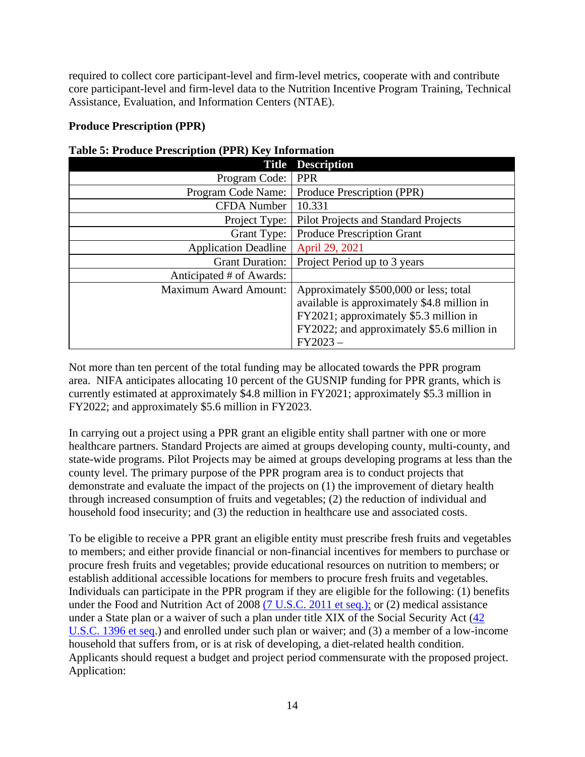required to collect core participant-level and firm-level metrics, cooperate with and contribute core participant-level and firm-level data to the Nutrition Incentive Program Training, Technical Assistance, Evaluation, and Information Centers (NTAE).

**Produce Prescription (PPR)**

**Table 5: Produce Prescription (PPR) Key Information**

| Title | Description |
|---:|---|
| Program Code: | PPR |
| Program Code Name: | Produce Prescription (PPR) |
| CFDA Number | 10.331 |
| Project Type: | Pilot Projects and Standard Projects |
| Grant Type: | Produce Prescription Grant |
| Application Deadline | April 29, 2021 |
| Grant Duration: | Project Period up to 3 years |
| Anticipated # of Awards: | |
| Maximum Award Amount: | Approximately $500,000 or less; total available is approximately $4.8 million in FY2021; approximately $5.3 million in FY2022; and approximately $5.6 million in FY2023 – |

Not more than ten percent of the total funding may be allocated towards the PPR program area. NIFA anticipates allocating 10 percent of the GUSNIP funding for PPR grants, which is currently estimated at approximately $4.8 million in FY2021; approximately $5.3 million in FY2022; and approximately $5.6 million in FY2023.

In carrying out a project using a PPR grant an eligible entity shall partner with one or more healthcare partners. Standard Projects are aimed at groups developing county, multi-county, and state-wide programs. Pilot Projects may be aimed at groups developing programs at less than the county level. The primary purpose of the PPR program area is to conduct projects that demonstrate and evaluate the impact of the projects on (1) the improvement of dietary health through increased consumption of fruits and vegetables; (2) the reduction of individual and household food insecurity; and (3) the reduction in healthcare use and associated costs.

To be eligible to receive a PPR grant an eligible entity must prescribe fresh fruits and vegetables to members; and either provide financial or non-financial incentives for members to purchase or procure fresh fruits and vegetables; provide educational resources on nutrition to members; or establish additional accessible locations for members to procure fresh fruits and vegetables. Individuals can participate in the PPR program if they are eligible for the following: (1) benefits under the Food and Nutrition Act of 2008 [(7 U.S.C. 2011 et seq.);] or (2) medical assistance under a State plan or a waiver of such a plan under title XIX of the Social Security Act ([42 U.S.C. 1396 et seq].) and enrolled under such plan or waiver; and (3) a member of a low-income household that suffers from, or is at risk of developing, a diet-related health condition. Applicants should request a budget and project period commensurate with the proposed project. Application: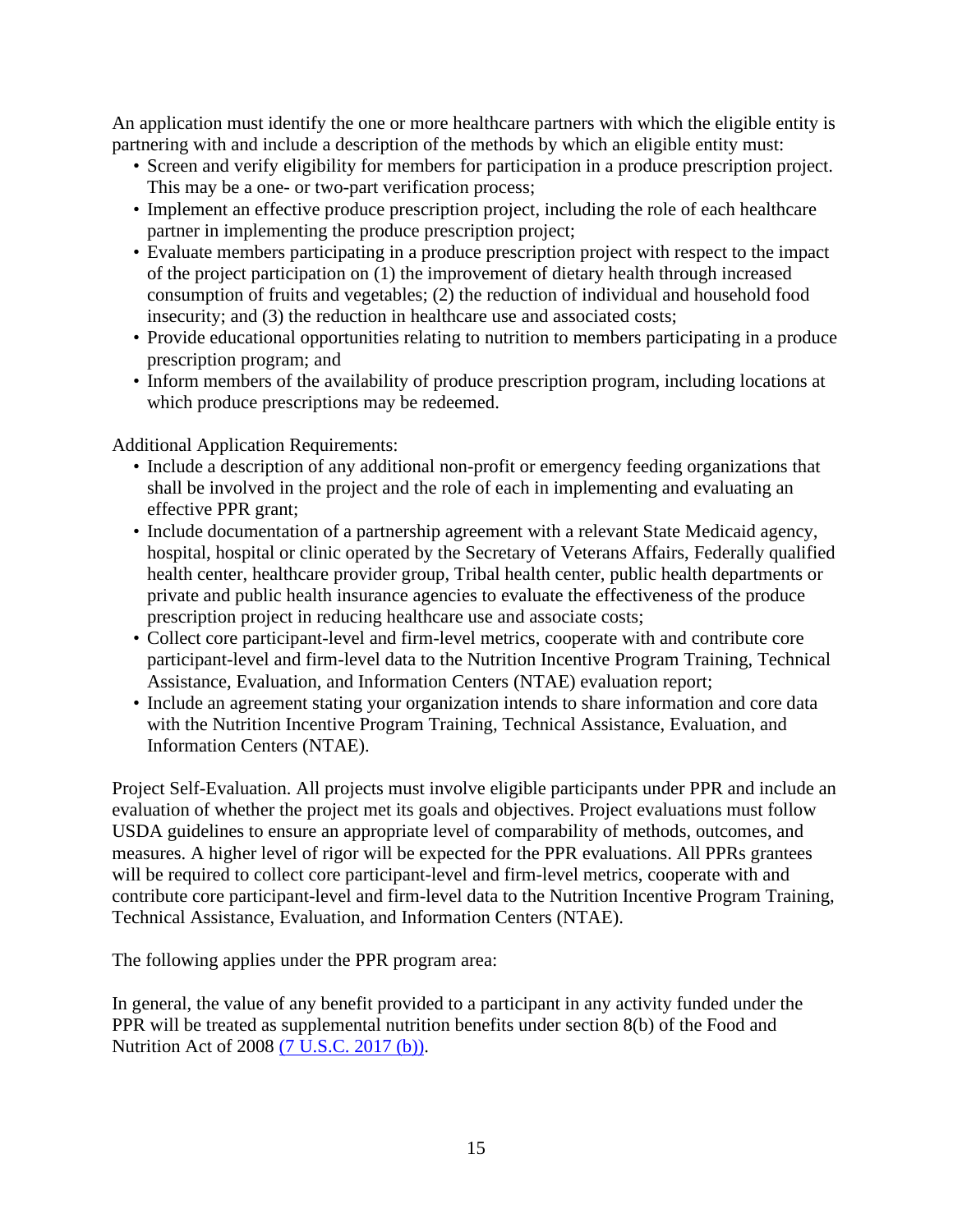An application must identify the one or more healthcare partners with which the eligible entity is partnering with and include a description of the methods by which an eligible entity must:

- Screen and verify eligibility for members for participation in a produce prescription project. This may be a one- or two-part verification process;
- Implement an effective produce prescription project, including the role of each healthcare partner in implementing the produce prescription project;
- Evaluate members participating in a produce prescription project with respect to the impact of the project participation on (1) the improvement of dietary health through increased consumption of fruits and vegetables; (2) the reduction of individual and household food insecurity; and (3) the reduction in healthcare use and associated costs;
- Provide educational opportunities relating to nutrition to members participating in a produce prescription program; and
- Inform members of the availability of produce prescription program, including locations at which produce prescriptions may be redeemed.

Additional Application Requirements:

- Include a description of any additional non-profit or emergency feeding organizations that shall be involved in the project and the role of each in implementing and evaluating an effective PPR grant;
- Include documentation of a partnership agreement with a relevant State Medicaid agency, hospital, hospital or clinic operated by the Secretary of Veterans Affairs, Federally qualified health center, healthcare provider group, Tribal health center, public health departments or private and public health insurance agencies to evaluate the effectiveness of the produce prescription project in reducing healthcare use and associate costs;
- Collect core participant-level and firm-level metrics, cooperate with and contribute core participant-level and firm-level data to the Nutrition Incentive Program Training, Technical Assistance, Evaluation, and Information Centers (NTAE) evaluation report;
- Include an agreement stating your organization intends to share information and core data with the Nutrition Incentive Program Training, Technical Assistance, Evaluation, and Information Centers (NTAE).

Project Self-Evaluation. All projects must involve eligible participants under PPR and include an evaluation of whether the project met its goals and objectives. Project evaluations must follow USDA guidelines to ensure an appropriate level of comparability of methods, outcomes, and measures. A higher level of rigor will be expected for the PPR evaluations. All PPRs grantees will be required to collect core participant-level and firm-level metrics, cooperate with and contribute core participant-level and firm-level data to the Nutrition Incentive Program Training, Technical Assistance, Evaluation, and Information Centers (NTAE).

The following applies under the PPR program area:

In general, the value of any benefit provided to a participant in any activity funded under the PPR will be treated as supplemental nutrition benefits under section 8(b) of the Food and Nutrition Act of 2008 [(7 U.S.C. 2017 (b))](#).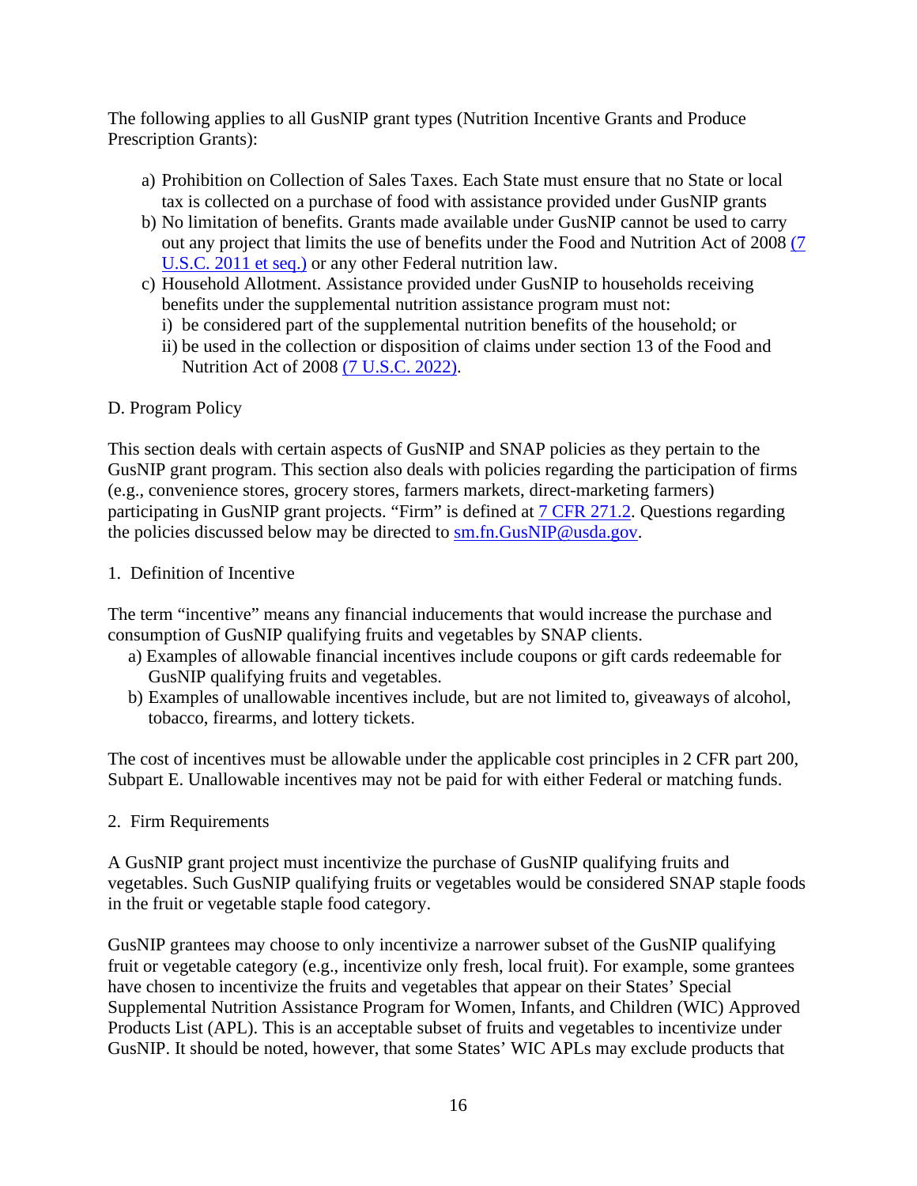The following applies to all GusNIP grant types (Nutrition Incentive Grants and Produce Prescription Grants):

a) Prohibition on Collection of Sales Taxes. Each State must ensure that no State or local tax is collected on a purchase of food with assistance provided under GusNIP grants
b) No limitation of benefits. Grants made available under GusNIP cannot be used to carry out any project that limits the use of benefits under the Food and Nutrition Act of 2008 (7 U.S.C. 2011 et seq.) or any other Federal nutrition law.
c) Household Allotment. Assistance provided under GusNIP to households receiving benefits under the supplemental nutrition assistance program must not:
   i) be considered part of the supplemental nutrition benefits of the household; or
   ii) be used in the collection or disposition of claims under section 13 of the Food and Nutrition Act of 2008 (7 U.S.C. 2022).

## D. Program Policy

This section deals with certain aspects of GusNIP and SNAP policies as they pertain to the GusNIP grant program. This section also deals with policies regarding the participation of firms (e.g., convenience stores, grocery stores, farmers markets, direct-marketing farmers) participating in GusNIP grant projects. "Firm" is defined at 7 CFR 271.2. Questions regarding the policies discussed below may be directed to sm.fn.GusNIP@usda.gov.

### 1. Definition of Incentive

The term "incentive" means any financial inducements that would increase the purchase and consumption of GusNIP qualifying fruits and vegetables by SNAP clients.

a) Examples of allowable financial incentives include coupons or gift cards redeemable for GusNIP qualifying fruits and vegetables.
b) Examples of unallowable incentives include, but are not limited to, giveaways of alcohol, tobacco, firearms, and lottery tickets.

The cost of incentives must be allowable under the applicable cost principles in 2 CFR part 200, Subpart E. Unallowable incentives may not be paid for with either Federal or matching funds.

### 2. Firm Requirements

A GusNIP grant project must incentivize the purchase of GusNIP qualifying fruits and vegetables. Such GusNIP qualifying fruits or vegetables would be considered SNAP staple foods in the fruit or vegetable staple food category.

GusNIP grantees may choose to only incentivize a narrower subset of the GusNIP qualifying fruit or vegetable category (e.g., incentivize only fresh, local fruit). For example, some grantees have chosen to incentivize the fruits and vegetables that appear on their States' Special Supplemental Nutrition Assistance Program for Women, Infants, and Children (WIC) Approved Products List (APL). This is an acceptable subset of fruits and vegetables to incentivize under GusNIP. It should be noted, however, that some States' WIC APLs may exclude products that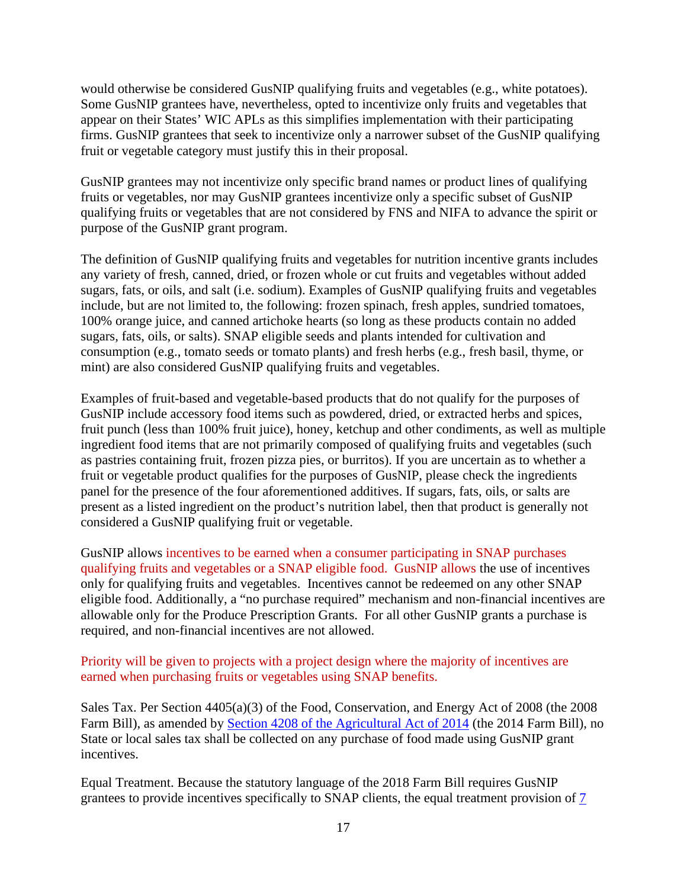would otherwise be considered GusNIP qualifying fruits and vegetables (e.g., white potatoes). Some GusNIP grantees have, nevertheless, opted to incentivize only fruits and vegetables that appear on their States' WIC APLs as this simplifies implementation with their participating firms. GusNIP grantees that seek to incentivize only a narrower subset of the GusNIP qualifying fruit or vegetable category must justify this in their proposal.

GusNIP grantees may not incentivize only specific brand names or product lines of qualifying fruits or vegetables, nor may GusNIP grantees incentivize only a specific subset of GusNIP qualifying fruits or vegetables that are not considered by FNS and NIFA to advance the spirit or purpose of the GusNIP grant program.

The definition of GusNIP qualifying fruits and vegetables for nutrition incentive grants includes any variety of fresh, canned, dried, or frozen whole or cut fruits and vegetables without added sugars, fats, or oils, and salt (i.e. sodium). Examples of GusNIP qualifying fruits and vegetables include, but are not limited to, the following: frozen spinach, fresh apples, sundried tomatoes, 100% orange juice, and canned artichoke hearts (so long as these products contain no added sugars, fats, oils, or salts). SNAP eligible seeds and plants intended for cultivation and consumption (e.g., tomato seeds or tomato plants) and fresh herbs (e.g., fresh basil, thyme, or mint) are also considered GusNIP qualifying fruits and vegetables.

Examples of fruit-based and vegetable-based products that do not qualify for the purposes of GusNIP include accessory food items such as powdered, dried, or extracted herbs and spices, fruit punch (less than 100% fruit juice), honey, ketchup and other condiments, as well as multiple ingredient food items that are not primarily composed of qualifying fruits and vegetables (such as pastries containing fruit, frozen pizza pies, or burritos). If you are uncertain as to whether a fruit or vegetable product qualifies for the purposes of GusNIP, please check the ingredients panel for the presence of the four aforementioned additives. If sugars, fats, oils, or salts are present as a listed ingredient on the product's nutrition label, then that product is generally not considered a GusNIP qualifying fruit or vegetable.

GusNIP allows incentives to be earned when a consumer participating in SNAP purchases qualifying fruits and vegetables or a SNAP eligible food. GusNIP allows the use of incentives only for qualifying fruits and vegetables. Incentives cannot be redeemed on any other SNAP eligible food. Additionally, a "no purchase required" mechanism and non-financial incentives are allowable only for the Produce Prescription Grants. For all other GusNIP grants a purchase is required, and non-financial incentives are not allowed.

Priority will be given to projects with a project design where the majority of incentives are earned when purchasing fruits or vegetables using SNAP benefits.

Sales Tax. Per Section 4405(a)(3) of the Food, Conservation, and Energy Act of 2008 (the 2008 Farm Bill), as amended by [Section 4208 of the Agricultural Act of 2014](#) (the 2014 Farm Bill), no State or local sales tax shall be collected on any purchase of food made using GusNIP grant incentives.

Equal Treatment. Because the statutory language of the 2018 Farm Bill requires GusNIP grantees to provide incentives specifically to SNAP clients, the equal treatment provision of 7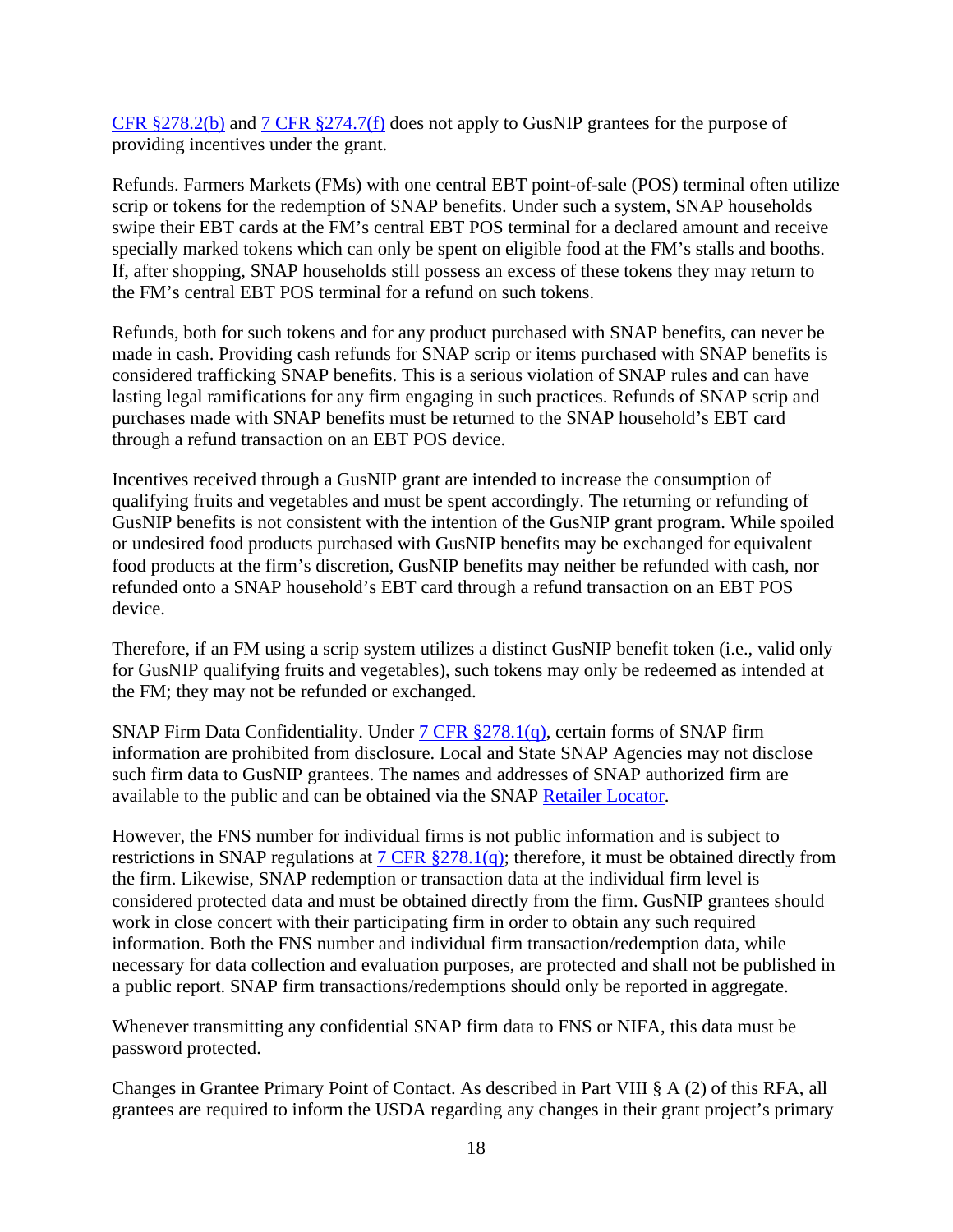CFR §278.2(b) and 7 CFR §274.7(f) does not apply to GusNIP grantees for the purpose of providing incentives under the grant.

Refunds. Farmers Markets (FMs) with one central EBT point-of-sale (POS) terminal often utilize scrip or tokens for the redemption of SNAP benefits. Under such a system, SNAP households swipe their EBT cards at the FM's central EBT POS terminal for a declared amount and receive specially marked tokens which can only be spent on eligible food at the FM's stalls and booths. If, after shopping, SNAP households still possess an excess of these tokens they may return to the FM's central EBT POS terminal for a refund on such tokens.

Refunds, both for such tokens and for any product purchased with SNAP benefits, can never be made in cash. Providing cash refunds for SNAP scrip or items purchased with SNAP benefits is considered trafficking SNAP benefits. This is a serious violation of SNAP rules and can have lasting legal ramifications for any firm engaging in such practices. Refunds of SNAP scrip and purchases made with SNAP benefits must be returned to the SNAP household's EBT card through a refund transaction on an EBT POS device.

Incentives received through a GusNIP grant are intended to increase the consumption of qualifying fruits and vegetables and must be spent accordingly. The returning or refunding of GusNIP benefits is not consistent with the intention of the GusNIP grant program. While spoiled or undesired food products purchased with GusNIP benefits may be exchanged for equivalent food products at the firm's discretion, GusNIP benefits may neither be refunded with cash, nor refunded onto a SNAP household's EBT card through a refund transaction on an EBT POS device.

Therefore, if an FM using a scrip system utilizes a distinct GusNIP benefit token (i.e., valid only for GusNIP qualifying fruits and vegetables), such tokens may only be redeemed as intended at the FM; they may not be refunded or exchanged.

SNAP Firm Data Confidentiality. Under 7 CFR §278.1(q), certain forms of SNAP firm information are prohibited from disclosure. Local and State SNAP Agencies may not disclose such firm data to GusNIP grantees. The names and addresses of SNAP authorized firm are available to the public and can be obtained via the SNAP Retailer Locator.

However, the FNS number for individual firms is not public information and is subject to restrictions in SNAP regulations at 7 CFR §278.1(q); therefore, it must be obtained directly from the firm. Likewise, SNAP redemption or transaction data at the individual firm level is considered protected data and must be obtained directly from the firm. GusNIP grantees should work in close concert with their participating firm in order to obtain any such required information. Both the FNS number and individual firm transaction/redemption data, while necessary for data collection and evaluation purposes, are protected and shall not be published in a public report. SNAP firm transactions/redemptions should only be reported in aggregate.

Whenever transmitting any confidential SNAP firm data to FNS or NIFA, this data must be password protected.

Changes in Grantee Primary Point of Contact. As described in Part VIII § A (2) of this RFA, all grantees are required to inform the USDA regarding any changes in their grant project's primary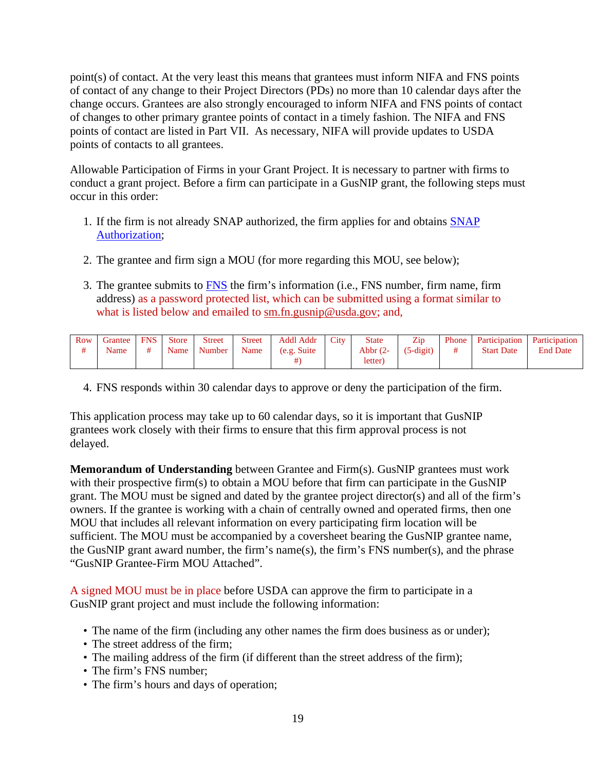point(s) of contact. At the very least this means that grantees must inform NIFA and FNS points of contact of any change to their Project Directors (PDs) no more than 10 calendar days after the change occurs. Grantees are also strongly encouraged to inform NIFA and FNS points of contact of changes to other primary grantee points of contact in a timely fashion. The NIFA and FNS points of contact are listed in Part VII. As necessary, NIFA will provide updates to USDA points of contacts to all grantees.

Allowable Participation of Firms in your Grant Project. It is necessary to partner with firms to conduct a grant project. Before a firm can participate in a GusNIP grant, the following steps must occur in this order:

1. If the firm is not already SNAP authorized, the firm applies for and obtains SNAP Authorization;

2. The grantee and firm sign a MOU (for more regarding this MOU, see below);

3. The grantee submits to FNS the firm's information (i.e., FNS number, firm name, firm address) as a password protected list, which can be submitted using a format similar to what is listed below and emailed to sm.fn.gusnip@usda.gov; and,

| Row # | Grantee Name | FNS # | Store Name | Street Number | Street Name | Addl Addr (e.g. Suite #) | City | State Abbr (2-letter) | Zip (5-digit) | Phone # | Participation Start Date | Participation End Date |
|---|---|---|---|---|---|---|---|---|---|---|---|---|

4. FNS responds within 30 calendar days to approve or deny the participation of the firm.

This application process may take up to 60 calendar days, so it is important that GusNIP grantees work closely with their firms to ensure that this firm approval process is not delayed.

**Memorandum of Understanding** between Grantee and Firm(s). GusNIP grantees must work with their prospective firm(s) to obtain a MOU before that firm can participate in the GusNIP grant. The MOU must be signed and dated by the grantee project director(s) and all of the firm's owners. If the grantee is working with a chain of centrally owned and operated firms, then one MOU that includes all relevant information on every participating firm location will be sufficient. The MOU must be accompanied by a coversheet bearing the GusNIP grantee name, the GusNIP grant award number, the firm's name(s), the firm's FNS number(s), and the phrase "GusNIP Grantee-Firm MOU Attached".

A signed MOU must be in place before USDA can approve the firm to participate in a GusNIP grant project and must include the following information:

- The name of the firm (including any other names the firm does business as or under);
- The street address of the firm;
- The mailing address of the firm (if different than the street address of the firm);
- The firm's FNS number;
- The firm's hours and days of operation;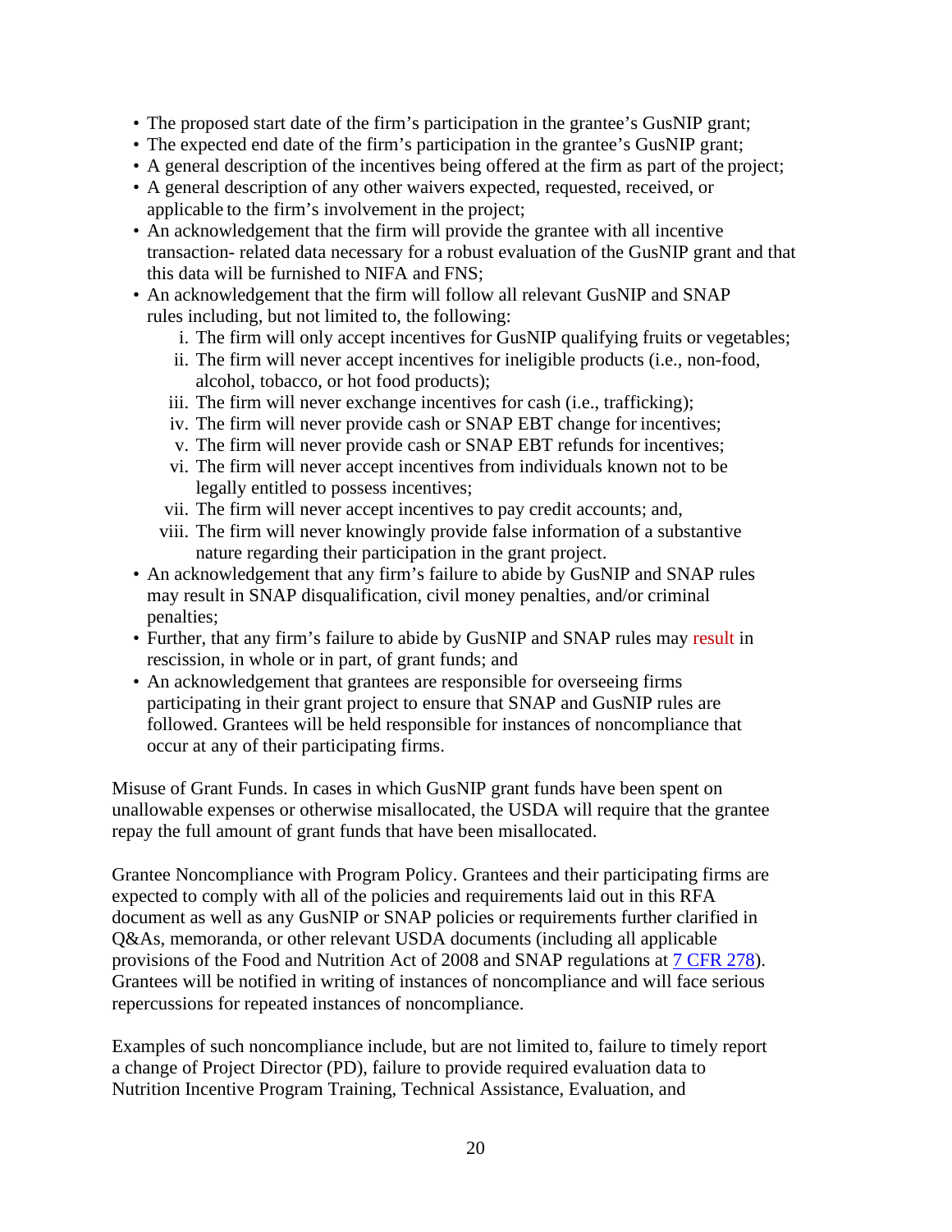- The proposed start date of the firm's participation in the grantee's GusNIP grant;
- The expected end date of the firm's participation in the grantee's GusNIP grant;
- A general description of the incentives being offered at the firm as part of the project;
- A general description of any other waivers expected, requested, received, or applicable to the firm's involvement in the project;
- An acknowledgement that the firm will provide the grantee with all incentive transaction- related data necessary for a robust evaluation of the GusNIP grant and that this data will be furnished to NIFA and FNS;
- An acknowledgement that the firm will follow all relevant GusNIP and SNAP rules including, but not limited to, the following:
    1. The firm will only accept incentives for GusNIP qualifying fruits or vegetables;
    2. The firm will never accept incentives for ineligible products (i.e., non-food, alcohol, tobacco, or hot food products);
    3. The firm will never exchange incentives for cash (i.e., trafficking);
    4. The firm will never provide cash or SNAP EBT change for incentives;
    5. The firm will never provide cash or SNAP EBT refunds for incentives;
    6. The firm will never accept incentives from individuals known not to be legally entitled to possess incentives;
    7. The firm will never accept incentives to pay credit accounts; and,
    8. The firm will never knowingly provide false information of a substantive nature regarding their participation in the grant project.
- An acknowledgement that any firm's failure to abide by GusNIP and SNAP rules may result in SNAP disqualification, civil money penalties, and/or criminal penalties;
- Further, that any firm's failure to abide by GusNIP and SNAP rules may result in rescission, in whole or in part, of grant funds; and
- An acknowledgement that grantees are responsible for overseeing firms participating in their grant project to ensure that SNAP and GusNIP rules are followed. Grantees will be held responsible for instances of noncompliance that occur at any of their participating firms.

Misuse of Grant Funds. In cases in which GusNIP grant funds have been spent on unallowable expenses or otherwise misallocated, the USDA will require that the grantee repay the full amount of grant funds that have been misallocated.

Grantee Noncompliance with Program Policy. Grantees and their participating firms are expected to comply with all of the policies and requirements laid out in this RFA document as well as any GusNIP or SNAP policies or requirements further clarified in Q&As, memoranda, or other relevant USDA documents (including all applicable provisions of the Food and Nutrition Act of 2008 and SNAP regulations at 7 CFR 278). Grantees will be notified in writing of instances of noncompliance and will face serious repercussions for repeated instances of noncompliance.

Examples of such noncompliance include, but are not limited to, failure to timely report a change of Project Director (PD), failure to provide required evaluation data to Nutrition Incentive Program Training, Technical Assistance, Evaluation, and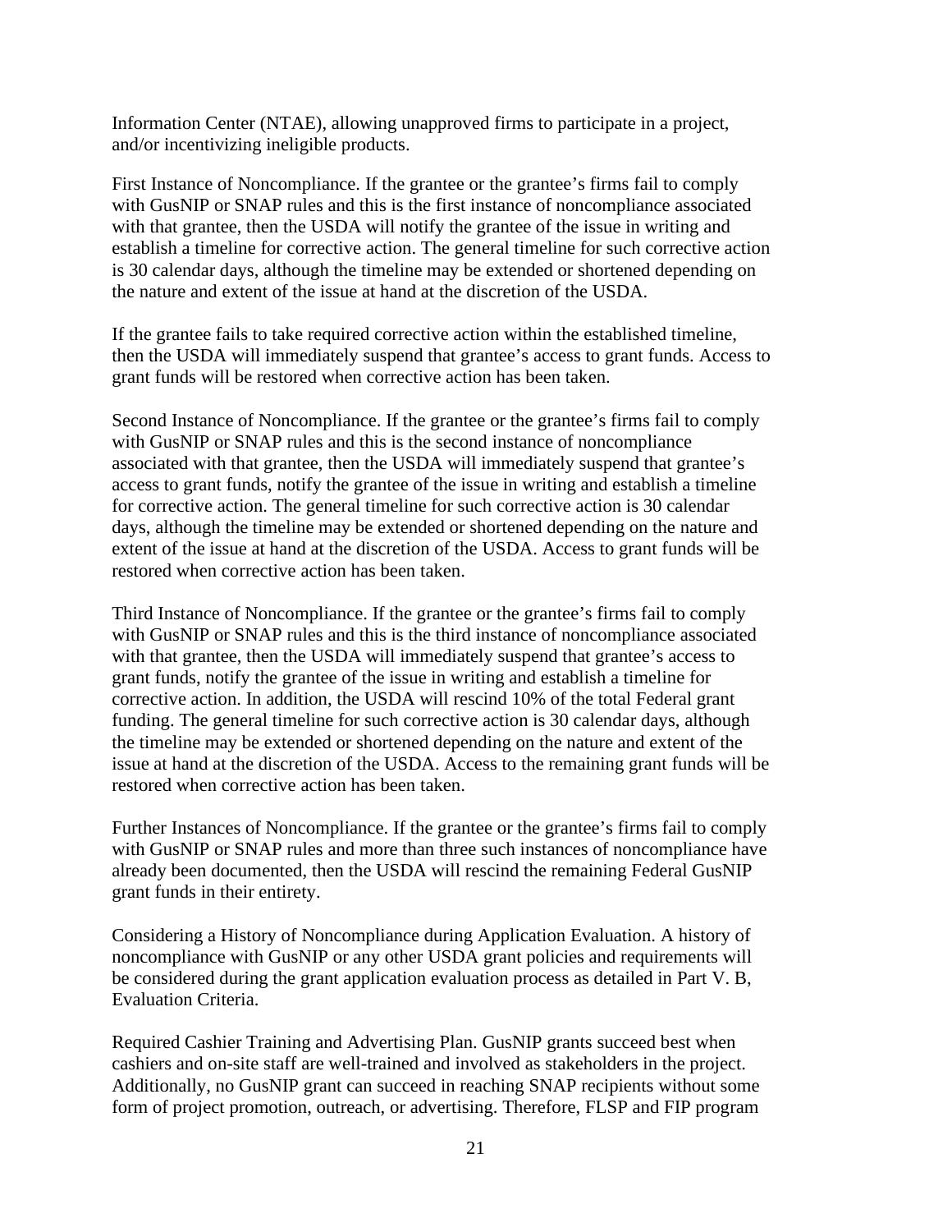Information Center (NTAE), allowing unapproved firms to participate in a project, and/or incentivizing ineligible products.

First Instance of Noncompliance. If the grantee or the grantee's firms fail to comply with GusNIP or SNAP rules and this is the first instance of noncompliance associated with that grantee, then the USDA will notify the grantee of the issue in writing and establish a timeline for corrective action. The general timeline for such corrective action is 30 calendar days, although the timeline may be extended or shortened depending on the nature and extent of the issue at hand at the discretion of the USDA.

If the grantee fails to take required corrective action within the established timeline, then the USDA will immediately suspend that grantee's access to grant funds. Access to grant funds will be restored when corrective action has been taken.

Second Instance of Noncompliance. If the grantee or the grantee's firms fail to comply with GusNIP or SNAP rules and this is the second instance of noncompliance associated with that grantee, then the USDA will immediately suspend that grantee's access to grant funds, notify the grantee of the issue in writing and establish a timeline for corrective action. The general timeline for such corrective action is 30 calendar days, although the timeline may be extended or shortened depending on the nature and extent of the issue at hand at the discretion of the USDA. Access to grant funds will be restored when corrective action has been taken.

Third Instance of Noncompliance. If the grantee or the grantee's firms fail to comply with GusNIP or SNAP rules and this is the third instance of noncompliance associated with that grantee, then the USDA will immediately suspend that grantee's access to grant funds, notify the grantee of the issue in writing and establish a timeline for corrective action. In addition, the USDA will rescind 10% of the total Federal grant funding. The general timeline for such corrective action is 30 calendar days, although the timeline may be extended or shortened depending on the nature and extent of the issue at hand at the discretion of the USDA. Access to the remaining grant funds will be restored when corrective action has been taken.

Further Instances of Noncompliance. If the grantee or the grantee's firms fail to comply with GusNIP or SNAP rules and more than three such instances of noncompliance have already been documented, then the USDA will rescind the remaining Federal GusNIP grant funds in their entirety.

Considering a History of Noncompliance during Application Evaluation. A history of noncompliance with GusNIP or any other USDA grant policies and requirements will be considered during the grant application evaluation process as detailed in Part V. B, Evaluation Criteria.

Required Cashier Training and Advertising Plan. GusNIP grants succeed best when cashiers and on-site staff are well-trained and involved as stakeholders in the project. Additionally, no GusNIP grant can succeed in reaching SNAP recipients without some form of project promotion, outreach, or advertising. Therefore, FLSP and FIP program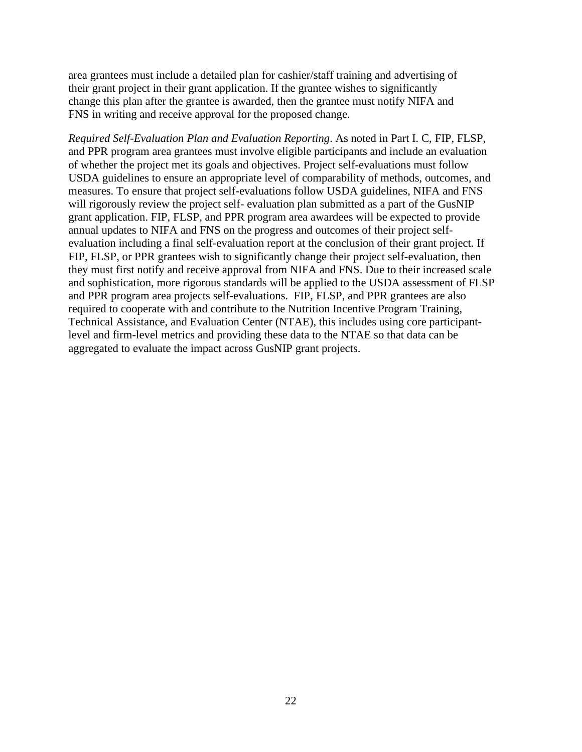area grantees must include a detailed plan for cashier/staff training and advertising of their grant project in their grant application. If the grantee wishes to significantly change this plan after the grantee is awarded, then the grantee must notify NIFA and FNS in writing and receive approval for the proposed change.

*Required Self-Evaluation Plan and Evaluation Reporting*. As noted in Part I. C, FIP, FLSP, and PPR program area grantees must involve eligible participants and include an evaluation of whether the project met its goals and objectives. Project self-evaluations must follow USDA guidelines to ensure an appropriate level of comparability of methods, outcomes, and measures. To ensure that project self-evaluations follow USDA guidelines, NIFA and FNS will rigorously review the project self- evaluation plan submitted as a part of the GusNIP grant application. FIP, FLSP, and PPR program area awardees will be expected to provide annual updates to NIFA and FNS on the progress and outcomes of their project self-evaluation including a final self-evaluation report at the conclusion of their grant project. If FIP, FLSP, or PPR grantees wish to significantly change their project self-evaluation, then they must first notify and receive approval from NIFA and FNS. Due to their increased scale and sophistication, more rigorous standards will be applied to the USDA assessment of FLSP and PPR program area projects self-evaluations. FIP, FLSP, and PPR grantees are also required to cooperate with and contribute to the Nutrition Incentive Program Training, Technical Assistance, and Evaluation Center (NTAE), this includes using core participant-level and firm-level metrics and providing these data to the NTAE so that data can be aggregated to evaluate the impact across GusNIP grant projects.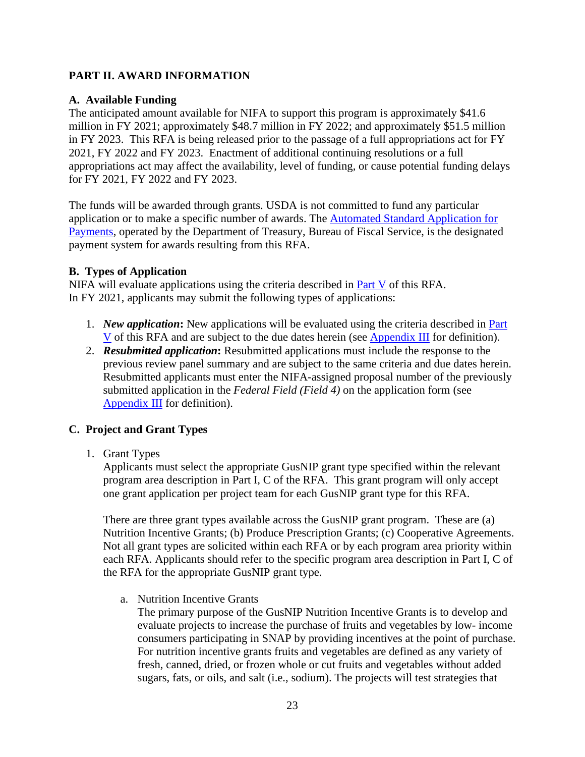## PART II. AWARD INFORMATION

### A. Available Funding

The anticipated amount available for NIFA to support this program is approximately $41.6 million in FY 2021; approximately $48.7 million in FY 2022; and approximately $51.5 million in FY 2023. This RFA is being released prior to the passage of a full appropriations act for FY 2021, FY 2022 and FY 2023. Enactment of additional continuing resolutions or a full appropriations act may affect the availability, level of funding, or cause potential funding delays for FY 2021, FY 2022 and FY 2023.

The funds will be awarded through grants. USDA is not committed to fund any particular application or to make a specific number of awards. The Automated Standard Application for Payments, operated by the Department of Treasury, Bureau of Fiscal Service, is the designated payment system for awards resulting from this RFA.

### B. Types of Application

NIFA will evaluate applications using the criteria described in Part V of this RFA. In FY 2021, applicants may submit the following types of applications:

1. ***New application*:** New applications will be evaluated using the criteria described in Part V of this RFA and are subject to the due dates herein (see Appendix III for definition).
2. ***Resubmitted application*:** Resubmitted applications must include the response to the previous review panel summary and are subject to the same criteria and due dates herein. Resubmitted applicants must enter the NIFA-assigned proposal number of the previously submitted application in the *Federal Field (Field 4)* on the application form (see Appendix III for definition).

### C. Project and Grant Types

1. Grant Types

   Applicants must select the appropriate GusNIP grant type specified within the relevant program area description in Part I, C of the RFA. This grant program will only accept one grant application per project team for each GusNIP grant type for this RFA.

   There are three grant types available across the GusNIP grant program. These are (a) Nutrition Incentive Grants; (b) Produce Prescription Grants; (c) Cooperative Agreements. Not all grant types are solicited within each RFA or by each program area priority within each RFA. Applicants should refer to the specific program area description in Part I, C of the RFA for the appropriate GusNIP grant type.

   a. Nutrition Incentive Grants

      The primary purpose of the GusNIP Nutrition Incentive Grants is to develop and evaluate projects to increase the purchase of fruits and vegetables by low- income consumers participating in SNAP by providing incentives at the point of purchase. For nutrition incentive grants fruits and vegetables are defined as any variety of fresh, canned, dried, or frozen whole or cut fruits and vegetables without added sugars, fats, or oils, and salt (i.e., sodium). The projects will test strategies that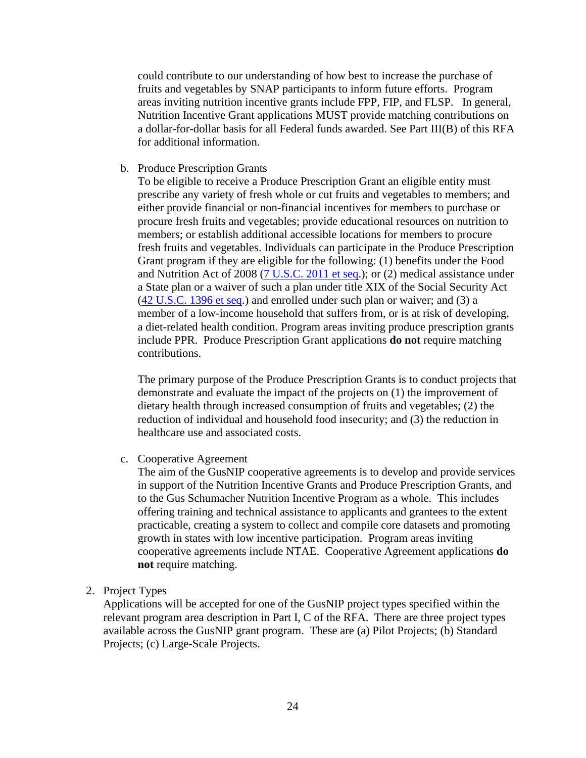could contribute to our understanding of how best to increase the purchase of fruits and vegetables by SNAP participants to inform future efforts. Program areas inviting nutrition incentive grants include FPP, FIP, and FLSP. In general, Nutrition Incentive Grant applications MUST provide matching contributions on a dollar-for-dollar basis for all Federal funds awarded. See Part III(B) of this RFA for additional information.

b. Produce Prescription Grants

To be eligible to receive a Produce Prescription Grant an eligible entity must prescribe any variety of fresh whole or cut fruits and vegetables to members; and either provide financial or non-financial incentives for members to purchase or procure fresh fruits and vegetables; provide educational resources on nutrition to members; or establish additional accessible locations for members to procure fresh fruits and vegetables. Individuals can participate in the Produce Prescription Grant program if they are eligible for the following: (1) benefits under the Food and Nutrition Act of 2008 ([7 U.S.C. 2011 et seq](7 U.S.C. 2011 et seq).); or (2) medical assistance under a State plan or a waiver of such a plan under title XIX of the Social Security Act ([42 U.S.C. 1396 et seq](42 U.S.C. 1396 et seq).) and enrolled under such plan or waiver; and (3) a member of a low-income household that suffers from, or is at risk of developing, a diet-related health condition. Program areas inviting produce prescription grants include PPR. Produce Prescription Grant applications **do not** require matching contributions.

The primary purpose of the Produce Prescription Grants is to conduct projects that demonstrate and evaluate the impact of the projects on (1) the improvement of dietary health through increased consumption of fruits and vegetables; (2) the reduction of individual and household food insecurity; and (3) the reduction in healthcare use and associated costs.

c. Cooperative Agreement

The aim of the GusNIP cooperative agreements is to develop and provide services in support of the Nutrition Incentive Grants and Produce Prescription Grants, and to the Gus Schumacher Nutrition Incentive Program as a whole. This includes offering training and technical assistance to applicants and grantees to the extent practicable, creating a system to collect and compile core datasets and promoting growth in states with low incentive participation. Program areas inviting cooperative agreements include NTAE. Cooperative Agreement applications **do not** require matching.

2. Project Types

Applications will be accepted for one of the GusNIP project types specified within the relevant program area description in Part I, C of the RFA. There are three project types available across the GusNIP grant program. These are (a) Pilot Projects; (b) Standard Projects; (c) Large-Scale Projects.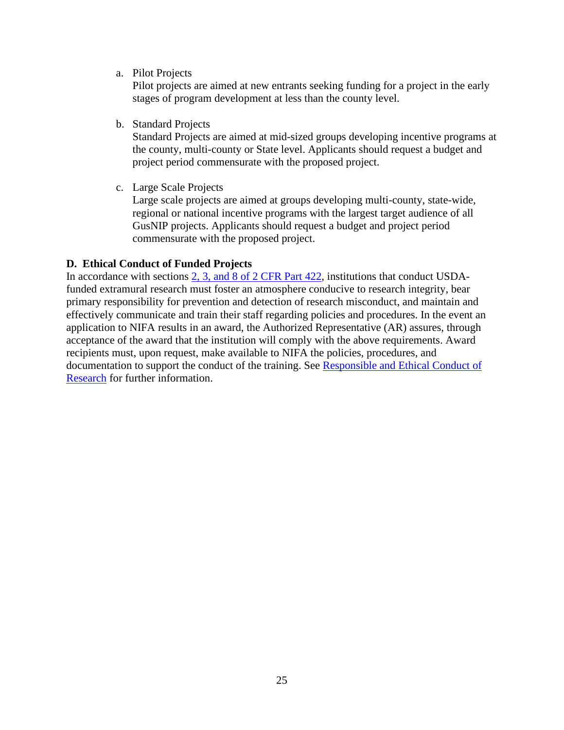a. Pilot Projects
   Pilot projects are aimed at new entrants seeking funding for a project in the early stages of program development at less than the county level.

b. Standard Projects
   Standard Projects are aimed at mid-sized groups developing incentive programs at the county, multi-county or State level. Applicants should request a budget and project period commensurate with the proposed project.

c. Large Scale Projects
   Large scale projects are aimed at groups developing multi-county, state-wide, regional or national incentive programs with the largest target audience of all GusNIP projects. Applicants should request a budget and project period commensurate with the proposed project.

**D. Ethical Conduct of Funded Projects**

In accordance with sections [2, 3, and 8 of 2 CFR Part 422](), institutions that conduct USDA-funded extramural research must foster an atmosphere conducive to research integrity, bear primary responsibility for prevention and detection of research misconduct, and maintain and effectively communicate and train their staff regarding policies and procedures. In the event an application to NIFA results in an award, the Authorized Representative (AR) assures, through acceptance of the award that the institution will comply with the above requirements. Award recipients must, upon request, make available to NIFA the policies, procedures, and documentation to support the conduct of the training. See [Responsible and Ethical Conduct of Research]() for further information.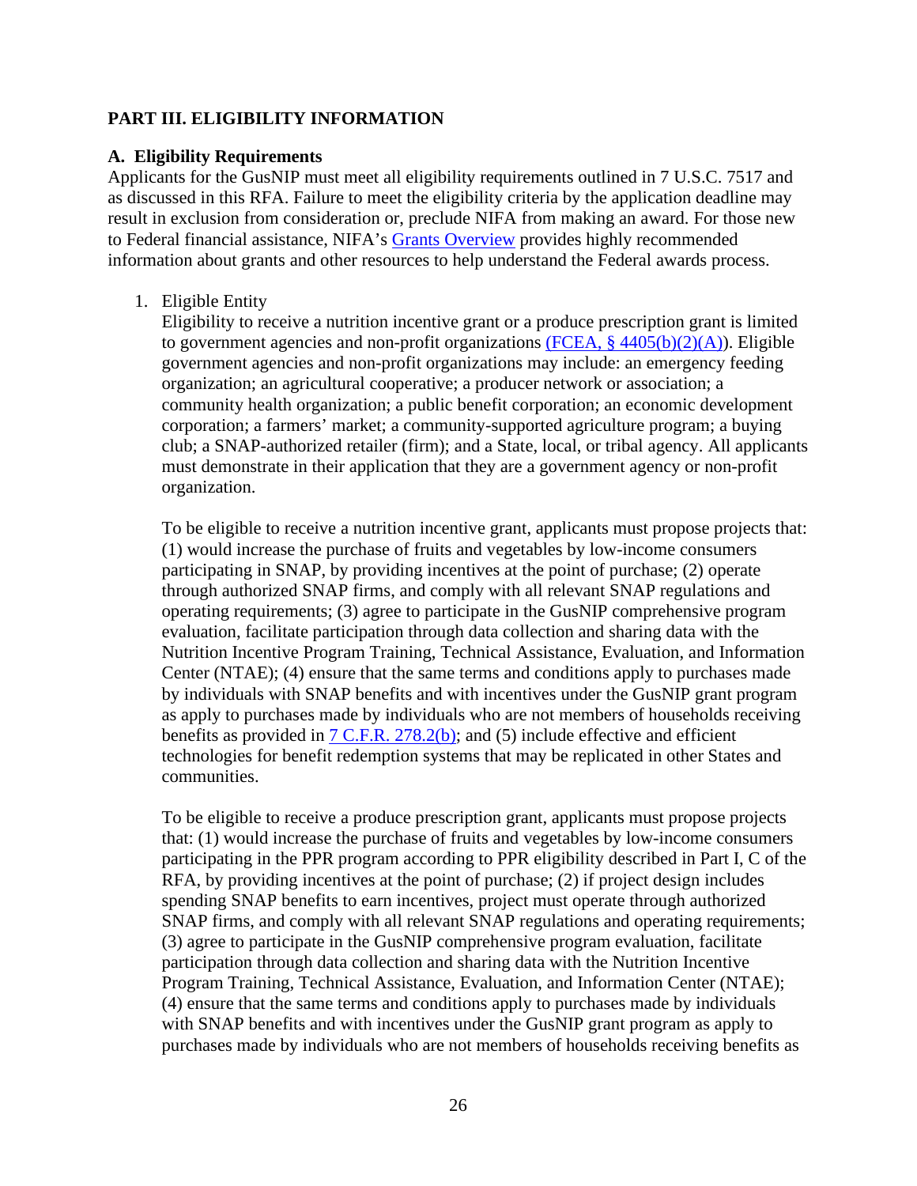## PART III. ELIGIBILITY INFORMATION

### A. Eligibility Requirements

Applicants for the GusNIP must meet all eligibility requirements outlined in 7 U.S.C. 7517 and as discussed in this RFA. Failure to meet the eligibility criteria by the application deadline may result in exclusion from consideration or, preclude NIFA from making an award. For those new to Federal financial assistance, NIFA's [Grants Overview]() provides highly recommended information about grants and other resources to help understand the Federal awards process.

1. Eligible Entity

   Eligibility to receive a nutrition incentive grant or a produce prescription grant is limited to government agencies and non-profit organizations [(FCEA, § 4405(b)(2)(A)]()). Eligible government agencies and non-profit organizations may include: an emergency feeding organization; an agricultural cooperative; a producer network or association; a community health organization; a public benefit corporation; an economic development corporation; a farmers' market; a community-supported agriculture program; a buying club; a SNAP-authorized retailer (firm); and a State, local, or tribal agency. All applicants must demonstrate in their application that they are a government agency or non-profit organization.

   To be eligible to receive a nutrition incentive grant, applicants must propose projects that: (1) would increase the purchase of fruits and vegetables by low-income consumers participating in SNAP, by providing incentives at the point of purchase; (2) operate through authorized SNAP firms, and comply with all relevant SNAP regulations and operating requirements; (3) agree to participate in the GusNIP comprehensive program evaluation, facilitate participation through data collection and sharing data with the Nutrition Incentive Program Training, Technical Assistance, Evaluation, and Information Center (NTAE); (4) ensure that the same terms and conditions apply to purchases made by individuals with SNAP benefits and with incentives under the GusNIP grant program as apply to purchases made by individuals who are not members of households receiving benefits as provided in [7 C.F.R. 278.2(b)](); and (5) include effective and efficient technologies for benefit redemption systems that may be replicated in other States and communities.

   To be eligible to receive a produce prescription grant, applicants must propose projects that: (1) would increase the purchase of fruits and vegetables by low-income consumers participating in the PPR program according to PPR eligibility described in Part I, C of the RFA, by providing incentives at the point of purchase; (2) if project design includes spending SNAP benefits to earn incentives, project must operate through authorized SNAP firms, and comply with all relevant SNAP regulations and operating requirements; (3) agree to participate in the GusNIP comprehensive program evaluation, facilitate participation through data collection and sharing data with the Nutrition Incentive Program Training, Technical Assistance, Evaluation, and Information Center (NTAE); (4) ensure that the same terms and conditions apply to purchases made by individuals with SNAP benefits and with incentives under the GusNIP grant program as apply to purchases made by individuals who are not members of households receiving benefits as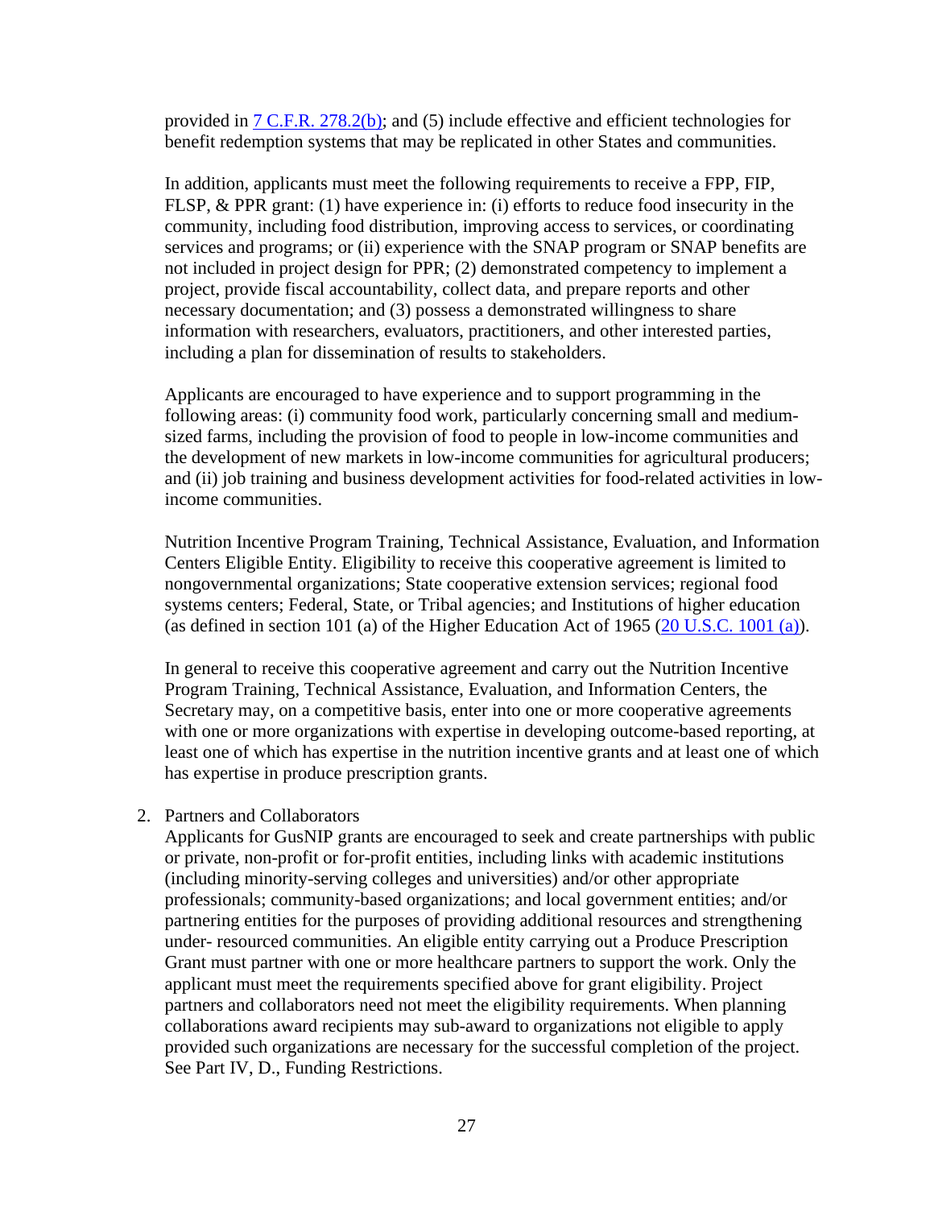provided in [7 C.F.R. 278.2(b)](); and (5) include effective and efficient technologies for benefit redemption systems that may be replicated in other States and communities.

In addition, applicants must meet the following requirements to receive a FPP, FIP, FLSP, & PPR grant: (1) have experience in: (i) efforts to reduce food insecurity in the community, including food distribution, improving access to services, or coordinating services and programs; or (ii) experience with the SNAP program or SNAP benefits are not included in project design for PPR; (2) demonstrated competency to implement a project, provide fiscal accountability, collect data, and prepare reports and other necessary documentation; and (3) possess a demonstrated willingness to share information with researchers, evaluators, practitioners, and other interested parties, including a plan for dissemination of results to stakeholders.

Applicants are encouraged to have experience and to support programming in the following areas: (i) community food work, particularly concerning small and medium-sized farms, including the provision of food to people in low-income communities and the development of new markets in low-income communities for agricultural producers; and (ii) job training and business development activities for food-related activities in low-income communities.

Nutrition Incentive Program Training, Technical Assistance, Evaluation, and Information Centers Eligible Entity. Eligibility to receive this cooperative agreement is limited to nongovernmental organizations; State cooperative extension services; regional food systems centers; Federal, State, or Tribal agencies; and Institutions of higher education (as defined in section 101 (a) of the Higher Education Act of 1965 ([20 U.S.C. 1001 (a)]()).

In general to receive this cooperative agreement and carry out the Nutrition Incentive Program Training, Technical Assistance, Evaluation, and Information Centers, the Secretary may, on a competitive basis, enter into one or more cooperative agreements with one or more organizations with expertise in developing outcome-based reporting, at least one of which has expertise in the nutrition incentive grants and at least one of which has expertise in produce prescription grants.

2. Partners and Collaborators
   Applicants for GusNIP grants are encouraged to seek and create partnerships with public or private, non-profit or for-profit entities, including links with academic institutions (including minority-serving colleges and universities) and/or other appropriate professionals; community-based organizations; and local government entities; and/or partnering entities for the purposes of providing additional resources and strengthening under- resourced communities. An eligible entity carrying out a Produce Prescription Grant must partner with one or more healthcare partners to support the work. Only the applicant must meet the requirements specified above for grant eligibility. Project partners and collaborators need not meet the eligibility requirements. When planning collaborations award recipients may sub-award to organizations not eligible to apply provided such organizations are necessary for the successful completion of the project. See Part IV, D., Funding Restrictions.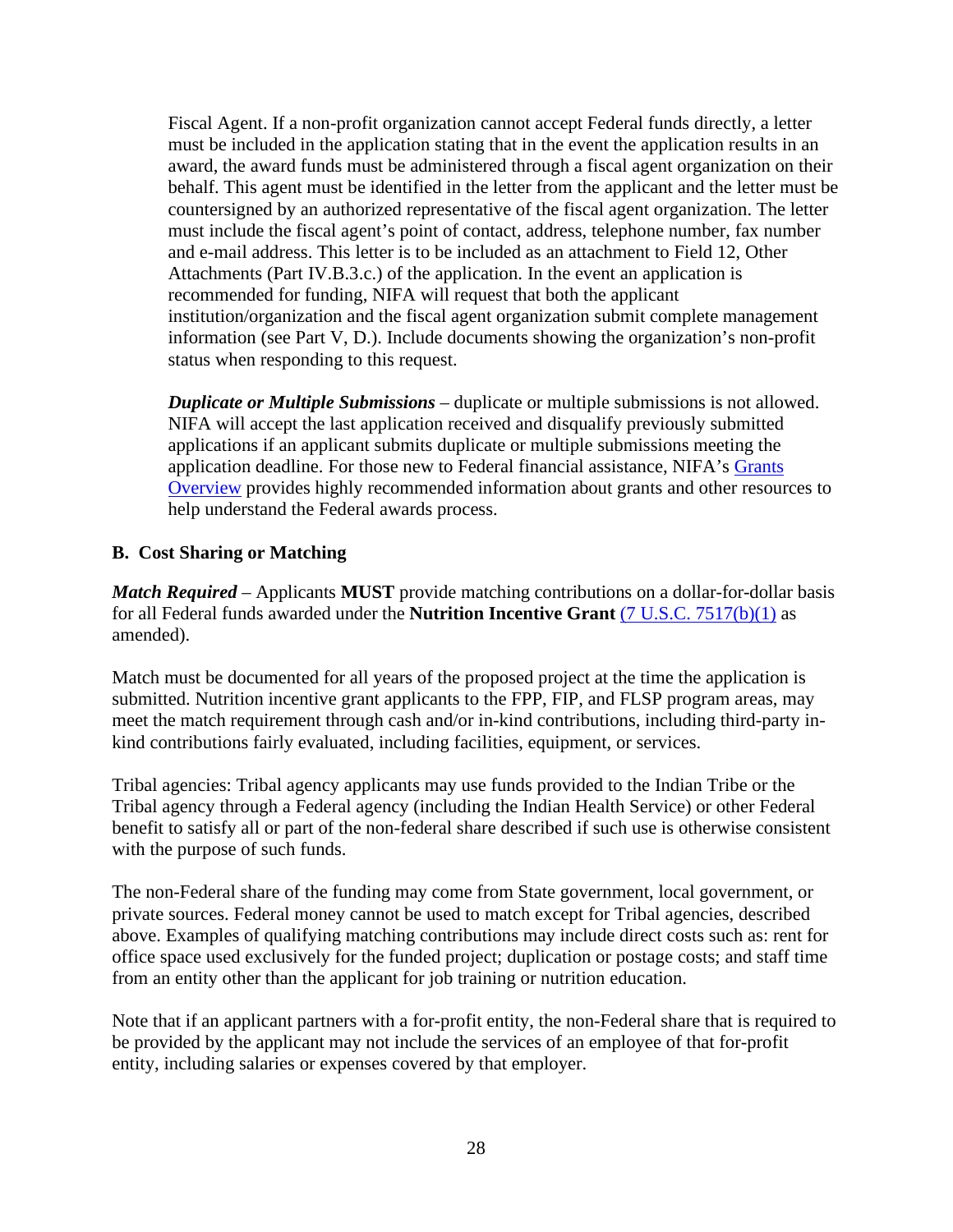Fiscal Agent. If a non-profit organization cannot accept Federal funds directly, a letter must be included in the application stating that in the event the application results in an award, the award funds must be administered through a fiscal agent organization on their behalf. This agent must be identified in the letter from the applicant and the letter must be countersigned by an authorized representative of the fiscal agent organization. The letter must include the fiscal agent's point of contact, address, telephone number, fax number and e-mail address. This letter is to be included as an attachment to Field 12, Other Attachments (Part IV.B.3.c.) of the application. In the event an application is recommended for funding, NIFA will request that both the applicant institution/organization and the fiscal agent organization submit complete management information (see Part V, D.). Include documents showing the organization's non-profit status when responding to this request.

***Duplicate or Multiple Submissions*** – duplicate or multiple submissions is not allowed. NIFA will accept the last application received and disqualify previously submitted applications if an applicant submits duplicate or multiple submissions meeting the application deadline. For those new to Federal financial assistance, NIFA's Grants Overview provides highly recommended information about grants and other resources to help understand the Federal awards process.

## B. Cost Sharing or Matching

***Match Required*** – Applicants **MUST** provide matching contributions on a dollar-for-dollar basis for all Federal funds awarded under the **Nutrition Incentive Grant** (7 U.S.C. 7517(b)(1) as amended).

Match must be documented for all years of the proposed project at the time the application is submitted. Nutrition incentive grant applicants to the FPP, FIP, and FLSP program areas, may meet the match requirement through cash and/or in-kind contributions, including third-party in-kind contributions fairly evaluated, including facilities, equipment, or services.

Tribal agencies: Tribal agency applicants may use funds provided to the Indian Tribe or the Tribal agency through a Federal agency (including the Indian Health Service) or other Federal benefit to satisfy all or part of the non-federal share described if such use is otherwise consistent with the purpose of such funds.

The non-Federal share of the funding may come from State government, local government, or private sources. Federal money cannot be used to match except for Tribal agencies, described above. Examples of qualifying matching contributions may include direct costs such as: rent for office space used exclusively for the funded project; duplication or postage costs; and staff time from an entity other than the applicant for job training or nutrition education.

Note that if an applicant partners with a for-profit entity, the non-Federal share that is required to be provided by the applicant may not include the services of an employee of that for-profit entity, including salaries or expenses covered by that employer.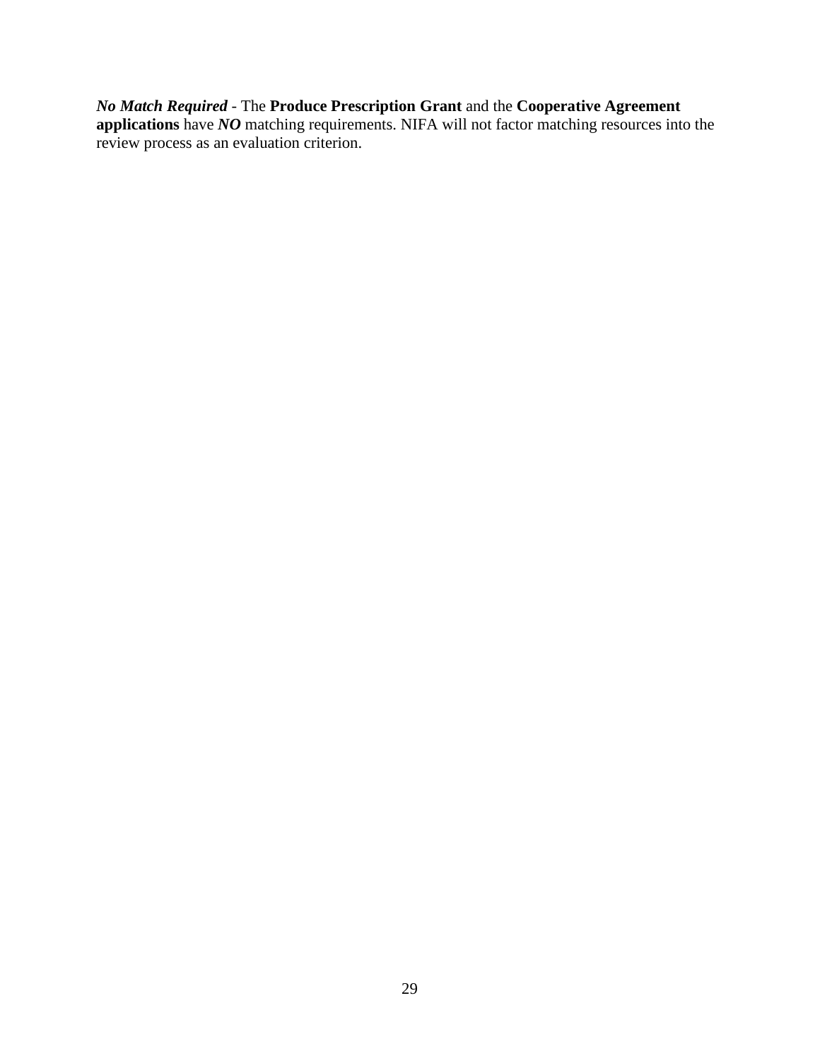***No Match Required*** - The **Produce Prescription Grant** and the **Cooperative Agreement applications** have ***NO*** matching requirements. NIFA will not factor matching resources into the review process as an evaluation criterion.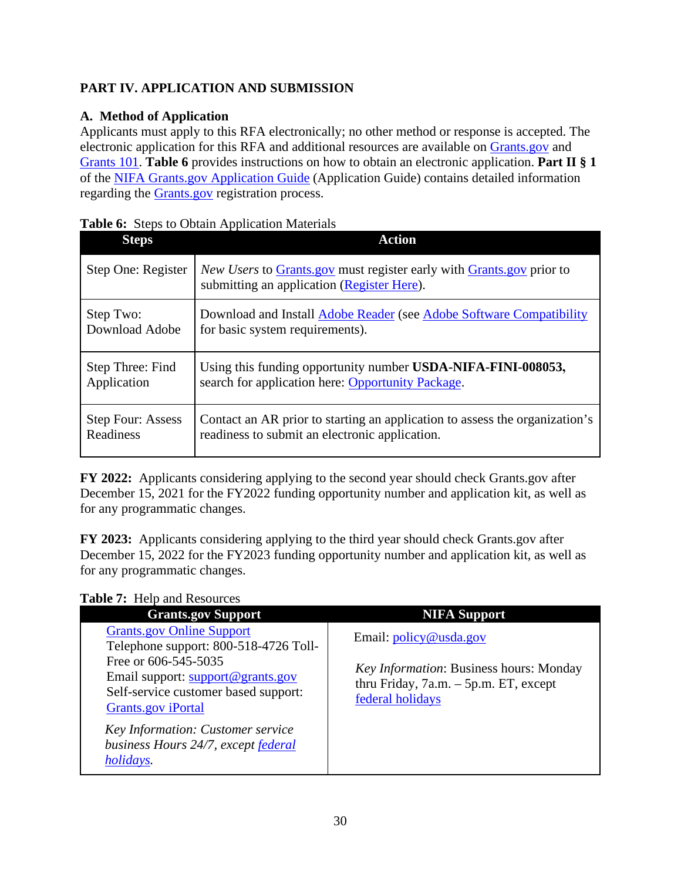## PART IV. APPLICATION AND SUBMISSION

### A. Method of Application

Applicants must apply to this RFA electronically; no other method or response is accepted. The electronic application for this RFA and additional resources are available on Grants.gov and Grants 101. **Table 6** provides instructions on how to obtain an electronic application. **Part II § 1** of the NIFA Grants.gov Application Guide (Application Guide) contains detailed information regarding the Grants.gov registration process.

**Table 6:** Steps to Obtain Application Materials

| Steps | Action |
|---|---|
| Step One: Register | *New Users* to Grants.gov must register early with Grants.gov prior to submitting an application (Register Here). |
| Step Two: Download Adobe | Download and Install Adobe Reader (see Adobe Software Compatibility for basic system requirements). |
| Step Three: Find Application | Using this funding opportunity number **USDA-NIFA-FINI-008053,** search for application here: Opportunity Package. |
| Step Four: Assess Readiness | Contact an AR prior to starting an application to assess the organization's readiness to submit an electronic application. |

**FY 2022:** Applicants considering applying to the second year should check Grants.gov after December 15, 2021 for the FY2022 funding opportunity number and application kit, as well as for any programmatic changes.

**FY 2023:** Applicants considering applying to the third year should check Grants.gov after December 15, 2022 for the FY2023 funding opportunity number and application kit, as well as for any programmatic changes.

**Table 7:** Help and Resources

| Grants.gov Support | NIFA Support |
|---|---|
| Grants.gov Online Support<br>Telephone support: 800-518-4726 Toll-Free or 606-545-5035<br>Email support: support@grants.gov<br>Self-service customer based support: Grants.gov iPortal<br><br>*Key Information: Customer service business Hours 24/7, except federal holidays.* | Email: policy@usda.gov<br><br>*Key Information*: Business hours: Monday thru Friday, 7a.m. – 5p.m. ET, except federal holidays |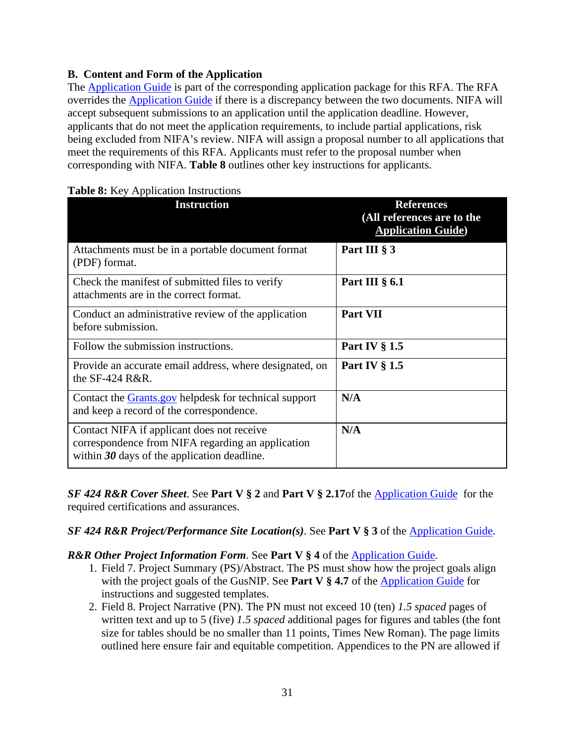## B. Content and Form of the Application

The Application Guide is part of the corresponding application package for this RFA. The RFA overrides the Application Guide if there is a discrepancy between the two documents. NIFA will accept subsequent submissions to an application until the application deadline. However, applicants that do not meet the application requirements, to include partial applications, risk being excluded from NIFA's review. NIFA will assign a proposal number to all applications that meet the requirements of this RFA. Applicants must refer to the proposal number when corresponding with NIFA. **Table 8** outlines other key instructions for applicants.

**Table 8:** Key Application Instructions

| Instruction | References (All references are to the Application Guide) |
|---|---|
| Attachments must be in a portable document format (PDF) format. | **Part III § 3** |
| Check the manifest of submitted files to verify attachments are in the correct format. | **Part III § 6.1** |
| Conduct an administrative review of the application before submission. | **Part VII** |
| Follow the submission instructions. | **Part IV § 1.5** |
| Provide an accurate email address, where designated, on the SF-424 R&R. | **Part IV § 1.5** |
| Contact the Grants.gov helpdesk for technical support and keep a record of the correspondence. | **N/A** |
| Contact NIFA if applicant does not receive correspondence from NIFA regarding an application within ***30*** days of the application deadline. | **N/A** |

***SF 424 R&R Cover Sheet***. See **Part V § 2** and **Part V § 2.17**of the Application Guide for the required certifications and assurances.

***SF 424 R&R Project/Performance Site Location(s)***. See **Part V § 3** of the Application Guide.

***R&R Other Project Information Form***. See **Part V § 4** of the Application Guide.

1. Field 7. Project Summary (PS)/Abstract. The PS must show how the project goals align with the project goals of the GusNIP. See **Part V § 4.7** of the Application Guide for instructions and suggested templates.
2. Field 8. Project Narrative (PN). The PN must not exceed 10 (ten) *1.5 spaced* pages of written text and up to 5 (five) *1.5 spaced* additional pages for figures and tables (the font size for tables should be no smaller than 11 points, Times New Roman). The page limits outlined here ensure fair and equitable competition. Appendices to the PN are allowed if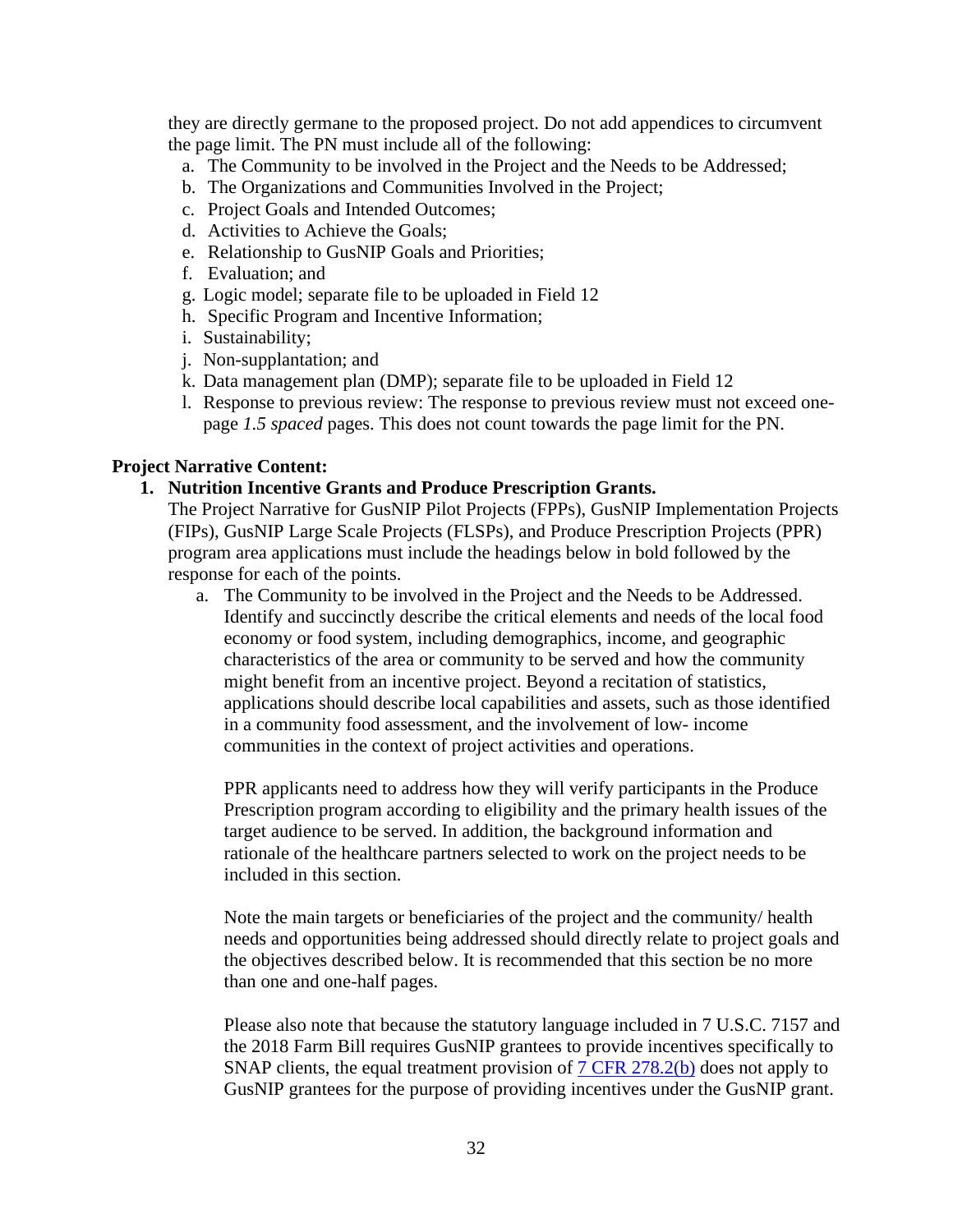they are directly germane to the proposed project. Do not add appendices to circumvent the page limit. The PN must include all of the following:

a. The Community to be involved in the Project and the Needs to be Addressed;
b. The Organizations and Communities Involved in the Project;
c. Project Goals and Intended Outcomes;
d. Activities to Achieve the Goals;
e. Relationship to GusNIP Goals and Priorities;
f. Evaluation; and
g. Logic model; separate file to be uploaded in Field 12
h. Specific Program and Incentive Information;
i. Sustainability;
j. Non-supplantation; and
k. Data management plan (DMP); separate file to be uploaded in Field 12
l. Response to previous review: The response to previous review must not exceed one-page *1.5 spaced* pages. This does not count towards the page limit for the PN.

**Project Narrative Content:**

1. **Nutrition Incentive Grants and Produce Prescription Grants.**
   The Project Narrative for GusNIP Pilot Projects (FPPs), GusNIP Implementation Projects (FIPs), GusNIP Large Scale Projects (FLSPs), and Produce Prescription Projects (PPR) program area applications must include the headings below in bold followed by the response for each of the points.

   a. The Community to be involved in the Project and the Needs to be Addressed. Identify and succinctly describe the critical elements and needs of the local food economy or food system, including demographics, income, and geographic characteristics of the area or community to be served and how the community might benefit from an incentive project. Beyond a recitation of statistics, applications should describe local capabilities and assets, such as those identified in a community food assessment, and the involvement of low- income communities in the context of project activities and operations.

      PPR applicants need to address how they will verify participants in the Produce Prescription program according to eligibility and the primary health issues of the target audience to be served. In addition, the background information and rationale of the healthcare partners selected to work on the project needs to be included in this section.

      Note the main targets or beneficiaries of the project and the community/ health needs and opportunities being addressed should directly relate to project goals and the objectives described below. It is recommended that this section be no more than one and one-half pages.

      Please also note that because the statutory language included in 7 U.S.C. 7157 and the 2018 Farm Bill requires GusNIP grantees to provide incentives specifically to SNAP clients, the equal treatment provision of [7 CFR 278.2(b)](#) does not apply to GusNIP grantees for the purpose of providing incentives under the GusNIP grant.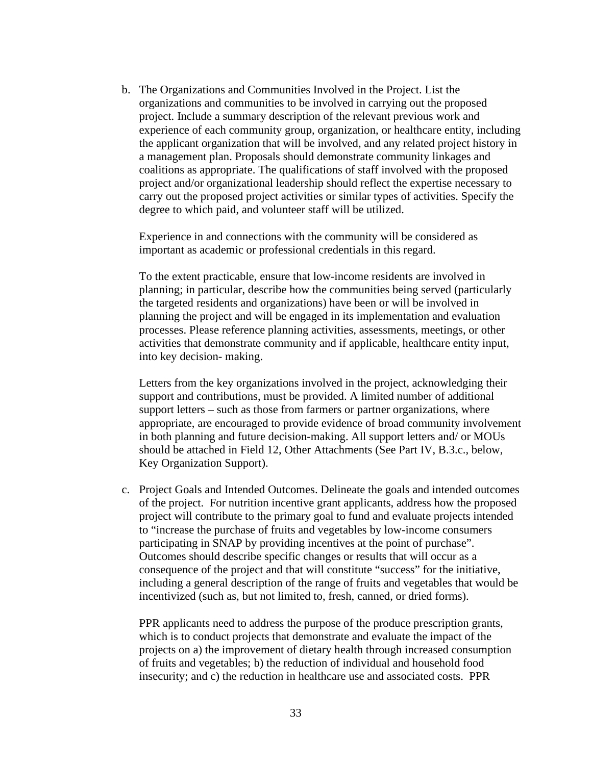b. The Organizations and Communities Involved in the Project. List the organizations and communities to be involved in carrying out the proposed project. Include a summary description of the relevant previous work and experience of each community group, organization, or healthcare entity, including the applicant organization that will be involved, and any related project history in a management plan. Proposals should demonstrate community linkages and coalitions as appropriate. The qualifications of staff involved with the proposed project and/or organizational leadership should reflect the expertise necessary to carry out the proposed project activities or similar types of activities. Specify the degree to which paid, and volunteer staff will be utilized.

   Experience in and connections with the community will be considered as important as academic or professional credentials in this regard.

   To the extent practicable, ensure that low-income residents are involved in planning; in particular, describe how the communities being served (particularly the targeted residents and organizations) have been or will be involved in planning the project and will be engaged in its implementation and evaluation processes. Please reference planning activities, assessments, meetings, or other activities that demonstrate community and if applicable, healthcare entity input, into key decision- making.

   Letters from the key organizations involved in the project, acknowledging their support and contributions, must be provided. A limited number of additional support letters – such as those from farmers or partner organizations, where appropriate, are encouraged to provide evidence of broad community involvement in both planning and future decision-making. All support letters and/ or MOUs should be attached in Field 12, Other Attachments (See Part IV, B.3.c., below, Key Organization Support).

c. Project Goals and Intended Outcomes. Delineate the goals and intended outcomes of the project. For nutrition incentive grant applicants, address how the proposed project will contribute to the primary goal to fund and evaluate projects intended to "increase the purchase of fruits and vegetables by low-income consumers participating in SNAP by providing incentives at the point of purchase". Outcomes should describe specific changes or results that will occur as a consequence of the project and that will constitute "success" for the initiative, including a general description of the range of fruits and vegetables that would be incentivized (such as, but not limited to, fresh, canned, or dried forms).

   PPR applicants need to address the purpose of the produce prescription grants, which is to conduct projects that demonstrate and evaluate the impact of the projects on a) the improvement of dietary health through increased consumption of fruits and vegetables; b) the reduction of individual and household food insecurity; and c) the reduction in healthcare use and associated costs. PPR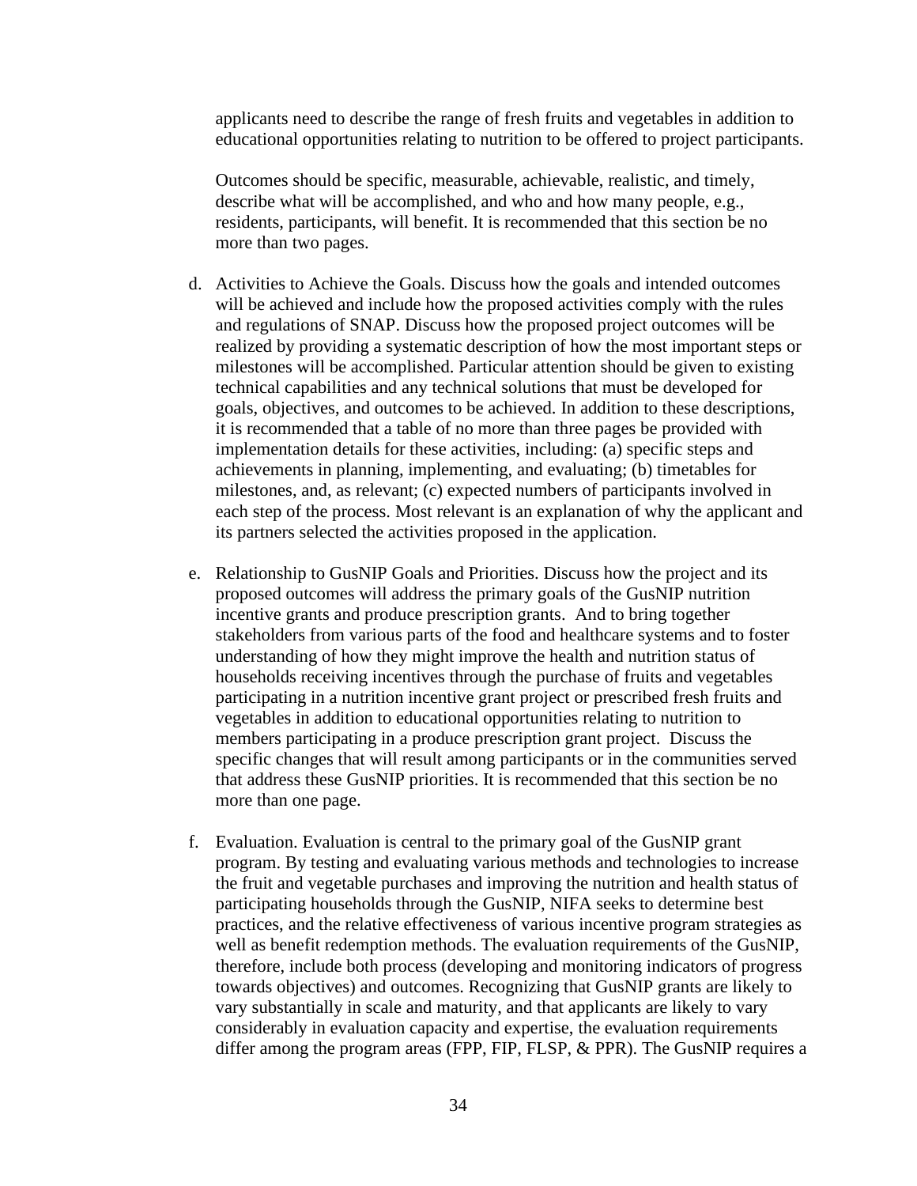applicants need to describe the range of fresh fruits and vegetables in addition to educational opportunities relating to nutrition to be offered to project participants.

Outcomes should be specific, measurable, achievable, realistic, and timely, describe what will be accomplished, and who and how many people, e.g., residents, participants, will benefit. It is recommended that this section be no more than two pages.

d. Activities to Achieve the Goals. Discuss how the goals and intended outcomes will be achieved and include how the proposed activities comply with the rules and regulations of SNAP. Discuss how the proposed project outcomes will be realized by providing a systematic description of how the most important steps or milestones will be accomplished. Particular attention should be given to existing technical capabilities and any technical solutions that must be developed for goals, objectives, and outcomes to be achieved. In addition to these descriptions, it is recommended that a table of no more than three pages be provided with implementation details for these activities, including: (a) specific steps and achievements in planning, implementing, and evaluating; (b) timetables for milestones, and, as relevant; (c) expected numbers of participants involved in each step of the process. Most relevant is an explanation of why the applicant and its partners selected the activities proposed in the application.

e. Relationship to GusNIP Goals and Priorities. Discuss how the project and its proposed outcomes will address the primary goals of the GusNIP nutrition incentive grants and produce prescription grants. And to bring together stakeholders from various parts of the food and healthcare systems and to foster understanding of how they might improve the health and nutrition status of households receiving incentives through the purchase of fruits and vegetables participating in a nutrition incentive grant project or prescribed fresh fruits and vegetables in addition to educational opportunities relating to nutrition to members participating in a produce prescription grant project. Discuss the specific changes that will result among participants or in the communities served that address these GusNIP priorities. It is recommended that this section be no more than one page.

f. Evaluation. Evaluation is central to the primary goal of the GusNIP grant program. By testing and evaluating various methods and technologies to increase the fruit and vegetable purchases and improving the nutrition and health status of participating households through the GusNIP, NIFA seeks to determine best practices, and the relative effectiveness of various incentive program strategies as well as benefit redemption methods. The evaluation requirements of the GusNIP, therefore, include both process (developing and monitoring indicators of progress towards objectives) and outcomes. Recognizing that GusNIP grants are likely to vary substantially in scale and maturity, and that applicants are likely to vary considerably in evaluation capacity and expertise, the evaluation requirements differ among the program areas (FPP, FIP, FLSP, & PPR). The GusNIP requires a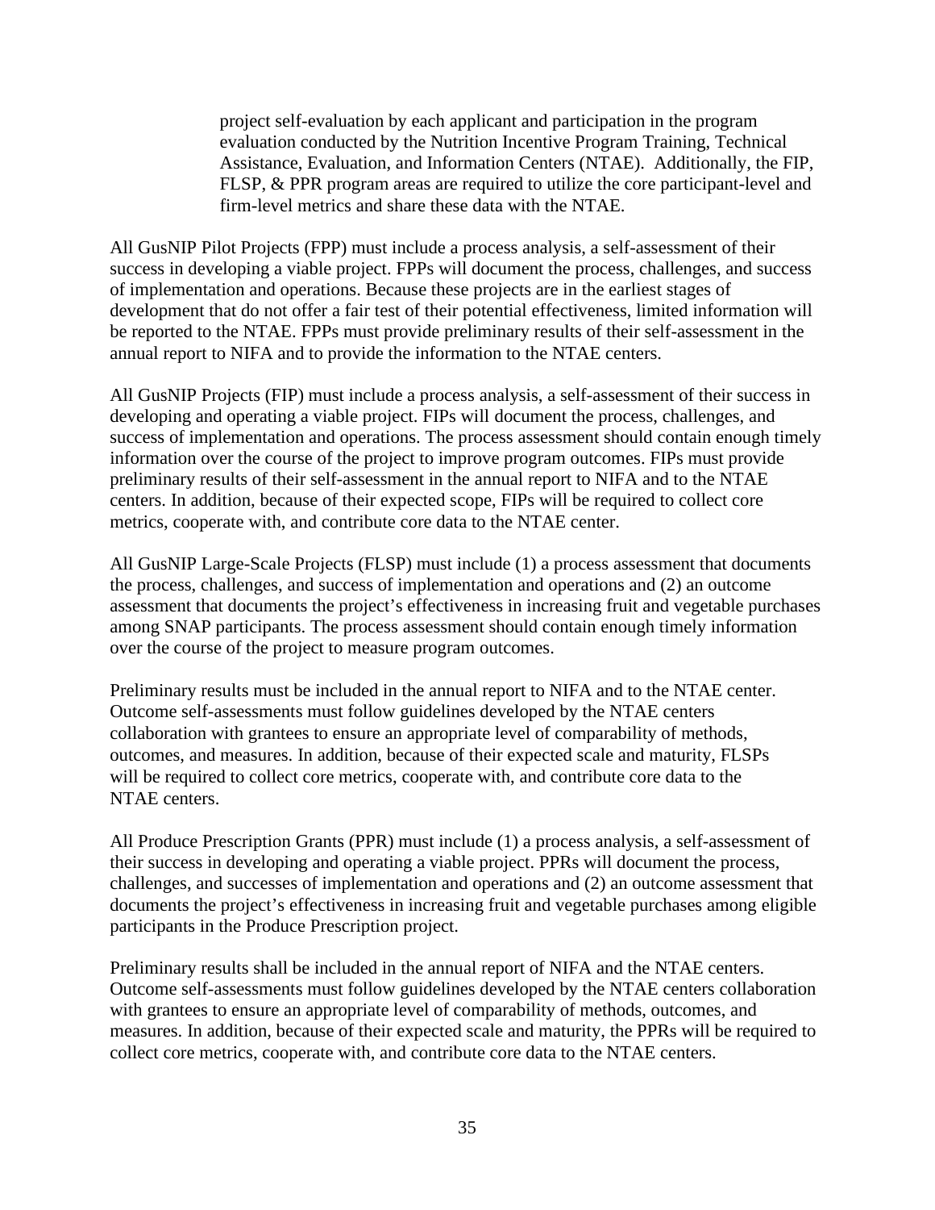project self-evaluation by each applicant and participation in the program evaluation conducted by the Nutrition Incentive Program Training, Technical Assistance, Evaluation, and Information Centers (NTAE). Additionally, the FIP, FLSP, & PPR program areas are required to utilize the core participant-level and firm-level metrics and share these data with the NTAE.

All GusNIP Pilot Projects (FPP) must include a process analysis, a self-assessment of their success in developing a viable project. FPPs will document the process, challenges, and success of implementation and operations. Because these projects are in the earliest stages of development that do not offer a fair test of their potential effectiveness, limited information will be reported to the NTAE. FPPs must provide preliminary results of their self-assessment in the annual report to NIFA and to provide the information to the NTAE centers.

All GusNIP Projects (FIP) must include a process analysis, a self-assessment of their success in developing and operating a viable project. FIPs will document the process, challenges, and success of implementation and operations. The process assessment should contain enough timely information over the course of the project to improve program outcomes. FIPs must provide preliminary results of their self-assessment in the annual report to NIFA and to the NTAE centers. In addition, because of their expected scope, FIPs will be required to collect core metrics, cooperate with, and contribute core data to the NTAE center.

All GusNIP Large-Scale Projects (FLSP) must include (1) a process assessment that documents the process, challenges, and success of implementation and operations and (2) an outcome assessment that documents the project's effectiveness in increasing fruit and vegetable purchases among SNAP participants. The process assessment should contain enough timely information over the course of the project to measure program outcomes.

Preliminary results must be included in the annual report to NIFA and to the NTAE center. Outcome self-assessments must follow guidelines developed by the NTAE centers collaboration with grantees to ensure an appropriate level of comparability of methods, outcomes, and measures. In addition, because of their expected scale and maturity, FLSPs will be required to collect core metrics, cooperate with, and contribute core data to the NTAE centers.

All Produce Prescription Grants (PPR) must include (1) a process analysis, a self-assessment of their success in developing and operating a viable project. PPRs will document the process, challenges, and successes of implementation and operations and (2) an outcome assessment that documents the project's effectiveness in increasing fruit and vegetable purchases among eligible participants in the Produce Prescription project.

Preliminary results shall be included in the annual report of NIFA and the NTAE centers. Outcome self-assessments must follow guidelines developed by the NTAE centers collaboration with grantees to ensure an appropriate level of comparability of methods, outcomes, and measures. In addition, because of their expected scale and maturity, the PPRs will be required to collect core metrics, cooperate with, and contribute core data to the NTAE centers.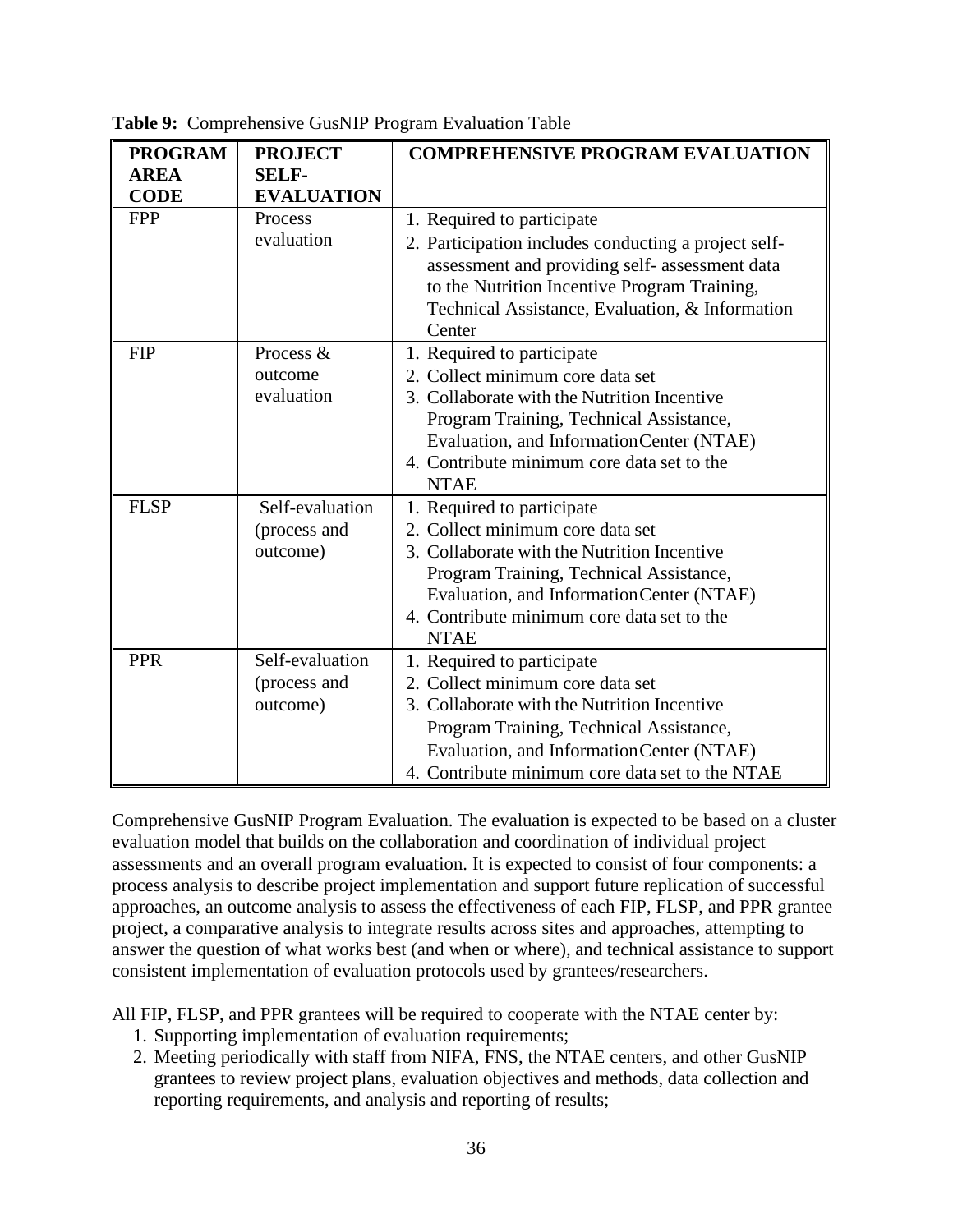**Table 9:** Comprehensive GusNIP Program Evaluation Table

| PROGRAM AREA CODE | PROJECT SELF-EVALUATION | COMPREHENSIVE PROGRAM EVALUATION |
|---|---|---|
| FPP | Process evaluation | 1. Required to participate<br>2. Participation includes conducting a project self-assessment and providing self- assessment data to the Nutrition Incentive Program Training, Technical Assistance, Evaluation, & Information Center |
| FIP | Process & outcome evaluation | 1. Required to participate<br>2. Collect minimum core data set<br>3. Collaborate with the Nutrition Incentive Program Training, Technical Assistance, Evaluation, and Information Center (NTAE)<br>4. Contribute minimum core data set to the NTAE |
| FLSP | Self-evaluation (process and outcome) | 1. Required to participate<br>2. Collect minimum core data set<br>3. Collaborate with the Nutrition Incentive Program Training, Technical Assistance, Evaluation, and Information Center (NTAE)<br>4. Contribute minimum core data set to the NTAE |
| PPR | Self-evaluation (process and outcome) | 1. Required to participate<br>2. Collect minimum core data set<br>3. Collaborate with the Nutrition Incentive Program Training, Technical Assistance, Evaluation, and Information Center (NTAE)<br>4. Contribute minimum core data set to the NTAE |

Comprehensive GusNIP Program Evaluation. The evaluation is expected to be based on a cluster evaluation model that builds on the collaboration and coordination of individual project assessments and an overall program evaluation. It is expected to consist of four components: a process analysis to describe project implementation and support future replication of successful approaches, an outcome analysis to assess the effectiveness of each FIP, FLSP, and PPR grantee project, a comparative analysis to integrate results across sites and approaches, attempting to answer the question of what works best (and when or where), and technical assistance to support consistent implementation of evaluation protocols used by grantees/researchers.

All FIP, FLSP, and PPR grantees will be required to cooperate with the NTAE center by:

1. Supporting implementation of evaluation requirements;
2. Meeting periodically with staff from NIFA, FNS, the NTAE centers, and other GusNIP grantees to review project plans, evaluation objectives and methods, data collection and reporting requirements, and analysis and reporting of results;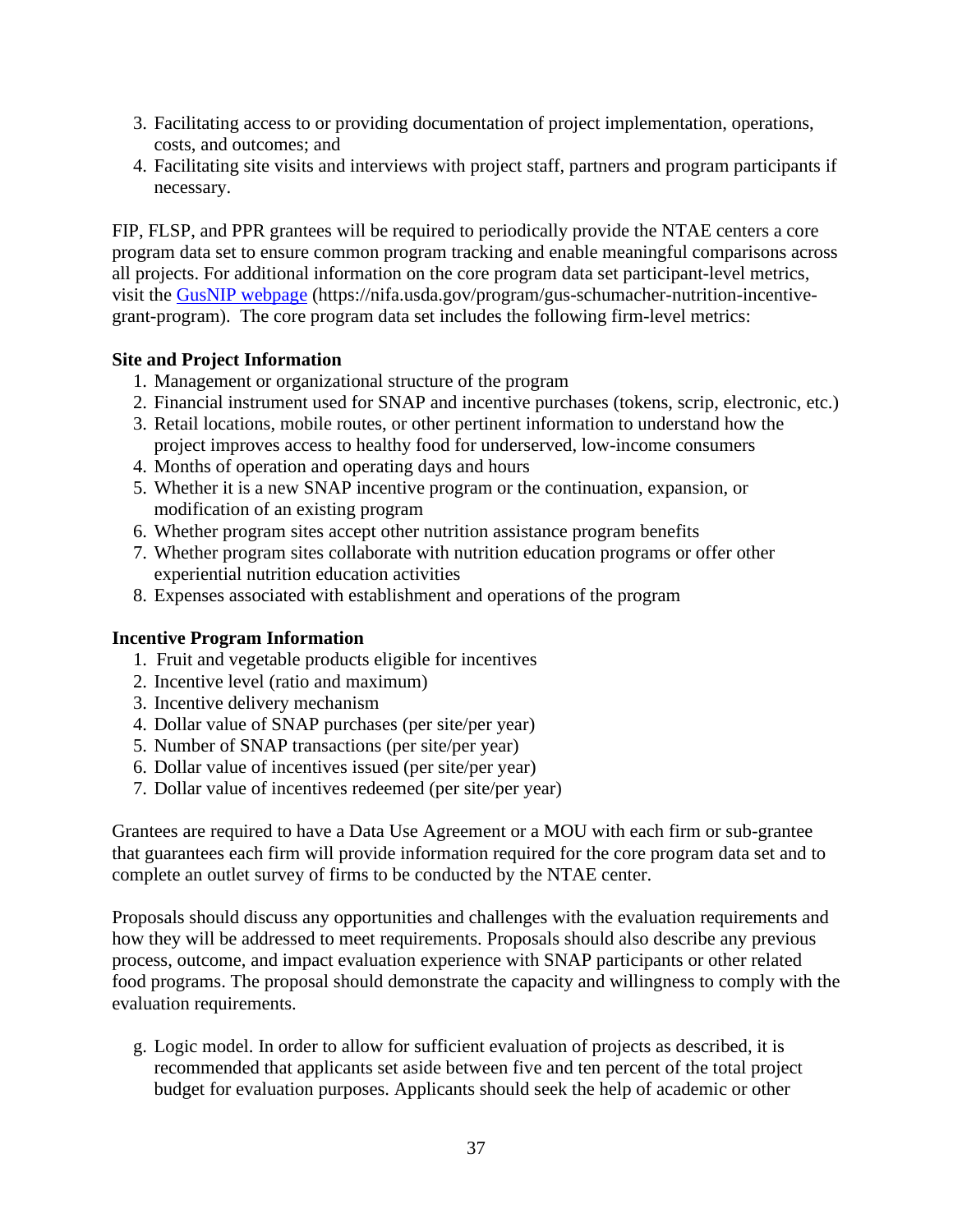3. Facilitating access to or providing documentation of project implementation, operations, costs, and outcomes; and
4. Facilitating site visits and interviews with project staff, partners and program participants if necessary.

FIP, FLSP, and PPR grantees will be required to periodically provide the NTAE centers a core program data set to ensure common program tracking and enable meaningful comparisons across all projects. For additional information on the core program data set participant-level metrics, visit the [GusNIP webpage](https://nifa.usda.gov/program/gus-schumacher-nutrition-incentive-grant-program) (https://nifa.usda.gov/program/gus-schumacher-nutrition-incentive-grant-program). The core program data set includes the following firm-level metrics:

**Site and Project Information**

1. Management or organizational structure of the program
2. Financial instrument used for SNAP and incentive purchases (tokens, scrip, electronic, etc.)
3. Retail locations, mobile routes, or other pertinent information to understand how the project improves access to healthy food for underserved, low-income consumers
4. Months of operation and operating days and hours
5. Whether it is a new SNAP incentive program or the continuation, expansion, or modification of an existing program
6. Whether program sites accept other nutrition assistance program benefits
7. Whether program sites collaborate with nutrition education programs or offer other experiential nutrition education activities
8. Expenses associated with establishment and operations of the program

**Incentive Program Information**

1. Fruit and vegetable products eligible for incentives
2. Incentive level (ratio and maximum)
3. Incentive delivery mechanism
4. Dollar value of SNAP purchases (per site/per year)
5. Number of SNAP transactions (per site/per year)
6. Dollar value of incentives issued (per site/per year)
7. Dollar value of incentives redeemed (per site/per year)

Grantees are required to have a Data Use Agreement or a MOU with each firm or sub-grantee that guarantees each firm will provide information required for the core program data set and to complete an outlet survey of firms to be conducted by the NTAE center.

Proposals should discuss any opportunities and challenges with the evaluation requirements and how they will be addressed to meet requirements. Proposals should also describe any previous process, outcome, and impact evaluation experience with SNAP participants or other related food programs. The proposal should demonstrate the capacity and willingness to comply with the evaluation requirements.

g. Logic model. In order to allow for sufficient evaluation of projects as described, it is recommended that applicants set aside between five and ten percent of the total project budget for evaluation purposes. Applicants should seek the help of academic or other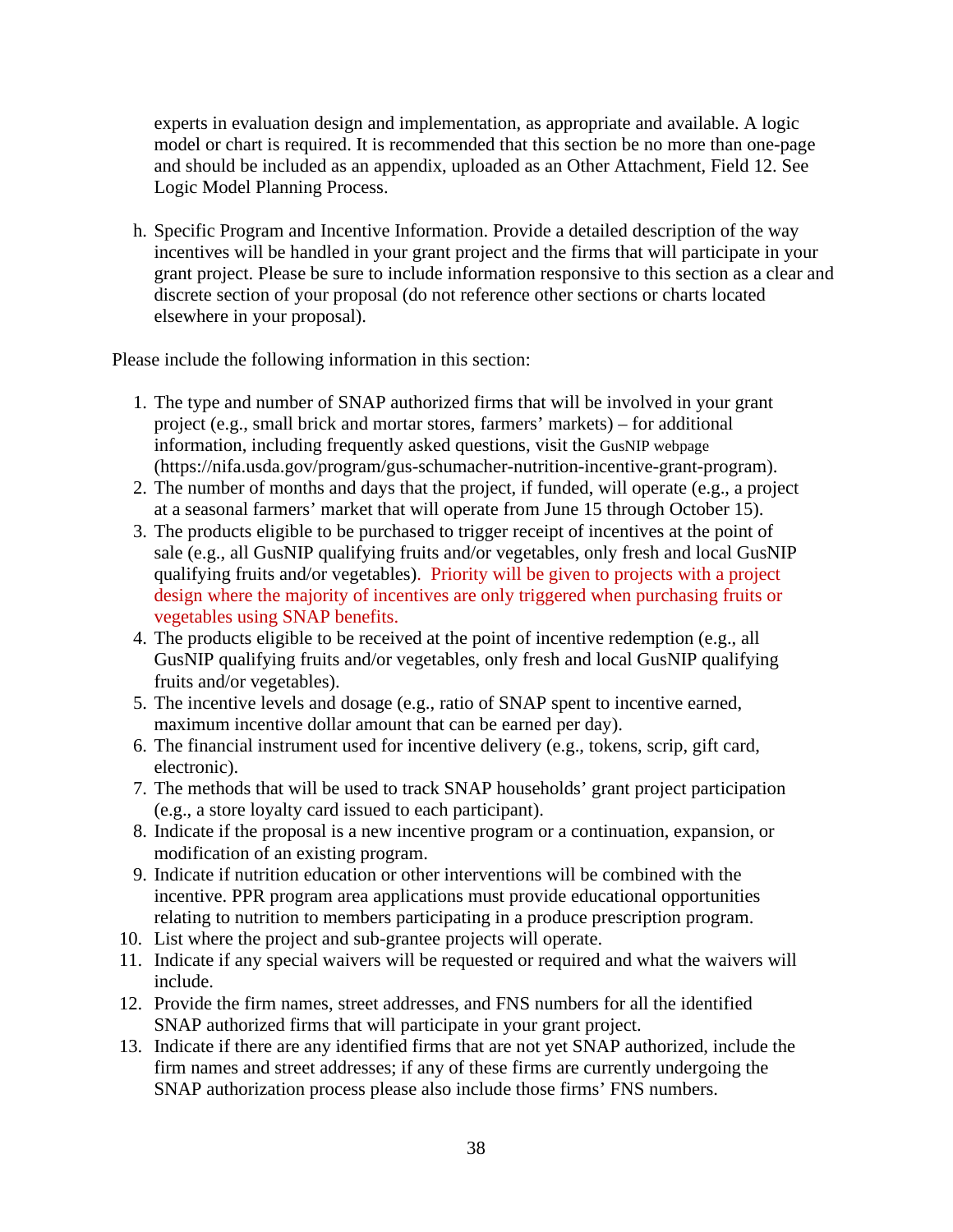experts in evaluation design and implementation, as appropriate and available. A logic model or chart is required. It is recommended that this section be no more than one-page and should be included as an appendix, uploaded as an Other Attachment, Field 12. See Logic Model Planning Process.

h. Specific Program and Incentive Information. Provide a detailed description of the way incentives will be handled in your grant project and the firms that will participate in your grant project. Please be sure to include information responsive to this section as a clear and discrete section of your proposal (do not reference other sections or charts located elsewhere in your proposal).

Please include the following information in this section:

1. The type and number of SNAP authorized firms that will be involved in your grant project (e.g., small brick and mortar stores, farmers' markets) – for additional information, including frequently asked questions, visit the GusNIP webpage (https://nifa.usda.gov/program/gus-schumacher-nutrition-incentive-grant-program).
2. The number of months and days that the project, if funded, will operate (e.g., a project at a seasonal farmers' market that will operate from June 15 through October 15).
3. The products eligible to be purchased to trigger receipt of incentives at the point of sale (e.g., all GusNIP qualifying fruits and/or vegetables, only fresh and local GusNIP qualifying fruits and/or vegetables). Priority will be given to projects with a project design where the majority of incentives are only triggered when purchasing fruits or vegetables using SNAP benefits.
4. The products eligible to be received at the point of incentive redemption (e.g., all GusNIP qualifying fruits and/or vegetables, only fresh and local GusNIP qualifying fruits and/or vegetables).
5. The incentive levels and dosage (e.g., ratio of SNAP spent to incentive earned, maximum incentive dollar amount that can be earned per day).
6. The financial instrument used for incentive delivery (e.g., tokens, scrip, gift card, electronic).
7. The methods that will be used to track SNAP households' grant project participation (e.g., a store loyalty card issued to each participant).
8. Indicate if the proposal is a new incentive program or a continuation, expansion, or modification of an existing program.
9. Indicate if nutrition education or other interventions will be combined with the incentive. PPR program area applications must provide educational opportunities relating to nutrition to members participating in a produce prescription program.
10. List where the project and sub-grantee projects will operate.
11. Indicate if any special waivers will be requested or required and what the waivers will include.
12. Provide the firm names, street addresses, and FNS numbers for all the identified SNAP authorized firms that will participate in your grant project.
13. Indicate if there are any identified firms that are not yet SNAP authorized, include the firm names and street addresses; if any of these firms are currently undergoing the SNAP authorization process please also include those firms' FNS numbers.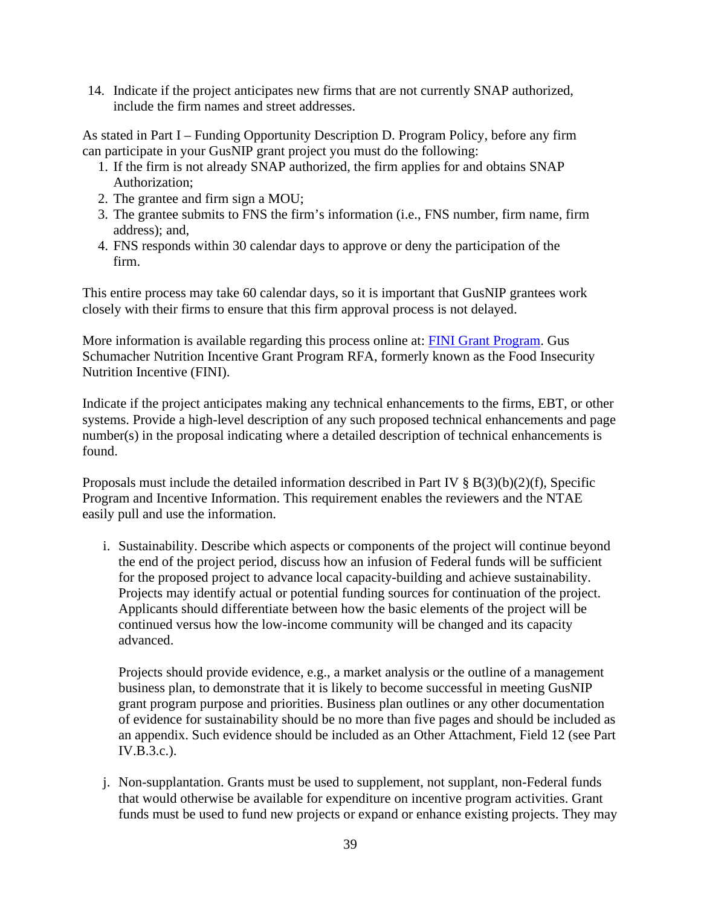14. Indicate if the project anticipates new firms that are not currently SNAP authorized, include the firm names and street addresses.

As stated in Part I – Funding Opportunity Description D. Program Policy, before any firm can participate in your GusNIP grant project you must do the following:

1. If the firm is not already SNAP authorized, the firm applies for and obtains SNAP Authorization;
2. The grantee and firm sign a MOU;
3. The grantee submits to FNS the firm's information (i.e., FNS number, firm name, firm address); and,
4. FNS responds within 30 calendar days to approve or deny the participation of the firm.

This entire process may take 60 calendar days, so it is important that GusNIP grantees work closely with their firms to ensure that this firm approval process is not delayed.

More information is available regarding this process online at: [FINI Grant Program](). Gus Schumacher Nutrition Incentive Grant Program RFA, formerly known as the Food Insecurity Nutrition Incentive (FINI).

Indicate if the project anticipates making any technical enhancements to the firms, EBT, or other systems. Provide a high-level description of any such proposed technical enhancements and page number(s) in the proposal indicating where a detailed description of technical enhancements is found.

Proposals must include the detailed information described in Part IV § B(3)(b)(2)(f), Specific Program and Incentive Information. This requirement enables the reviewers and the NTAE easily pull and use the information.

i. Sustainability. Describe which aspects or components of the project will continue beyond the end of the project period, discuss how an infusion of Federal funds will be sufficient for the proposed project to advance local capacity-building and achieve sustainability. Projects may identify actual or potential funding sources for continuation of the project. Applicants should differentiate between how the basic elements of the project will be continued versus how the low-income community will be changed and its capacity advanced.

   Projects should provide evidence, e.g., a market analysis or the outline of a management business plan, to demonstrate that it is likely to become successful in meeting GusNIP grant program purpose and priorities. Business plan outlines or any other documentation of evidence for sustainability should be no more than five pages and should be included as an appendix. Such evidence should be included as an Other Attachment, Field 12 (see Part IV.B.3.c.).

j. Non-supplantation. Grants must be used to supplement, not supplant, non-Federal funds that would otherwise be available for expenditure on incentive program activities. Grant funds must be used to fund new projects or expand or enhance existing projects. They may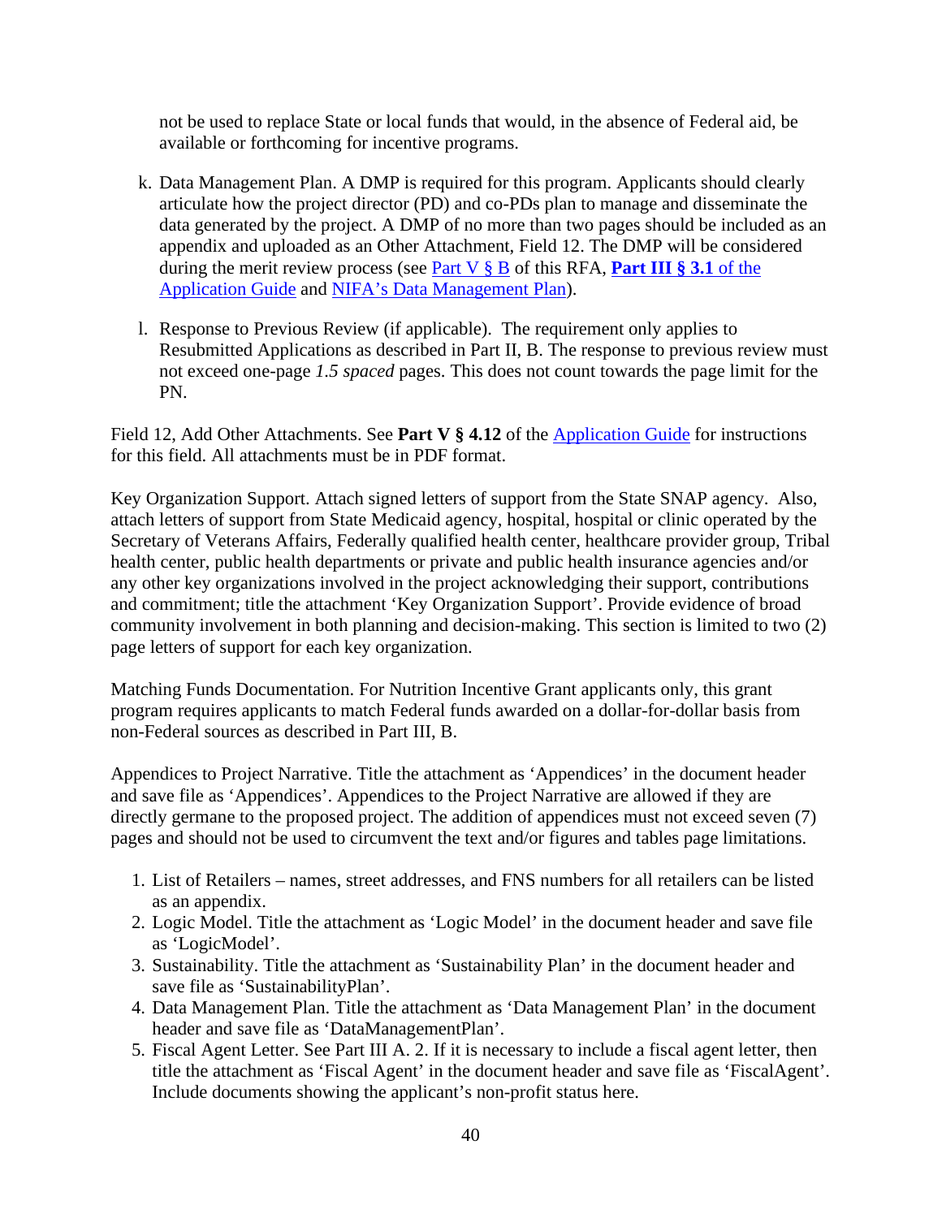not be used to replace State or local funds that would, in the absence of Federal aid, be available or forthcoming for incentive programs.

k. Data Management Plan. A DMP is required for this program. Applicants should clearly articulate how the project director (PD) and co-PDs plan to manage and disseminate the data generated by the project. A DMP of no more than two pages should be included as an appendix and uploaded as an Other Attachment, Field 12. The DMP will be considered during the merit review process (see Part V § B of this RFA, **Part III § 3.1** of the Application Guide and NIFA's Data Management Plan).

l. Response to Previous Review (if applicable). The requirement only applies to Resubmitted Applications as described in Part II, B. The response to previous review must not exceed one-page *1.5 spaced* pages. This does not count towards the page limit for the PN.

Field 12, Add Other Attachments. See **Part V § 4.12** of the Application Guide for instructions for this field. All attachments must be in PDF format.

Key Organization Support. Attach signed letters of support from the State SNAP agency. Also, attach letters of support from State Medicaid agency, hospital, hospital or clinic operated by the Secretary of Veterans Affairs, Federally qualified health center, healthcare provider group, Tribal health center, public health departments or private and public health insurance agencies and/or any other key organizations involved in the project acknowledging their support, contributions and commitment; title the attachment 'Key Organization Support'. Provide evidence of broad community involvement in both planning and decision-making. This section is limited to two (2) page letters of support for each key organization.

Matching Funds Documentation. For Nutrition Incentive Grant applicants only, this grant program requires applicants to match Federal funds awarded on a dollar-for-dollar basis from non-Federal sources as described in Part III, B.

Appendices to Project Narrative. Title the attachment as 'Appendices' in the document header and save file as 'Appendices'. Appendices to the Project Narrative are allowed if they are directly germane to the proposed project. The addition of appendices must not exceed seven (7) pages and should not be used to circumvent the text and/or figures and tables page limitations.

1. List of Retailers – names, street addresses, and FNS numbers for all retailers can be listed as an appendix.
2. Logic Model. Title the attachment as 'Logic Model' in the document header and save file as 'LogicModel'.
3. Sustainability. Title the attachment as 'Sustainability Plan' in the document header and save file as 'SustainabilityPlan'.
4. Data Management Plan. Title the attachment as 'Data Management Plan' in the document header and save file as 'DataManagementPlan'.
5. Fiscal Agent Letter. See Part III A. 2. If it is necessary to include a fiscal agent letter, then title the attachment as 'Fiscal Agent' in the document header and save file as 'FiscalAgent'. Include documents showing the applicant's non-profit status here.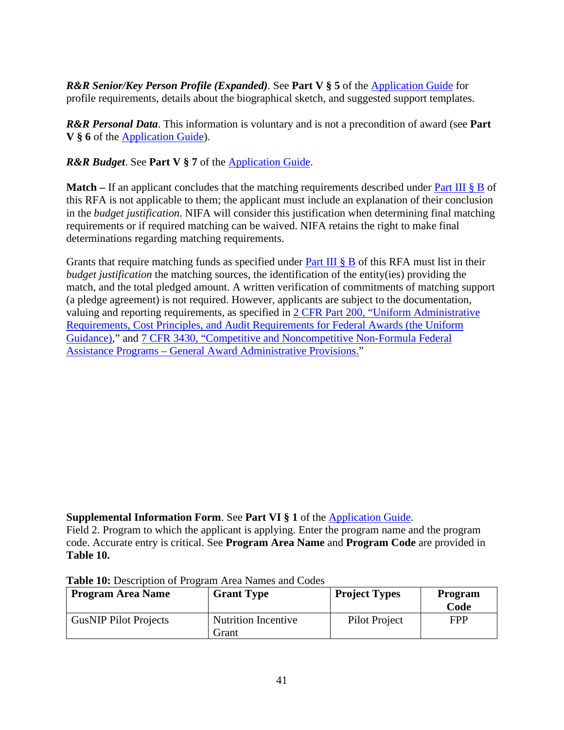***R&R Senior/Key Person Profile (Expanded)***. See **Part V § 5** of the Application Guide for profile requirements, details about the biographical sketch, and suggested support templates.

***R&R Personal Data***. This information is voluntary and is not a precondition of award (see **Part V § 6** of the Application Guide).

***R&R Budget***. See **Part V § 7** of the Application Guide.

**Match –** If an applicant concludes that the matching requirements described under Part III § B of this RFA is not applicable to them; the applicant must include an explanation of their conclusion in the *budget justification*. NIFA will consider this justification when determining final matching requirements or if required matching can be waived. NIFA retains the right to make final determinations regarding matching requirements.

Grants that require matching funds as specified under Part III § B of this RFA must list in their *budget justification* the matching sources, the identification of the entity(ies) providing the match, and the total pledged amount. A written verification of commitments of matching support (a pledge agreement) is not required. However, applicants are subject to the documentation, valuing and reporting requirements, as specified in 2 CFR Part 200, "Uniform Administrative Requirements, Cost Principles, and Audit Requirements for Federal Awards (the Uniform Guidance)," and 7 CFR 3430, "Competitive and Noncompetitive Non-Formula Federal Assistance Programs – General Award Administrative Provisions."

**Supplemental Information Form**. See **Part VI § 1** of the Application Guide.
Field 2. Program to which the applicant is applying. Enter the program name and the program code. Accurate entry is critical. See **Program Area Name** and **Program Code** are provided in **Table 10.**

**Table 10:** Description of Program Area Names and Codes

| Program Area Name | Grant Type | Project Types | Program Code |
| --- | --- | --- | --- |
| GusNIP Pilot Projects | Nutrition Incentive Grant | Pilot Project | FPP |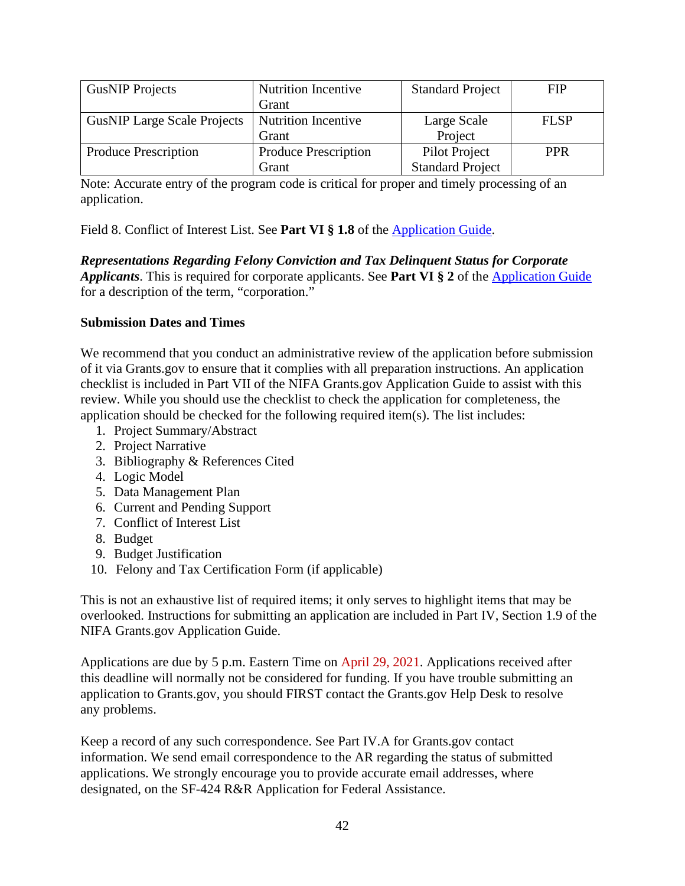| GusNIP Projects | Nutrition Incentive Grant | Standard Project | FIP |
|---|---|---|---|
| GusNIP Large Scale Projects | Nutrition Incentive Grant | Large Scale Project | FLSP |
| Produce Prescription | Produce Prescription Grant | Pilot Project Standard Project | PPR |

Note: Accurate entry of the program code is critical for proper and timely processing of an application.

Field 8. Conflict of Interest List. See **Part VI § 1.8** of the Application Guide.

***Representations Regarding Felony Conviction and Tax Delinquent Status for Corporate Applicants***. This is required for corporate applicants. See **Part VI § 2** of the Application Guide for a description of the term, "corporation."

**Submission Dates and Times**

We recommend that you conduct an administrative review of the application before submission of it via Grants.gov to ensure that it complies with all preparation instructions. An application checklist is included in Part VII of the NIFA Grants.gov Application Guide to assist with this review. While you should use the checklist to check the application for completeness, the application should be checked for the following required item(s). The list includes:

1. Project Summary/Abstract
2. Project Narrative
3. Bibliography & References Cited
4. Logic Model
5. Data Management Plan
6. Current and Pending Support
7. Conflict of Interest List
8. Budget
9. Budget Justification
10. Felony and Tax Certification Form (if applicable)

This is not an exhaustive list of required items; it only serves to highlight items that may be overlooked. Instructions for submitting an application are included in Part IV, Section 1.9 of the NIFA Grants.gov Application Guide.

Applications are due by 5 p.m. Eastern Time on April 29, 2021. Applications received after this deadline will normally not be considered for funding. If you have trouble submitting an application to Grants.gov, you should FIRST contact the Grants.gov Help Desk to resolve any problems.

Keep a record of any such correspondence. See Part IV.A for Grants.gov contact information. We send email correspondence to the AR regarding the status of submitted applications. We strongly encourage you to provide accurate email addresses, where designated, on the SF-424 R&R Application for Federal Assistance.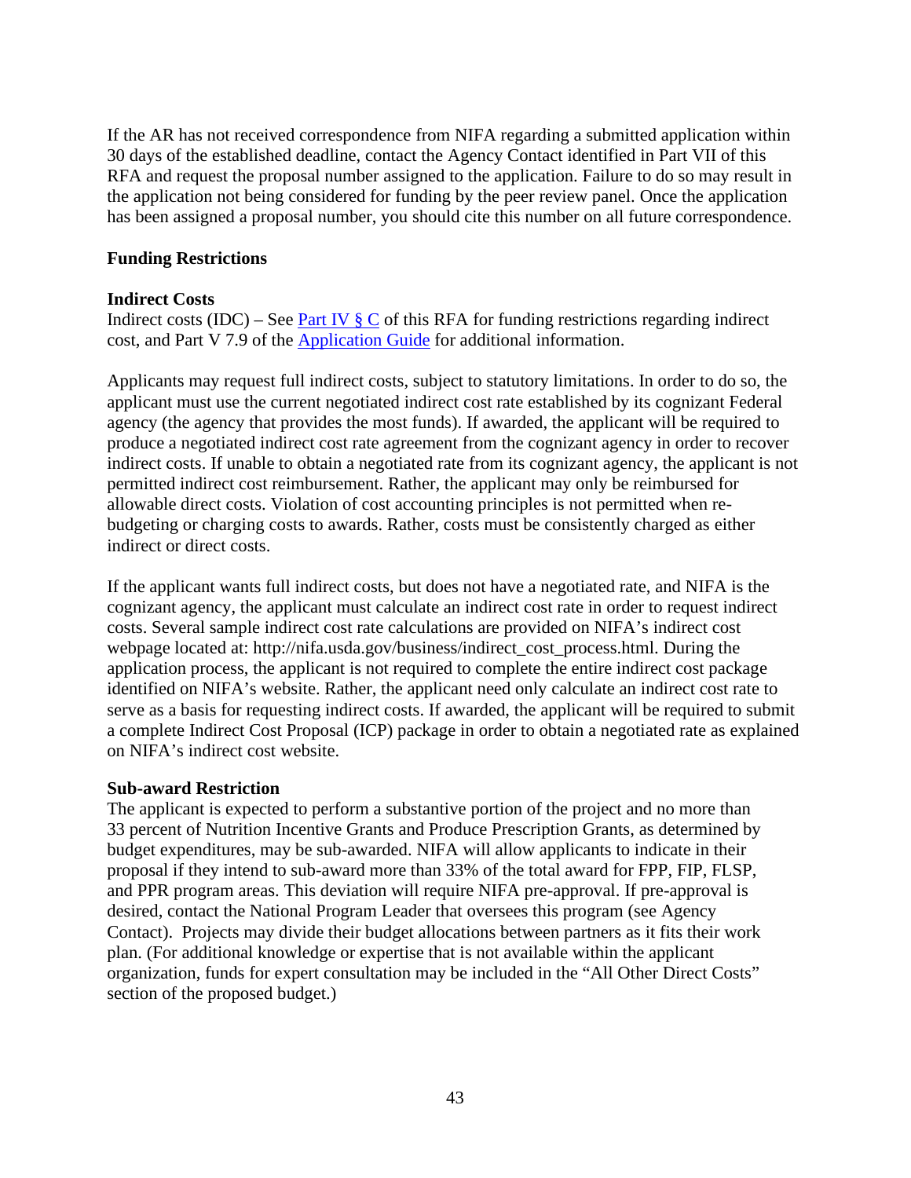If the AR has not received correspondence from NIFA regarding a submitted application within 30 days of the established deadline, contact the Agency Contact identified in Part VII of this RFA and request the proposal number assigned to the application. Failure to do so may result in the application not being considered for funding by the peer review panel. Once the application has been assigned a proposal number, you should cite this number on all future correspondence.

**Funding Restrictions**

**Indirect Costs**

Indirect costs (IDC) – See [Part IV § C]() of this RFA for funding restrictions regarding indirect cost, and Part V 7.9 of the [Application Guide]() for additional information.

Applicants may request full indirect costs, subject to statutory limitations. In order to do so, the applicant must use the current negotiated indirect cost rate established by its cognizant Federal agency (the agency that provides the most funds). If awarded, the applicant will be required to produce a negotiated indirect cost rate agreement from the cognizant agency in order to recover indirect costs. If unable to obtain a negotiated rate from its cognizant agency, the applicant is not permitted indirect cost reimbursement. Rather, the applicant may only be reimbursed for allowable direct costs. Violation of cost accounting principles is not permitted when re-budgeting or charging costs to awards. Rather, costs must be consistently charged as either indirect or direct costs.

If the applicant wants full indirect costs, but does not have a negotiated rate, and NIFA is the cognizant agency, the applicant must calculate an indirect cost rate in order to request indirect costs. Several sample indirect cost rate calculations are provided on NIFA's indirect cost webpage located at: http://nifa.usda.gov/business/indirect_cost_process.html. During the application process, the applicant is not required to complete the entire indirect cost package identified on NIFA's website. Rather, the applicant need only calculate an indirect cost rate to serve as a basis for requesting indirect costs. If awarded, the applicant will be required to submit a complete Indirect Cost Proposal (ICP) package in order to obtain a negotiated rate as explained on NIFA's indirect cost website.

**Sub-award Restriction**

The applicant is expected to perform a substantive portion of the project and no more than 33 percent of Nutrition Incentive Grants and Produce Prescription Grants, as determined by budget expenditures, may be sub-awarded. NIFA will allow applicants to indicate in their proposal if they intend to sub-award more than 33% of the total award for FPP, FIP, FLSP, and PPR program areas. This deviation will require NIFA pre-approval. If pre-approval is desired, contact the National Program Leader that oversees this program (see Agency Contact). Projects may divide their budget allocations between partners as it fits their work plan. (For additional knowledge or expertise that is not available within the applicant organization, funds for expert consultation may be included in the "All Other Direct Costs" section of the proposed budget.)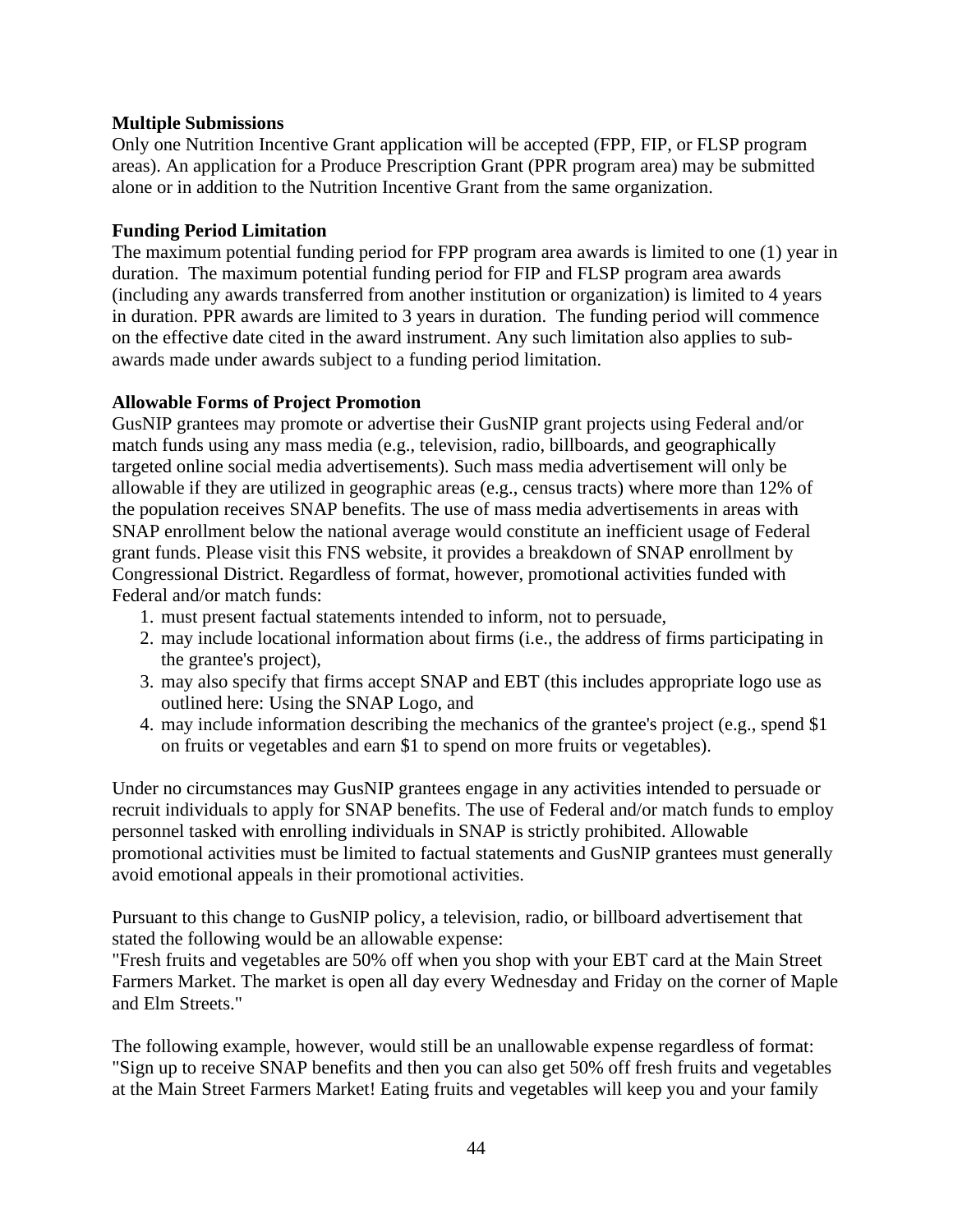**Multiple Submissions**

Only one Nutrition Incentive Grant application will be accepted (FPP, FIP, or FLSP program areas). An application for a Produce Prescription Grant (PPR program area) may be submitted alone or in addition to the Nutrition Incentive Grant from the same organization.

**Funding Period Limitation**

The maximum potential funding period for FPP program area awards is limited to one (1) year in duration. The maximum potential funding period for FIP and FLSP program area awards (including any awards transferred from another institution or organization) is limited to 4 years in duration. PPR awards are limited to 3 years in duration. The funding period will commence on the effective date cited in the award instrument. Any such limitation also applies to sub-awards made under awards subject to a funding period limitation.

**Allowable Forms of Project Promotion**

GusNIP grantees may promote or advertise their GusNIP grant projects using Federal and/or match funds using any mass media (e.g., television, radio, billboards, and geographically targeted online social media advertisements). Such mass media advertisement will only be allowable if they are utilized in geographic areas (e.g., census tracts) where more than 12% of the population receives SNAP benefits. The use of mass media advertisements in areas with SNAP enrollment below the national average would constitute an inefficient usage of Federal grant funds. Please visit this FNS website, it provides a breakdown of SNAP enrollment by Congressional District. Regardless of format, however, promotional activities funded with Federal and/or match funds:

1. must present factual statements intended to inform, not to persuade,
2. may include locational information about firms (i.e., the address of firms participating in the grantee's project),
3. may also specify that firms accept SNAP and EBT (this includes appropriate logo use as outlined here: Using the SNAP Logo, and
4. may include information describing the mechanics of the grantee's project (e.g., spend $1 on fruits or vegetables and earn $1 to spend on more fruits or vegetables).

Under no circumstances may GusNIP grantees engage in any activities intended to persuade or recruit individuals to apply for SNAP benefits. The use of Federal and/or match funds to employ personnel tasked with enrolling individuals in SNAP is strictly prohibited. Allowable promotional activities must be limited to factual statements and GusNIP grantees must generally avoid emotional appeals in their promotional activities.

Pursuant to this change to GusNIP policy, a television, radio, or billboard advertisement that stated the following would be an allowable expense:
"Fresh fruits and vegetables are 50% off when you shop with your EBT card at the Main Street Farmers Market. The market is open all day every Wednesday and Friday on the corner of Maple and Elm Streets."

The following example, however, would still be an unallowable expense regardless of format:
"Sign up to receive SNAP benefits and then you can also get 50% off fresh fruits and vegetables at the Main Street Farmers Market! Eating fruits and vegetables will keep you and your family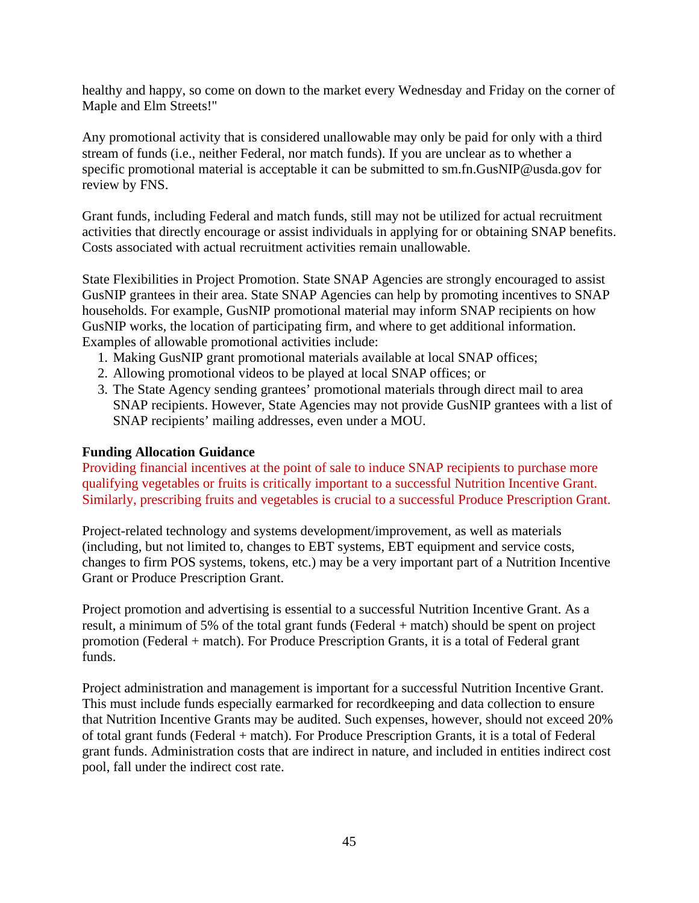healthy and happy, so come on down to the market every Wednesday and Friday on the corner of Maple and Elm Streets!"

Any promotional activity that is considered unallowable may only be paid for only with a third stream of funds (i.e., neither Federal, nor match funds). If you are unclear as to whether a specific promotional material is acceptable it can be submitted to sm.fn.GusNIP@usda.gov for review by FNS.

Grant funds, including Federal and match funds, still may not be utilized for actual recruitment activities that directly encourage or assist individuals in applying for or obtaining SNAP benefits. Costs associated with actual recruitment activities remain unallowable.

State Flexibilities in Project Promotion. State SNAP Agencies are strongly encouraged to assist GusNIP grantees in their area. State SNAP Agencies can help by promoting incentives to SNAP households. For example, GusNIP promotional material may inform SNAP recipients on how GusNIP works, the location of participating firm, and where to get additional information. Examples of allowable promotional activities include:

1. Making GusNIP grant promotional materials available at local SNAP offices;
2. Allowing promotional videos to be played at local SNAP offices; or
3. The State Agency sending grantees' promotional materials through direct mail to area SNAP recipients. However, State Agencies may not provide GusNIP grantees with a list of SNAP recipients' mailing addresses, even under a MOU.

**Funding Allocation Guidance**

Providing financial incentives at the point of sale to induce SNAP recipients to purchase more qualifying vegetables or fruits is critically important to a successful Nutrition Incentive Grant. Similarly, prescribing fruits and vegetables is crucial to a successful Produce Prescription Grant.

Project-related technology and systems development/improvement, as well as materials (including, but not limited to, changes to EBT systems, EBT equipment and service costs, changes to firm POS systems, tokens, etc.) may be a very important part of a Nutrition Incentive Grant or Produce Prescription Grant.

Project promotion and advertising is essential to a successful Nutrition Incentive Grant. As a result, a minimum of 5% of the total grant funds (Federal + match) should be spent on project promotion (Federal + match). For Produce Prescription Grants, it is a total of Federal grant funds.

Project administration and management is important for a successful Nutrition Incentive Grant. This must include funds especially earmarked for recordkeeping and data collection to ensure that Nutrition Incentive Grants may be audited. Such expenses, however, should not exceed 20% of total grant funds (Federal + match). For Produce Prescription Grants, it is a total of Federal grant funds. Administration costs that are indirect in nature, and included in entities indirect cost pool, fall under the indirect cost rate.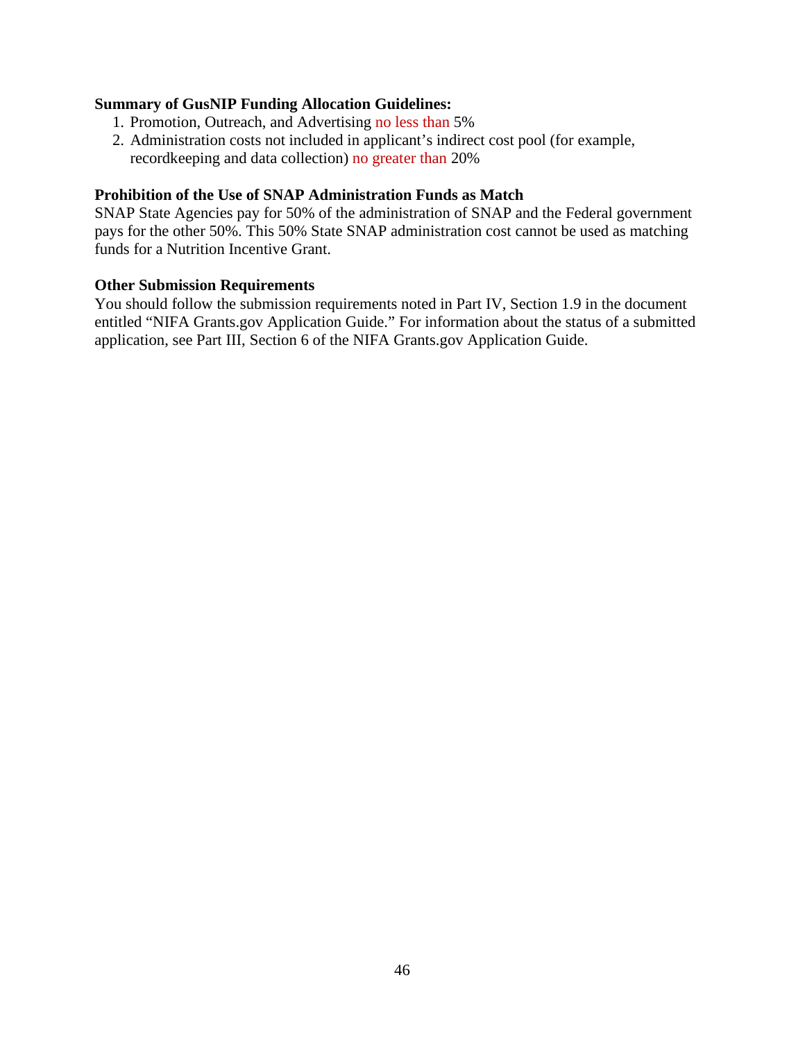**Summary of GusNIP Funding Allocation Guidelines:**

1. Promotion, Outreach, and Advertising no less than 5%
2. Administration costs not included in applicant's indirect cost pool (for example, recordkeeping and data collection) no greater than 20%

**Prohibition of the Use of SNAP Administration Funds as Match**

SNAP State Agencies pay for 50% of the administration of SNAP and the Federal government pays for the other 50%. This 50% State SNAP administration cost cannot be used as matching funds for a Nutrition Incentive Grant.

**Other Submission Requirements**

You should follow the submission requirements noted in Part IV, Section 1.9 in the document entitled "NIFA Grants.gov Application Guide." For information about the status of a submitted application, see Part III, Section 6 of the NIFA Grants.gov Application Guide.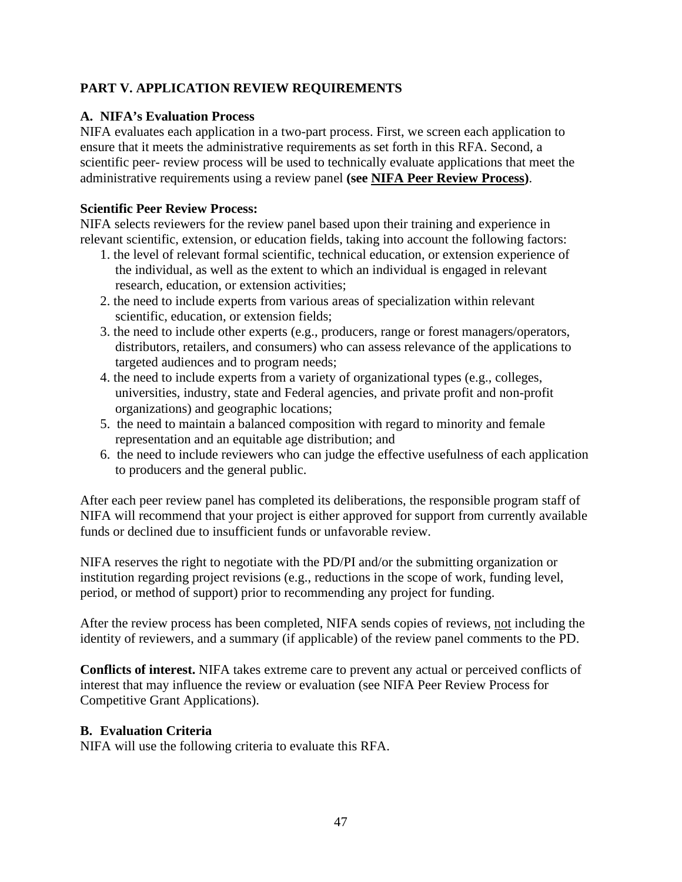## PART V. APPLICATION REVIEW REQUIREMENTS

### A. NIFA's Evaluation Process

NIFA evaluates each application in a two-part process. First, we screen each application to ensure that it meets the administrative requirements as set forth in this RFA. Second, a scientific peer- review process will be used to technically evaluate applications that meet the administrative requirements using a review panel **(see NIFA Peer Review Process)**.

**Scientific Peer Review Process:**

NIFA selects reviewers for the review panel based upon their training and experience in relevant scientific, extension, or education fields, taking into account the following factors:

1. the level of relevant formal scientific, technical education, or extension experience of the individual, as well as the extent to which an individual is engaged in relevant research, education, or extension activities;
2. the need to include experts from various areas of specialization within relevant scientific, education, or extension fields;
3. the need to include other experts (e.g., producers, range or forest managers/operators, distributors, retailers, and consumers) who can assess relevance of the applications to targeted audiences and to program needs;
4. the need to include experts from a variety of organizational types (e.g., colleges, universities, industry, state and Federal agencies, and private profit and non-profit organizations) and geographic locations;
5. the need to maintain a balanced composition with regard to minority and female representation and an equitable age distribution; and
6. the need to include reviewers who can judge the effective usefulness of each application to producers and the general public.

After each peer review panel has completed its deliberations, the responsible program staff of NIFA will recommend that your project is either approved for support from currently available funds or declined due to insufficient funds or unfavorable review.

NIFA reserves the right to negotiate with the PD/PI and/or the submitting organization or institution regarding project revisions (e.g., reductions in the scope of work, funding level, period, or method of support) prior to recommending any project for funding.

After the review process has been completed, NIFA sends copies of reviews, not including the identity of reviewers, and a summary (if applicable) of the review panel comments to the PD.

**Conflicts of interest.** NIFA takes extreme care to prevent any actual or perceived conflicts of interest that may influence the review or evaluation (see NIFA Peer Review Process for Competitive Grant Applications).

### B. Evaluation Criteria

NIFA will use the following criteria to evaluate this RFA.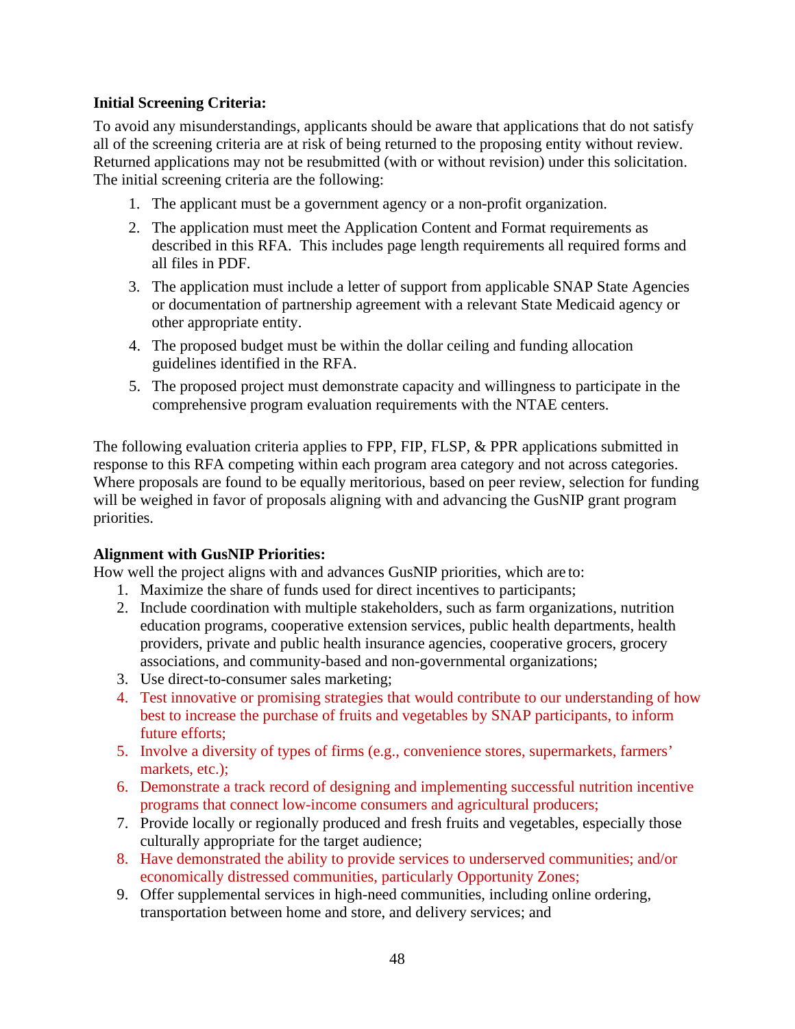**Initial Screening Criteria:**

To avoid any misunderstandings, applicants should be aware that applications that do not satisfy all of the screening criteria are at risk of being returned to the proposing entity without review. Returned applications may not be resubmitted (with or without revision) under this solicitation. The initial screening criteria are the following:

1. The applicant must be a government agency or a non-profit organization.
2. The application must meet the Application Content and Format requirements as described in this RFA. This includes page length requirements all required forms and all files in PDF.
3. The application must include a letter of support from applicable SNAP State Agencies or documentation of partnership agreement with a relevant State Medicaid agency or other appropriate entity.
4. The proposed budget must be within the dollar ceiling and funding allocation guidelines identified in the RFA.
5. The proposed project must demonstrate capacity and willingness to participate in the comprehensive program evaluation requirements with the NTAE centers.

The following evaluation criteria applies to FPP, FIP, FLSP, & PPR applications submitted in response to this RFA competing within each program area category and not across categories. Where proposals are found to be equally meritorious, based on peer review, selection for funding will be weighed in favor of proposals aligning with and advancing the GusNIP grant program priorities.

**Alignment with GusNIP Priorities:**

How well the project aligns with and advances GusNIP priorities, which are to:

1. Maximize the share of funds used for direct incentives to participants;
2. Include coordination with multiple stakeholders, such as farm organizations, nutrition education programs, cooperative extension services, public health departments, health providers, private and public health insurance agencies, cooperative grocers, grocery associations, and community-based and non-governmental organizations;
3. Use direct-to-consumer sales marketing;
4. Test innovative or promising strategies that would contribute to our understanding of how best to increase the purchase of fruits and vegetables by SNAP participants, to inform future efforts;
5. Involve a diversity of types of firms (e.g., convenience stores, supermarkets, farmers' markets, etc.);
6. Demonstrate a track record of designing and implementing successful nutrition incentive programs that connect low-income consumers and agricultural producers;
7. Provide locally or regionally produced and fresh fruits and vegetables, especially those culturally appropriate for the target audience;
8. Have demonstrated the ability to provide services to underserved communities; and/or economically distressed communities, particularly Opportunity Zones;
9. Offer supplemental services in high-need communities, including online ordering, transportation between home and store, and delivery services; and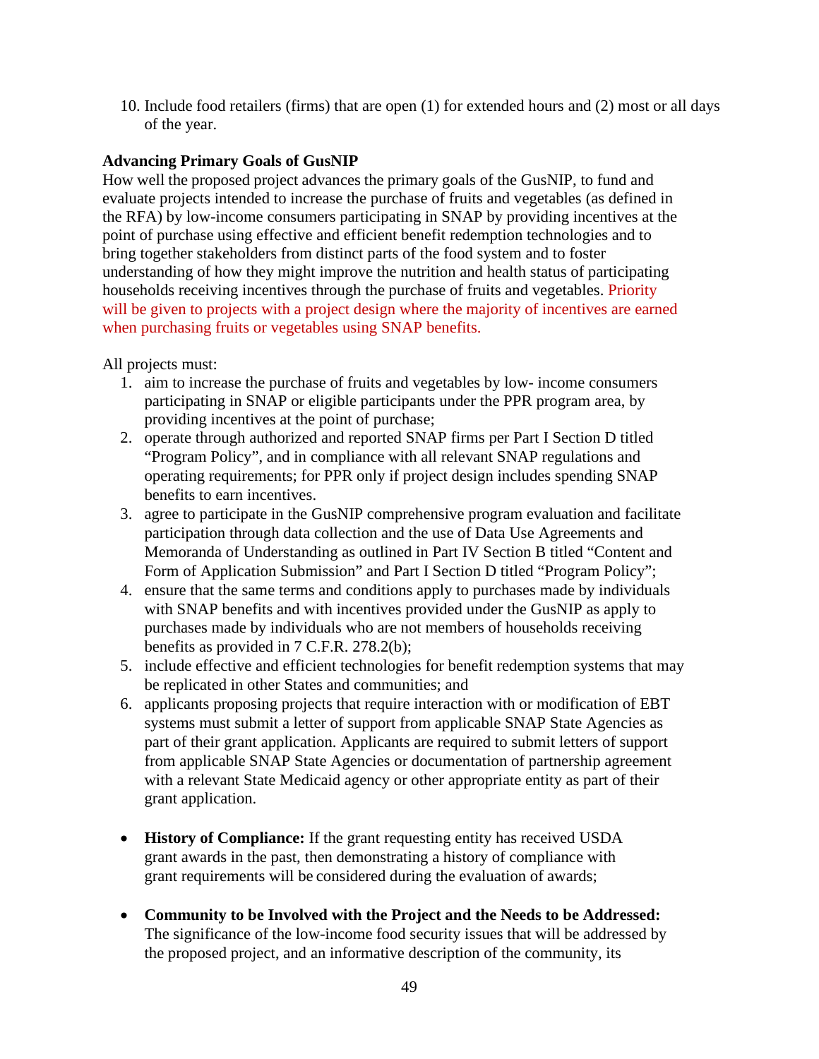10. Include food retailers (firms) that are open (1) for extended hours and (2) most or all days of the year.

**Advancing Primary Goals of GusNIP**

How well the proposed project advances the primary goals of the GusNIP, to fund and evaluate projects intended to increase the purchase of fruits and vegetables (as defined in the RFA) by low-income consumers participating in SNAP by providing incentives at the point of purchase using effective and efficient benefit redemption technologies and to bring together stakeholders from distinct parts of the food system and to foster understanding of how they might improve the nutrition and health status of participating households receiving incentives through the purchase of fruits and vegetables. Priority will be given to projects with a project design where the majority of incentives are earned when purchasing fruits or vegetables using SNAP benefits.

All projects must:

1. aim to increase the purchase of fruits and vegetables by low- income consumers participating in SNAP or eligible participants under the PPR program area, by providing incentives at the point of purchase;
2. operate through authorized and reported SNAP firms per Part I Section D titled "Program Policy", and in compliance with all relevant SNAP regulations and operating requirements; for PPR only if project design includes spending SNAP benefits to earn incentives.
3. agree to participate in the GusNIP comprehensive program evaluation and facilitate participation through data collection and the use of Data Use Agreements and Memoranda of Understanding as outlined in Part IV Section B titled "Content and Form of Application Submission" and Part I Section D titled "Program Policy";
4. ensure that the same terms and conditions apply to purchases made by individuals with SNAP benefits and with incentives provided under the GusNIP as apply to purchases made by individuals who are not members of households receiving benefits as provided in 7 C.F.R. 278.2(b);
5. include effective and efficient technologies for benefit redemption systems that may be replicated in other States and communities; and
6. applicants proposing projects that require interaction with or modification of EBT systems must submit a letter of support from applicable SNAP State Agencies as part of their grant application. Applicants are required to submit letters of support from applicable SNAP State Agencies or documentation of partnership agreement with a relevant State Medicaid agency or other appropriate entity as part of their grant application.

- **History of Compliance:** If the grant requesting entity has received USDA grant awards in the past, then demonstrating a history of compliance with grant requirements will be considered during the evaluation of awards;

- **Community to be Involved with the Project and the Needs to be Addressed:** The significance of the low-income food security issues that will be addressed by the proposed project, and an informative description of the community, its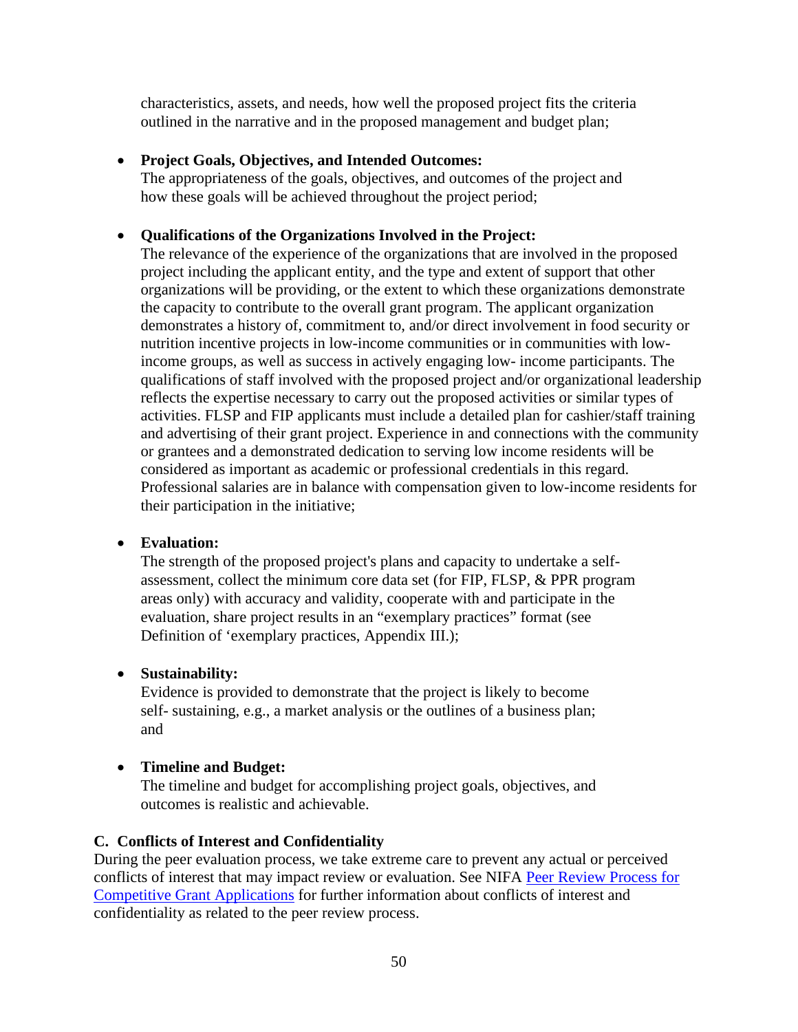characteristics, assets, and needs, how well the proposed project fits the criteria outlined in the narrative and in the proposed management and budget plan;

- **Project Goals, Objectives, and Intended Outcomes:**
  The appropriateness of the goals, objectives, and outcomes of the project and how these goals will be achieved throughout the project period;

- **Qualifications of the Organizations Involved in the Project:**
  The relevance of the experience of the organizations that are involved in the proposed project including the applicant entity, and the type and extent of support that other organizations will be providing, or the extent to which these organizations demonstrate the capacity to contribute to the overall grant program. The applicant organization demonstrates a history of, commitment to, and/or direct involvement in food security or nutrition incentive projects in low-income communities or in communities with low-income groups, as well as success in actively engaging low- income participants. The qualifications of staff involved with the proposed project and/or organizational leadership reflects the expertise necessary to carry out the proposed activities or similar types of activities. FLSP and FIP applicants must include a detailed plan for cashier/staff training and advertising of their grant project. Experience in and connections with the community or grantees and a demonstrated dedication to serving low income residents will be considered as important as academic or professional credentials in this regard. Professional salaries are in balance with compensation given to low-income residents for their participation in the initiative;

- **Evaluation:**
  The strength of the proposed project's plans and capacity to undertake a self-assessment, collect the minimum core data set (for FIP, FLSP, & PPR program areas only) with accuracy and validity, cooperate with and participate in the evaluation, share project results in an "exemplary practices" format (see Definition of 'exemplary practices, Appendix III.);

- **Sustainability:**
  Evidence is provided to demonstrate that the project is likely to become self- sustaining, e.g., a market analysis or the outlines of a business plan; and

- **Timeline and Budget:**
  The timeline and budget for accomplishing project goals, objectives, and outcomes is realistic and achievable.

### C. Conflicts of Interest and Confidentiality

During the peer evaluation process, we take extreme care to prevent any actual or perceived conflicts of interest that may impact review or evaluation. See NIFA [Peer Review Process for Competitive Grant Applications]() for further information about conflicts of interest and confidentiality as related to the peer review process.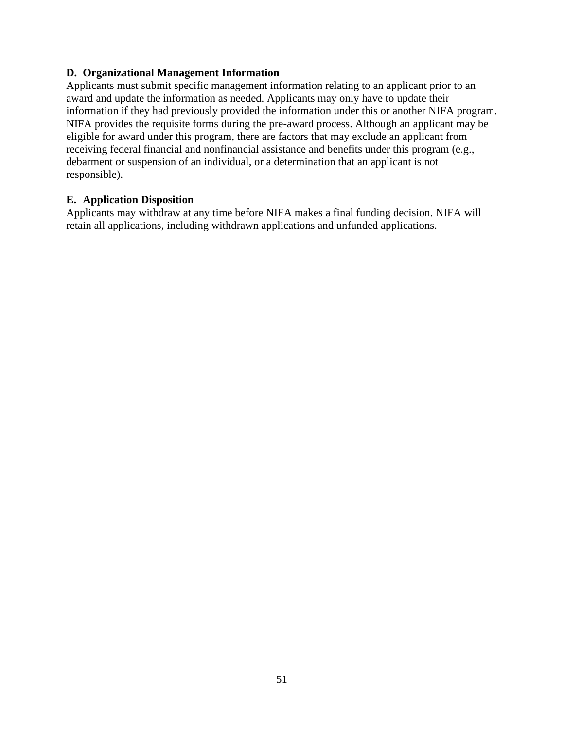### D. Organizational Management Information

Applicants must submit specific management information relating to an applicant prior to an award and update the information as needed. Applicants may only have to update their information if they had previously provided the information under this or another NIFA program. NIFA provides the requisite forms during the pre-award process. Although an applicant may be eligible for award under this program, there are factors that may exclude an applicant from receiving federal financial and nonfinancial assistance and benefits under this program (e.g., debarment or suspension of an individual, or a determination that an applicant is not responsible).

### E. Application Disposition

Applicants may withdraw at any time before NIFA makes a final funding decision. NIFA will retain all applications, including withdrawn applications and unfunded applications.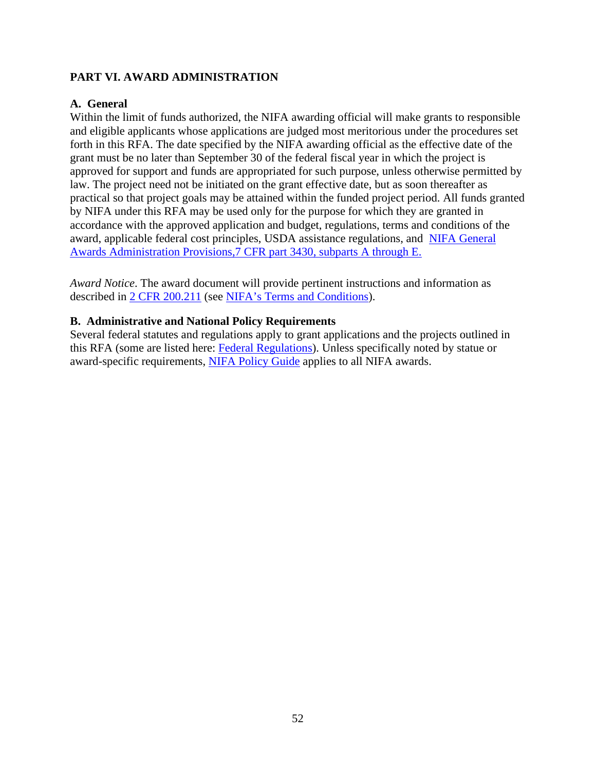## PART VI. AWARD ADMINISTRATION

### A. General

Within the limit of funds authorized, the NIFA awarding official will make grants to responsible and eligible applicants whose applications are judged most meritorious under the procedures set forth in this RFA. The date specified by the NIFA awarding official as the effective date of the grant must be no later than September 30 of the federal fiscal year in which the project is approved for support and funds are appropriated for such purpose, unless otherwise permitted by law. The project need not be initiated on the grant effective date, but as soon thereafter as practical so that project goals may be attained within the funded project period. All funds granted by NIFA under this RFA may be used only for the purpose for which they are granted in accordance with the approved application and budget, regulations, terms and conditions of the award, applicable federal cost principles, USDA assistance regulations, and NIFA General Awards Administration Provisions,7 CFR part 3430, subparts A through E.

*Award Notice*. The award document will provide pertinent instructions and information as described in 2 CFR 200.211 (see NIFA's Terms and Conditions).

### B. Administrative and National Policy Requirements

Several federal statutes and regulations apply to grant applications and the projects outlined in this RFA (some are listed here: Federal Regulations). Unless specifically noted by statue or award-specific requirements, NIFA Policy Guide applies to all NIFA awards.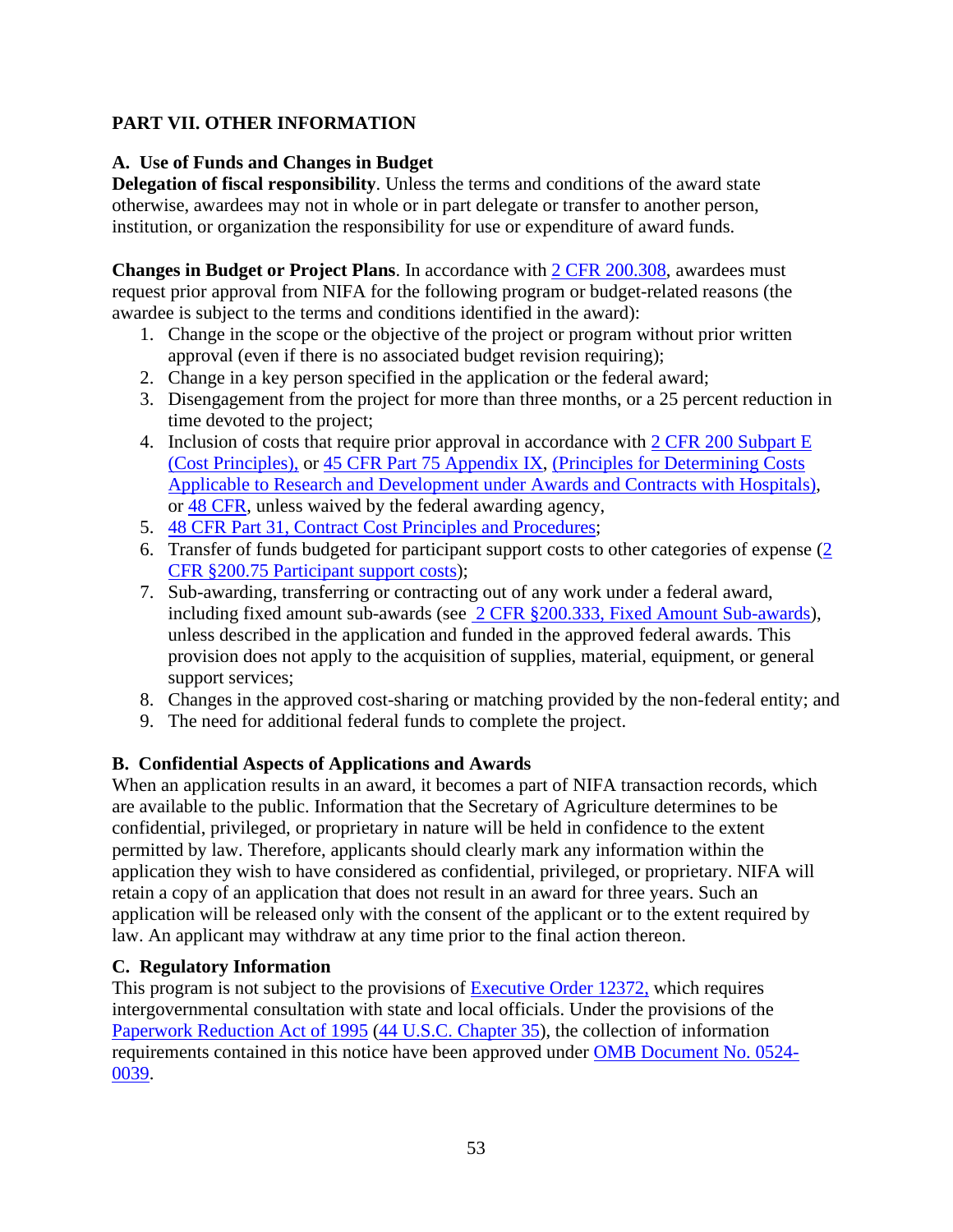## PART VII. OTHER INFORMATION

### A. Use of Funds and Changes in Budget

**Delegation of fiscal responsibility**. Unless the terms and conditions of the award state otherwise, awardees may not in whole or in part delegate or transfer to another person, institution, or organization the responsibility for use or expenditure of award funds.

**Changes in Budget or Project Plans**. In accordance with 2 CFR 200.308, awardees must request prior approval from NIFA for the following program or budget-related reasons (the awardee is subject to the terms and conditions identified in the award):

1. Change in the scope or the objective of the project or program without prior written approval (even if there is no associated budget revision requiring);
2. Change in a key person specified in the application or the federal award;
3. Disengagement from the project for more than three months, or a 25 percent reduction in time devoted to the project;
4. Inclusion of costs that require prior approval in accordance with 2 CFR 200 Subpart E (Cost Principles), or 45 CFR Part 75 Appendix IX, (Principles for Determining Costs Applicable to Research and Development under Awards and Contracts with Hospitals), or 48 CFR, unless waived by the federal awarding agency,
5. 48 CFR Part 31, Contract Cost Principles and Procedures;
6. Transfer of funds budgeted for participant support costs to other categories of expense (2 CFR §200.75 Participant support costs);
7. Sub-awarding, transferring or contracting out of any work under a federal award, including fixed amount sub-awards (see 2 CFR §200.333, Fixed Amount Sub-awards), unless described in the application and funded in the approved federal awards. This provision does not apply to the acquisition of supplies, material, equipment, or general support services;
8. Changes in the approved cost-sharing or matching provided by the non-federal entity; and
9. The need for additional federal funds to complete the project.

### B. Confidential Aspects of Applications and Awards

When an application results in an award, it becomes a part of NIFA transaction records, which are available to the public. Information that the Secretary of Agriculture determines to be confidential, privileged, or proprietary in nature will be held in confidence to the extent permitted by law. Therefore, applicants should clearly mark any information within the application they wish to have considered as confidential, privileged, or proprietary. NIFA will retain a copy of an application that does not result in an award for three years. Such an application will be released only with the consent of the applicant or to the extent required by law. An applicant may withdraw at any time prior to the final action thereon.

### C. Regulatory Information

This program is not subject to the provisions of Executive Order 12372, which requires intergovernmental consultation with state and local officials. Under the provisions of the Paperwork Reduction Act of 1995 (44 U.S.C. Chapter 35), the collection of information requirements contained in this notice have been approved under OMB Document No. 0524-0039.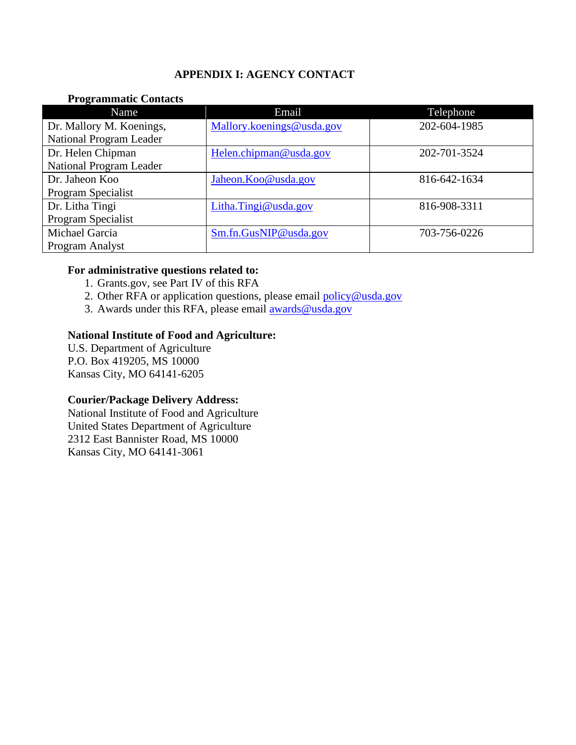# APPENDIX I: AGENCY CONTACT

**Programmatic Contacts**

| Name | Email | Telephone |
|---|---|---|
| Dr. Mallory M. Koenings, National Program Leader | Mallory.koenings@usda.gov | 202-604-1985 |
| Dr. Helen Chipman National Program Leader | Helen.chipman@usda.gov | 202-701-3524 |
| Dr. Jaheon Koo Program Specialist | Jaheon.Koo@usda.gov | 816-642-1634 |
| Dr. Litha Tingi Program Specialist | Litha.Tingi@usda.gov | 816-908-3311 |
| Michael Garcia Program Analyst | Sm.fn.GusNIP@usda.gov | 703-756-0226 |

**For administrative questions related to:**

1. Grants.gov, see Part IV of this RFA
2. Other RFA or application questions, please email policy@usda.gov
3. Awards under this RFA, please email awards@usda.gov

**National Institute of Food and Agriculture:**
U.S. Department of Agriculture
P.O. Box 419205, MS 10000
Kansas City, MO 64141-6205

**Courier/Package Delivery Address:**
National Institute of Food and Agriculture
United States Department of Agriculture
2312 East Bannister Road, MS 10000
Kansas City, MO 64141-3061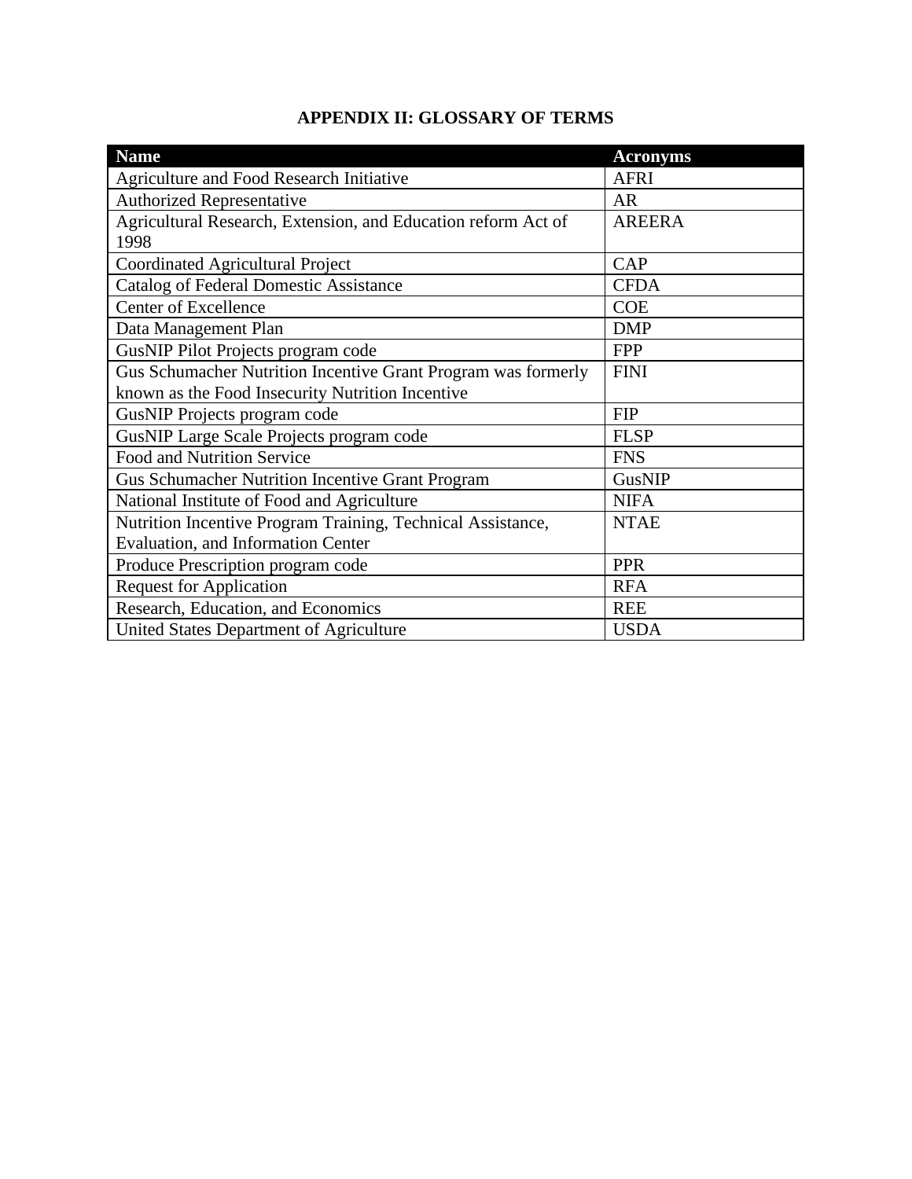# APPENDIX II: GLOSSARY OF TERMS

| Name | Acronyms |
| --- | --- |
| Agriculture and Food Research Initiative | AFRI |
| Authorized Representative | AR |
| Agricultural Research, Extension, and Education reform Act of 1998 | AREERA |
| Coordinated Agricultural Project | CAP |
| Catalog of Federal Domestic Assistance | CFDA |
| Center of Excellence | COE |
| Data Management Plan | DMP |
| GusNIP Pilot Projects program code | FPP |
| Gus Schumacher Nutrition Incentive Grant Program was formerly known as the Food Insecurity Nutrition Incentive | FINI |
| GusNIP Projects program code | FIP |
| GusNIP Large Scale Projects program code | FLSP |
| Food and Nutrition Service | FNS |
| Gus Schumacher Nutrition Incentive Grant Program | GusNIP |
| National Institute of Food and Agriculture | NIFA |
| Nutrition Incentive Program Training, Technical Assistance, Evaluation, and Information Center | NTAE |
| Produce Prescription program code | PPR |
| Request for Application | RFA |
| Research, Education, and Economics | REE |
| United States Department of Agriculture | USDA |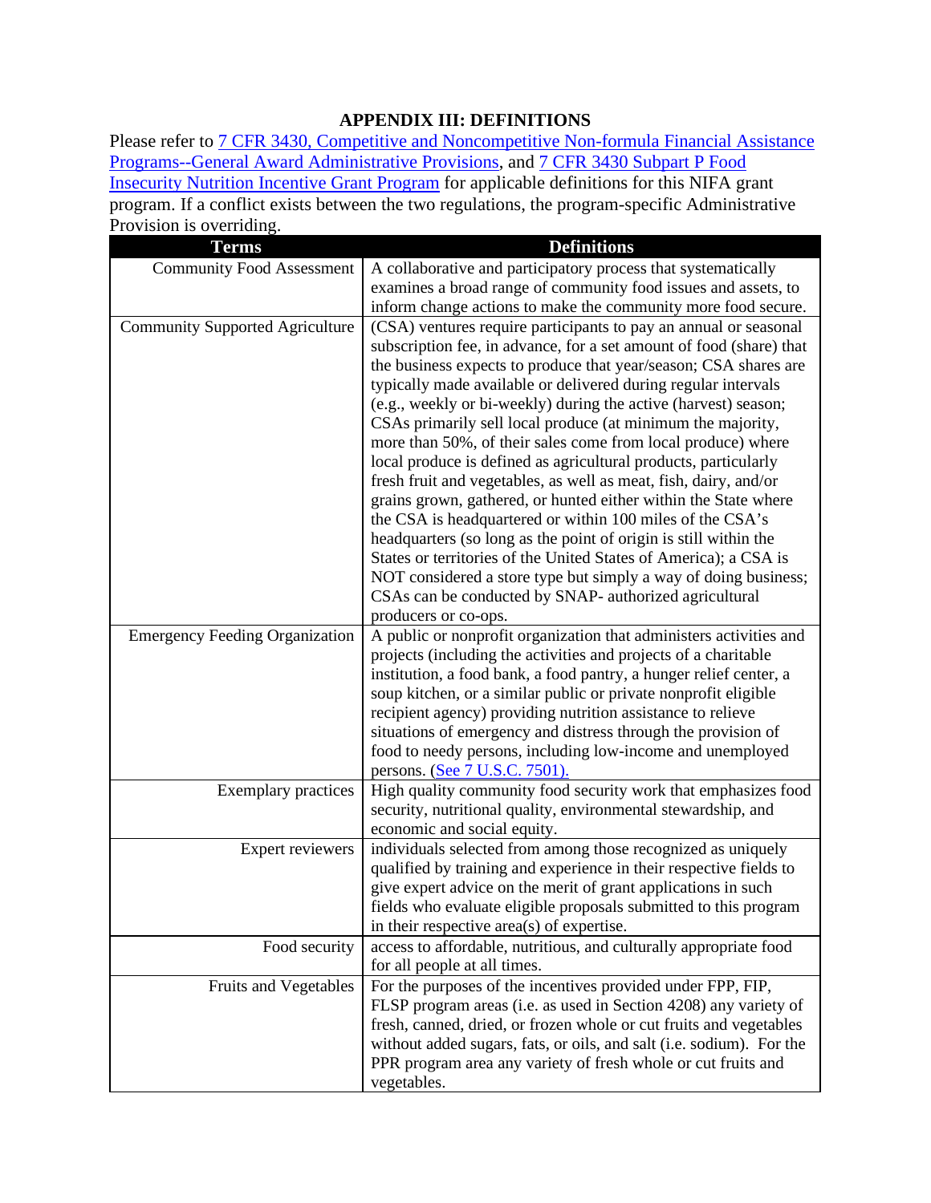## APPENDIX III: DEFINITIONS

Please refer to [7 CFR 3430, Competitive and Noncompetitive Non-formula Financial Assistance Programs--General Award Administrative Provisions](), and [7 CFR 3430 Subpart P Food Insecurity Nutrition Incentive Grant Program]() for applicable definitions for this NIFA grant program. If a conflict exists between the two regulations, the program-specific Administrative Provision is overriding.

| Terms | Definitions |
|---|---|
| Community Food Assessment | A collaborative and participatory process that systematically examines a broad range of community food issues and assets, to inform change actions to make the community more food secure. |
| Community Supported Agriculture | (CSA) ventures require participants to pay an annual or seasonal subscription fee, in advance, for a set amount of food (share) that the business expects to produce that year/season; CSA shares are typically made available or delivered during regular intervals (e.g., weekly or bi-weekly) during the active (harvest) season; CSAs primarily sell local produce (at minimum the majority, more than 50%, of their sales come from local produce) where local produce is defined as agricultural products, particularly fresh fruit and vegetables, as well as meat, fish, dairy, and/or grains grown, gathered, or hunted either within the State where the CSA is headquartered or within 100 miles of the CSA's headquarters (so long as the point of origin is still within the States or territories of the United States of America); a CSA is NOT considered a store type but simply a way of doing business; CSAs can be conducted by SNAP- authorized agricultural producers or co-ops. |
| Emergency Feeding Organization | A public or nonprofit organization that administers activities and projects (including the activities and projects of a charitable institution, a food bank, a food pantry, a hunger relief center, a soup kitchen, or a similar public or private nonprofit eligible recipient agency) providing nutrition assistance to relieve situations of emergency and distress through the provision of food to needy persons, including low-income and unemployed persons. [(See 7 U.S.C. 7501).]() |
| Exemplary practices | High quality community food security work that emphasizes food security, nutritional quality, environmental stewardship, and economic and social equity. |
| Expert reviewers | individuals selected from among those recognized as uniquely qualified by training and experience in their respective fields to give expert advice on the merit of grant applications in such fields who evaluate eligible proposals submitted to this program in their respective area(s) of expertise. |
| Food security | access to affordable, nutritious, and culturally appropriate food for all people at all times. |
| Fruits and Vegetables | For the purposes of the incentives provided under FPP, FIP, FLSP program areas (i.e. as used in Section 4208) any variety of fresh, canned, dried, or frozen whole or cut fruits and vegetables without added sugars, fats, or oils, and salt (i.e. sodium). For the PPR program area any variety of fresh whole or cut fruits and vegetables. |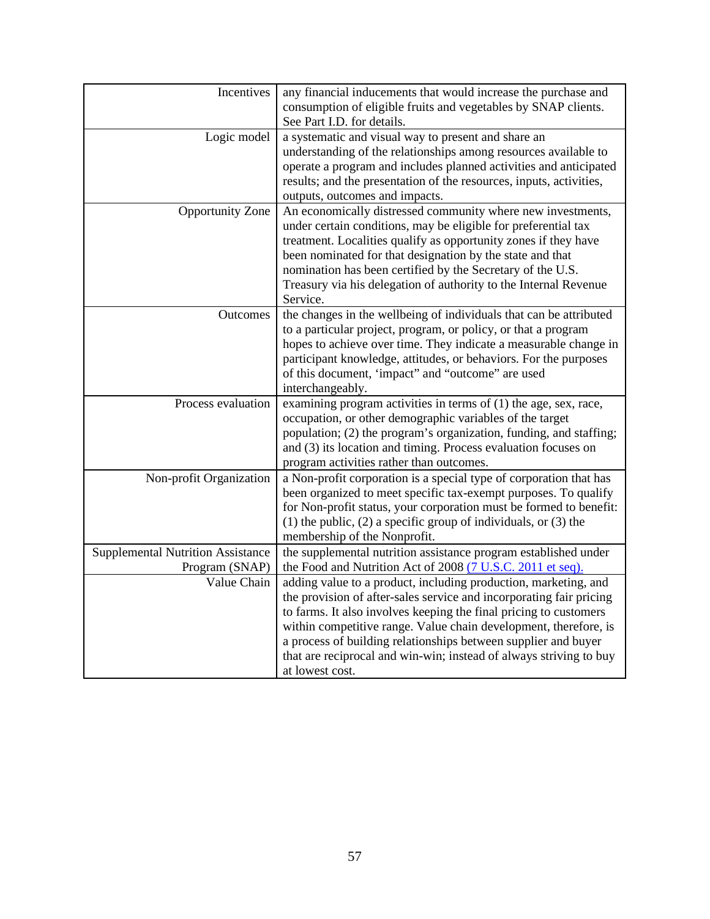| | |
|---|---|
| Incentives | any financial inducements that would increase the purchase and consumption of eligible fruits and vegetables by SNAP clients. See Part I.D. for details. |
| Logic model | a systematic and visual way to present and share an understanding of the relationships among resources available to operate a program and includes planned activities and anticipated results; and the presentation of the resources, inputs, activities, outputs, outcomes and impacts. |
| Opportunity Zone | An economically distressed community where new investments, under certain conditions, may be eligible for preferential tax treatment. Localities qualify as opportunity zones if they have been nominated for that designation by the state and that nomination has been certified by the Secretary of the U.S. Treasury via his delegation of authority to the Internal Revenue Service. |
| Outcomes | the changes in the wellbeing of individuals that can be attributed to a particular project, program, or policy, or that a program hopes to achieve over time. They indicate a measurable change in participant knowledge, attitudes, or behaviors. For the purposes of this document, 'impact" and "outcome" are used interchangeably. |
| Process evaluation | examining program activities in terms of (1) the age, sex, race, occupation, or other demographic variables of the target population; (2) the program's organization, funding, and staffing; and (3) its location and timing. Process evaluation focuses on program activities rather than outcomes. |
| Non-profit Organization | a Non-profit corporation is a special type of corporation that has been organized to meet specific tax-exempt purposes. To qualify for Non-profit status, your corporation must be formed to benefit: (1) the public, (2) a specific group of individuals, or (3) the membership of the Nonprofit. |
| Supplemental Nutrition Assistance Program (SNAP) | the supplemental nutrition assistance program established under the Food and Nutrition Act of 2008 (7 U.S.C. 2011 et seq). |
| Value Chain | adding value to a product, including production, marketing, and the provision of after-sales service and incorporating fair pricing to farms. It also involves keeping the final pricing to customers within competitive range. Value chain development, therefore, is a process of building relationships between supplier and buyer that are reciprocal and win-win; instead of always striving to buy at lowest cost. |